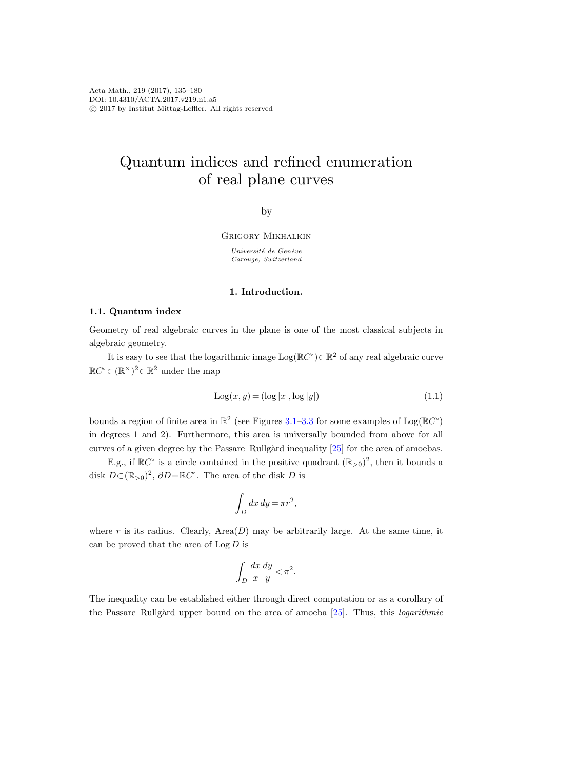# Quantum indices and refined enumeration of real plane curves

by

Grigory Mikhalkin

*Université de Genève*
*Carouge, Switzerland*

## 1. Introduction.

### 1.1. Quantum index

Geometry of real algebraic curves in the plane is one of the most classical subjects in algebraic geometry.

It is easy to see that the logarithmic image $\mathrm{Log}(\mathbb{R}C^{\circ}) \subset \mathbb{R}^2$ of any real algebraic curve $\mathbb{R}C^{\circ} \subset (\mathbb{R}^{\times})^2 \subset \mathbb{R}^2$ under the map

$$\mathrm{Log}(x,y) = (\log|x|, \log|y|) \tag{1.1}$$

bounds a region of finite area in $\mathbb{R}^2$ (see Figures 3.1–3.3 for some examples of $\mathrm{Log}(\mathbb{R}C^{\circ})$ in degrees 1 and 2). Furthermore, this area is universally bounded from above for all curves of a given degree by the Passare–Rullgård inequality [25] for the area of amoebas.

E.g., if $\mathbb{R}C^{\circ}$ is a circle contained in the positive quadrant $(\mathbb{R}_{>0})^2$, then it bounds a disk $D \subset (\mathbb{R}_{>0})^2$, $\partial D = \mathbb{R}C^{\circ}$. The area of the disk $D$ is

$$\int_D dx\, dy = \pi r^2,$$

where $r$ is its radius. Clearly, $\mathrm{Area}(D)$ may be arbitrarily large. At the same time, it can be proved that the area of $\mathrm{Log}\, D$ is

$$\int_D \frac{dx}{x}\frac{dy}{y} < \pi^2.$$

The inequality can be established either through direct computation or as a corollary of the Passare–Rullgård upper bound on the area of amoeba [25]. Thus, this *logarithmic*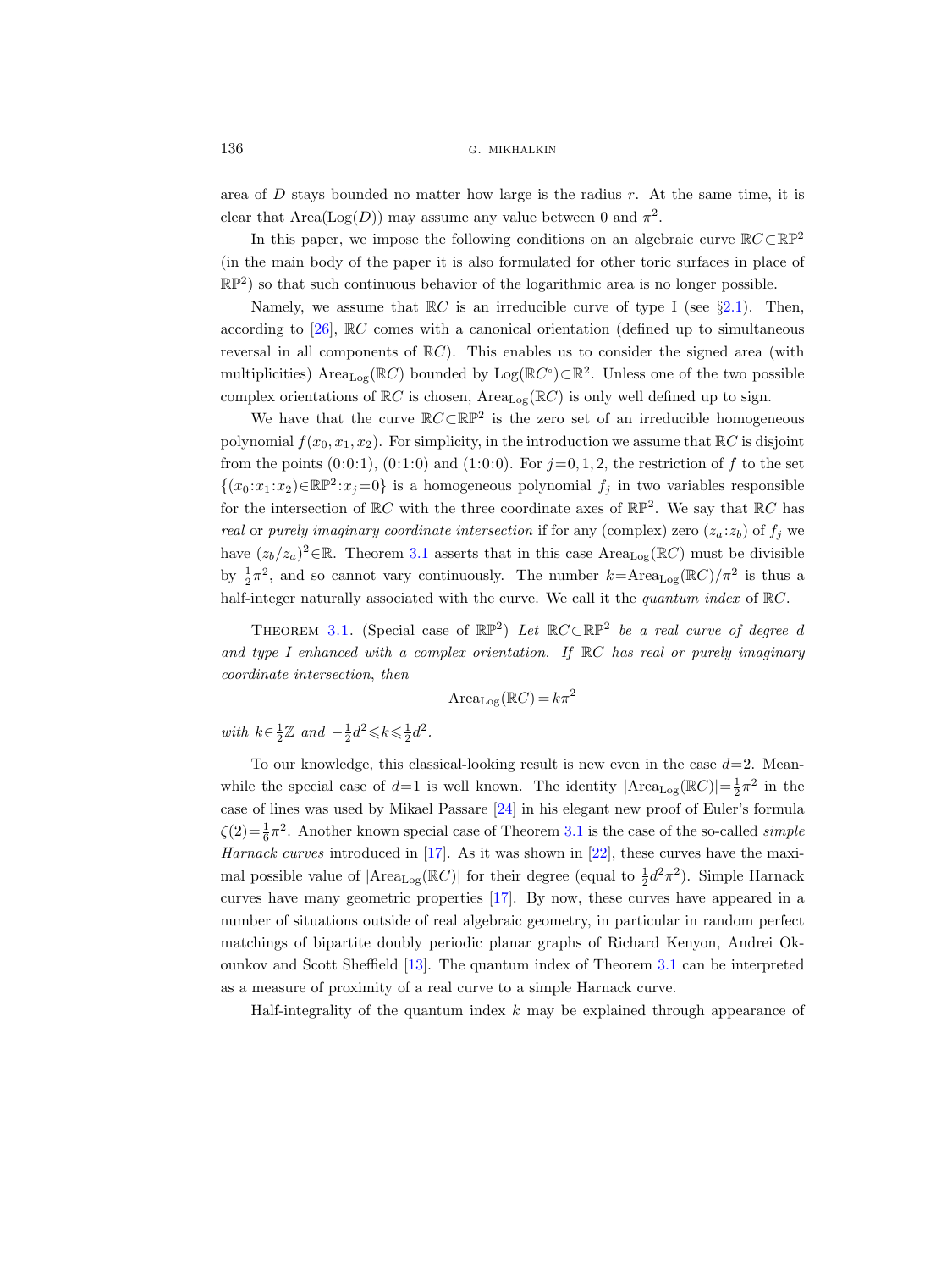area of $D$ stays bounded no matter how large is the radius $r$. At the same time, it is clear that $\text{Area}(\text{Log}(D))$ may assume any value between 0 and $\pi^2$.

In this paper, we impose the following conditions on an algebraic curve $\mathbb{R}C\subset\mathbb{RP}^2$ (in the main body of the paper it is also formulated for other toric surfaces in place of $\mathbb{RP}^2$) so that such continuous behavior of the logarithmic area is no longer possible.

Namely, we assume that $\mathbb{R}C$ is an irreducible curve of type I (see §2.1). Then, according to [26], $\mathbb{R}C$ comes with a canonical orientation (defined up to simultaneous reversal in all components of $\mathbb{R}C$). This enables us to consider the signed area (with multiplicities) $\text{Area}_{\text{Log}}(\mathbb{R}C)$ bounded by $\text{Log}(\mathbb{R}C^{\circ})\subset\mathbb{R}^2$. Unless one of the two possible complex orientations of $\mathbb{R}C$ is chosen, $\text{Area}_{\text{Log}}(\mathbb{R}C)$ is only well defined up to sign.

We have that the curve $\mathbb{R}C\subset\mathbb{RP}^2$ is the zero set of an irreducible homogeneous polynomial $f(x_0,x_1,x_2)$. For simplicity, in the introduction we assume that $\mathbb{R}C$ is disjoint from the points $(0{:}0{:}1)$, $(0{:}1{:}0)$ and $(1{:}0{:}0)$. For $j=0,1,2$, the restriction of $f$ to the set $\{(x_0{:}x_1{:}x_2)\in\mathbb{RP}^2 : x_j=0\}$ is a homogeneous polynomial $f_j$ in two variables responsible for the intersection of $\mathbb{R}C$ with the three coordinate axes of $\mathbb{RP}^2$. We say that $\mathbb{R}C$ has *real* or *purely imaginary coordinate intersection* if for any (complex) zero $(z_a{:}z_b)$ of $f_j$ we have $(z_b/z_a)^2\in\mathbb{R}$. Theorem 3.1 asserts that in this case $\text{Area}_{\text{Log}}(\mathbb{R}C)$ must be divisible by $\frac{1}{2}\pi^2$, and so cannot vary continuously. The number $k=\text{Area}_{\text{Log}}(\mathbb{R}C)/\pi^2$ is thus a half-integer naturally associated with the curve. We call it the *quantum index* of $\mathbb{R}C$.

THEOREM 3.1. (Special case of $\mathbb{RP}^2$) *Let $\mathbb{R}C\subset\mathbb{RP}^2$ be a real curve of degree $d$ and type I enhanced with a complex orientation. If $\mathbb{R}C$ has real or purely imaginary coordinate intersection, then*

$$\text{Area}_{\text{Log}}(\mathbb{R}C)=k\pi^2$$

*with $k\in\frac{1}{2}\mathbb{Z}$ and $-\frac{1}{2}d^2\leqslant k\leqslant\frac{1}{2}d^2$.*

To our knowledge, this classical-looking result is new even in the case $d=2$. Meanwhile the special case of $d=1$ is well known. The identity $|\text{Area}_{\text{Log}}(\mathbb{R}C)|=\frac{1}{2}\pi^2$ in the case of lines was used by Mikael Passare [24] in his elegant new proof of Euler's formula $\zeta(2)=\frac{1}{6}\pi^2$. Another known special case of Theorem 3.1 is the case of the so-called *simple Harnack curves* introduced in [17]. As it was shown in [22], these curves have the maximal possible value of $|\text{Area}_{\text{Log}}(\mathbb{R}C)|$ for their degree (equal to $\frac{1}{2}d^2\pi^2$). Simple Harnack curves have many geometric properties [17]. By now, these curves have appeared in a number of situations outside of real algebraic geometry, in particular in random perfect matchings of bipartite doubly periodic planar graphs of Richard Kenyon, Andrei Okounkov and Scott Sheffield [13]. The quantum index of Theorem 3.1 can be interpreted as a measure of proximity of a real curve to a simple Harnack curve.

Half-integrality of the quantum index $k$ may be explained through appearance of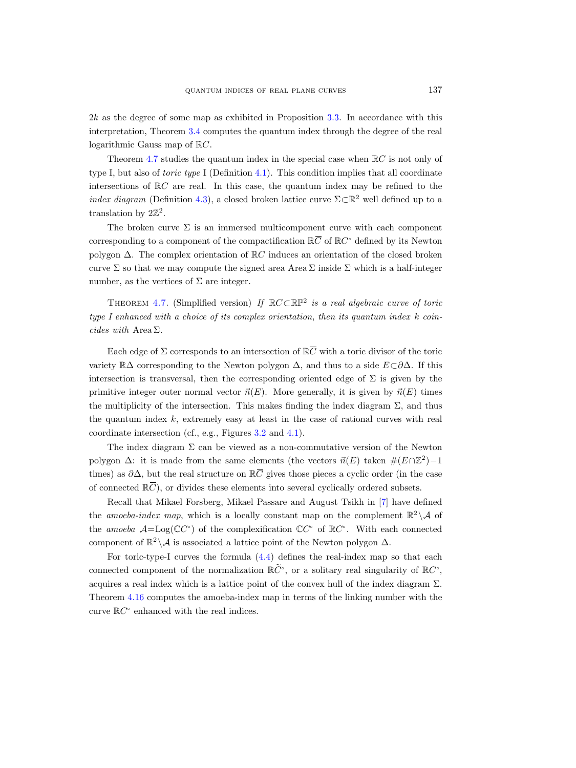$2k$ as the degree of some map as exhibited in Proposition 3.3. In accordance with this interpretation, Theorem 3.4 computes the quantum index through the degree of the real logarithmic Gauss map of $\mathbb{R}C$.

Theorem 4.7 studies the quantum index in the special case when $\mathbb{R}C$ is not only of type I, but also of *toric type* I (Definition 4.1). This condition implies that all coordinate intersections of $\mathbb{R}C$ are real. In this case, the quantum index may be refined to the *index diagram* (Definition 4.3), a closed broken lattice curve $\Sigma \subset \mathbb{R}^2$ well defined up to a translation by $2\mathbb{Z}^2$.

The broken curve $\Sigma$ is an immersed multicomponent curve with each component corresponding to a component of the compactification $\mathbb{R}\overline{C}$ of $\mathbb{R}C^\circ$ defined by its Newton polygon $\Delta$. The complex orientation of $\mathbb{R}C$ induces an orientation of the closed broken curve $\Sigma$ so that we may compute the signed area $\operatorname{Area}\Sigma$ inside $\Sigma$ which is a half-integer number, as the vertices of $\Sigma$ are integer.

Theorem 4.7. (Simplified version) *If $\mathbb{R}C \subset \mathbb{RP}^2$ is a real algebraic curve of toric type I enhanced with a choice of its complex orientation, then its quantum index $k$ coincides with* $\operatorname{Area}\Sigma$.

Each edge of $\Sigma$ corresponds to an intersection of $\mathbb{R}\overline{C}$ with a toric divisor of the toric variety $\mathbb{R}\Delta$ corresponding to the Newton polygon $\Delta$, and thus to a side $E \subset \partial\Delta$. If this intersection is transversal, then the corresponding oriented edge of $\Sigma$ is given by the primitive integer outer normal vector $\vec{n}(E)$. More generally, it is given by $\vec{n}(E)$ times the multiplicity of the intersection. This makes finding the index diagram $\Sigma$, and thus the quantum index $k$, extremely easy at least in the case of rational curves with real coordinate intersection (cf., e.g., Figures 3.2 and 4.1).

The index diagram $\Sigma$ can be viewed as a non-commutative version of the Newton polygon $\Delta$: it is made from the same elements (the vectors $\vec{n}(E)$ taken $\#(E \cap \mathbb{Z}^2) - 1$ times) as $\partial\Delta$, but the real structure on $\mathbb{R}\overline{C}$ gives those pieces a cyclic order (in the case of connected $\mathbb{R}\overline{C}$), or divides these elements into several cyclically ordered subsets.

Recall that Mikael Forsberg, Mikael Passare and August Tsikh in [7] have defined the *amoeba-index map*, which is a locally constant map on the complement $\mathbb{R}^2 \setminus \mathcal{A}$ of the *amoeba* $\mathcal{A} = \operatorname{Log}(\mathbb{C}C^\circ)$ of the complexification $\mathbb{C}C^\circ$ of $\mathbb{R}C^\circ$. With each connected component of $\mathbb{R}^2 \setminus \mathcal{A}$ is associated a lattice point of the Newton polygon $\Delta$.

For toric-type-I curves the formula (4.4) defines the real-index map so that each connected component of the normalization $\mathbb{R}\widetilde{C}^\circ$, or a solitary real singularity of $\mathbb{R}C^\circ$, acquires a real index which is a lattice point of the convex hull of the index diagram $\Sigma$. Theorem 4.16 computes the amoeba-index map in terms of the linking number with the curve $\mathbb{R}C^\circ$ enhanced with the real indices.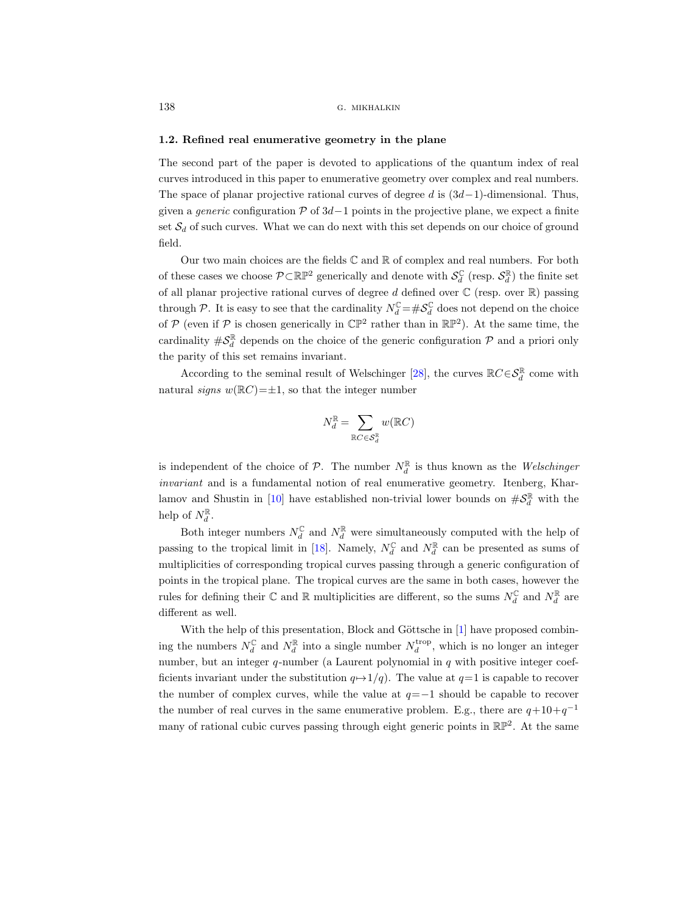### 1.2. Refined real enumerative geometry in the plane

The second part of the paper is devoted to applications of the quantum index of real curves introduced in this paper to enumerative geometry over complex and real numbers. The space of planar projective rational curves of degree $d$ is $(3d-1)$-dimensional. Thus, given a *generic* configuration $\mathcal{P}$ of $3d-1$ points in the projective plane, we expect a finite set $\mathcal{S}_d$ of such curves. What we can do next with this set depends on our choice of ground field.

Our two main choices are the fields $\mathbb{C}$ and $\mathbb{R}$ of complex and real numbers. For both of these cases we choose $\mathcal{P}\subset\mathbb{RP}^2$ generically and denote with $\mathcal{S}_d^{\mathbb{C}}$ (resp. $\mathcal{S}_d^{\mathbb{R}}$) the finite set of all planar projective rational curves of degree $d$ defined over $\mathbb{C}$ (resp. over $\mathbb{R}$) passing through $\mathcal{P}$. It is easy to see that the cardinality $N_d^{\mathbb{C}}=\#\mathcal{S}_d^{\mathbb{C}}$ does not depend on the choice of $\mathcal{P}$ (even if $\mathcal{P}$ is chosen generically in $\mathbb{CP}^2$ rather than in $\mathbb{RP}^2$). At the same time, the cardinality $\#\mathcal{S}_d^{\mathbb{R}}$ depends on the choice of the generic configuration $\mathcal{P}$ and a priori only the parity of this set remains invariant.

According to the seminal result of Welschinger [28], the curves $\mathbb{R}C\in\mathcal{S}_d^{\mathbb{R}}$ come with natural *signs* $w(\mathbb{R}C)=\pm1$, so that the integer number

$$N_d^{\mathbb{R}}=\sum_{\mathbb{R}C\in\mathcal{S}_d^{\mathbb{R}}} w(\mathbb{R}C)$$

is independent of the choice of $\mathcal{P}$. The number $N_d^{\mathbb{R}}$ is thus known as the *Welschinger invariant* and is a fundamental notion of real enumerative geometry. Itenberg, Kharlamov and Shustin in [10] have established non-trivial lower bounds on $\#\mathcal{S}_d^{\mathbb{R}}$ with the help of $N_d^{\mathbb{R}}$.

Both integer numbers $N_d^{\mathbb{C}}$ and $N_d^{\mathbb{R}}$ were simultaneously computed with the help of passing to the tropical limit in [18]. Namely, $N_d^{\mathbb{C}}$ and $N_d^{\mathbb{R}}$ can be presented as sums of multiplicities of corresponding tropical curves passing through a generic configuration of points in the tropical plane. The tropical curves are the same in both cases, however the rules for defining their $\mathbb{C}$ and $\mathbb{R}$ multiplicities are different, so the sums $N_d^{\mathbb{C}}$ and $N_d^{\mathbb{R}}$ are different as well.

With the help of this presentation, Block and Göttsche in [1] have proposed combining the numbers $N_d^{\mathbb{C}}$ and $N_d^{\mathbb{R}}$ into a single number $N_d^{\mathrm{trop}}$, which is no longer an integer number, but an integer $q$-number (a Laurent polynomial in $q$ with positive integer coefficients invariant under the substitution $q\mapsto 1/q$). The value at $q=1$ is capable to recover the number of complex curves, while the value at $q=-1$ should be capable to recover the number of real curves in the same enumerative problem. E.g., there are $q+10+q^{-1}$ many of rational cubic curves passing through eight generic points in $\mathbb{RP}^2$. At the same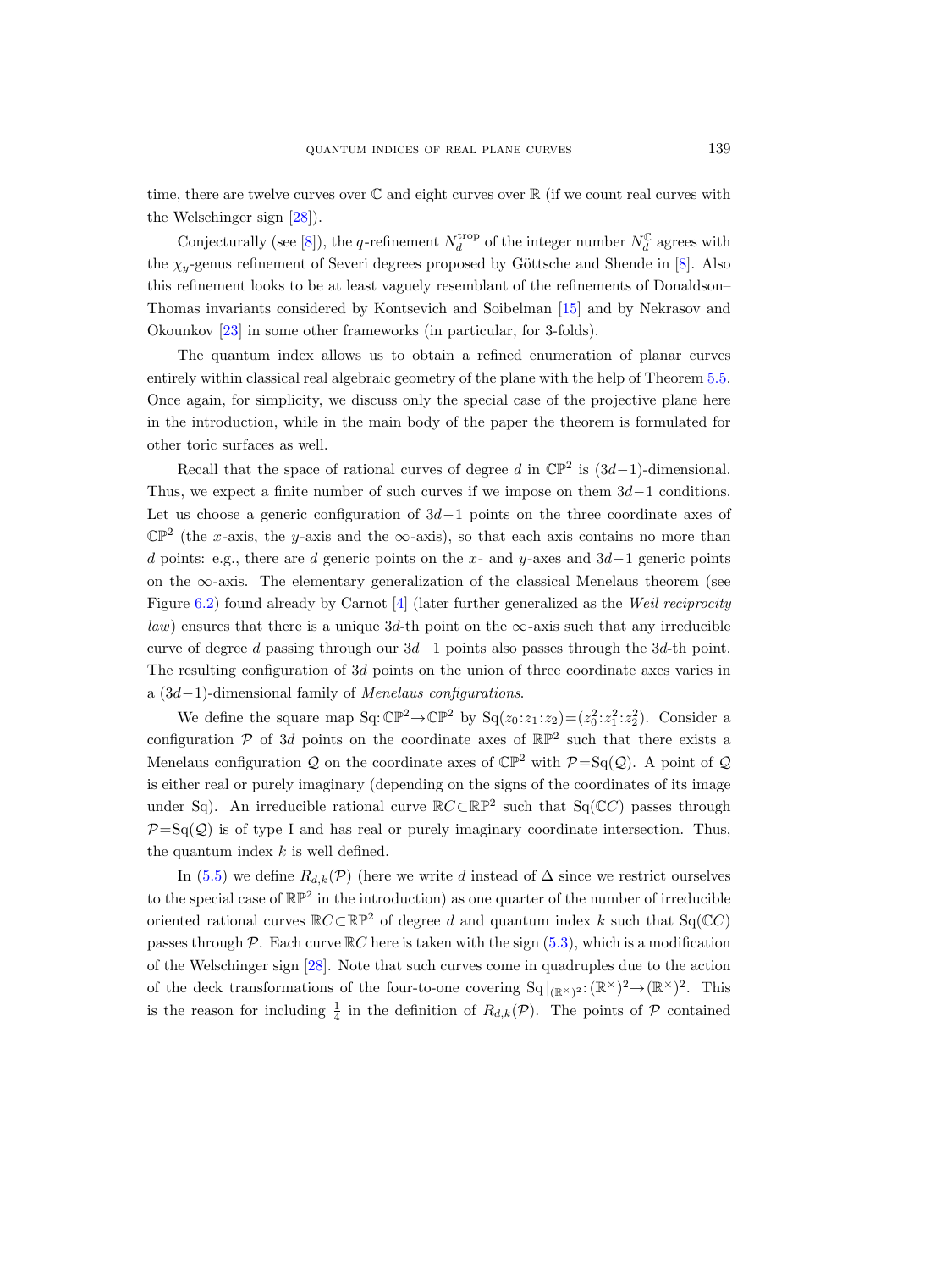time, there are twelve curves over $\mathbb{C}$ and eight curves over $\mathbb{R}$ (if we count real curves with the Welschinger sign [28]).

Conjecturally (see [8]), the $q$-refinement $N_d^{\mathrm{trop}}$ of the integer number $N_d^{\mathbb{C}}$ agrees with the $\chi_y$-genus refinement of Severi degrees proposed by Göttsche and Shende in [8]. Also this refinement looks to be at least vaguely resemblant of the refinements of Donaldson–Thomas invariants considered by Kontsevich and Soibelman [15] and by Nekrasov and Okounkov [23] in some other frameworks (in particular, for 3-folds).

The quantum index allows us to obtain a refined enumeration of planar curves entirely within classical real algebraic geometry of the plane with the help of Theorem 5.5. Once again, for simplicity, we discuss only the special case of the projective plane here in the introduction, while in the main body of the paper the theorem is formulated for other toric surfaces as well.

Recall that the space of rational curves of degree $d$ in $\mathbb{CP}^2$ is $(3d-1)$-dimensional. Thus, we expect a finite number of such curves if we impose on them $3d-1$ conditions. Let us choose a generic configuration of $3d-1$ points on the three coordinate axes of $\mathbb{CP}^2$ (the $x$-axis, the $y$-axis and the $\infty$-axis), so that each axis contains no more than $d$ points: e.g., there are $d$ generic points on the $x$- and $y$-axes and $3d-1$ generic points on the $\infty$-axis. The elementary generalization of the classical Menelaus theorem (see Figure 6.2) found already by Carnot [4] (later further generalized as the *Weil reciprocity law*) ensures that there is a unique $3d$-th point on the $\infty$-axis such that any irreducible curve of degree $d$ passing through our $3d-1$ points also passes through the $3d$-th point. The resulting configuration of $3d$ points on the union of three coordinate axes varies in a $(3d-1)$-dimensional family of *Menelaus configurations*.

We define the square map $\mathrm{Sq}\colon\mathbb{CP}^2\to\mathbb{CP}^2$ by $\mathrm{Sq}(z_0:z_1:z_2)=(z_0^2:z_1^2:z_2^2)$. Consider a configuration $\mathcal{P}$ of $3d$ points on the coordinate axes of $\mathbb{RP}^2$ such that there exists a Menelaus configuration $\mathcal{Q}$ on the coordinate axes of $\mathbb{CP}^2$ with $\mathcal{P}=\mathrm{Sq}(\mathcal{Q})$. A point of $\mathcal{Q}$ is either real or purely imaginary (depending on the signs of the coordinates of its image under Sq). An irreducible rational curve $\mathbb{R}C\subset\mathbb{RP}^2$ such that $\mathrm{Sq}(\mathbb{C}C)$ passes through $\mathcal{P}=\mathrm{Sq}(\mathcal{Q})$ is of type I and has real or purely imaginary coordinate intersection. Thus, the quantum index $k$ is well defined.

In (5.5) we define $R_{d,k}(\mathcal{P})$ (here we write $d$ instead of $\Delta$ since we restrict ourselves to the special case of $\mathbb{RP}^2$ in the introduction) as one quarter of the number of irreducible oriented rational curves $\mathbb{R}C\subset\mathbb{RP}^2$ of degree $d$ and quantum index $k$ such that $\mathrm{Sq}(\mathbb{C}C)$ passes through $\mathcal{P}$. Each curve $\mathbb{R}C$ here is taken with the sign (5.3), which is a modification of the Welschinger sign [28]. Note that such curves come in quadruples due to the action of the deck transformations of the four-to-one covering $\mathrm{Sq}|_{(\mathbb{R}^\times)^2}\colon(\mathbb{R}^\times)^2\to(\mathbb{R}^\times)^2$. This is the reason for including $\frac{1}{4}$ in the definition of $R_{d,k}(\mathcal{P})$. The points of $\mathcal{P}$ contained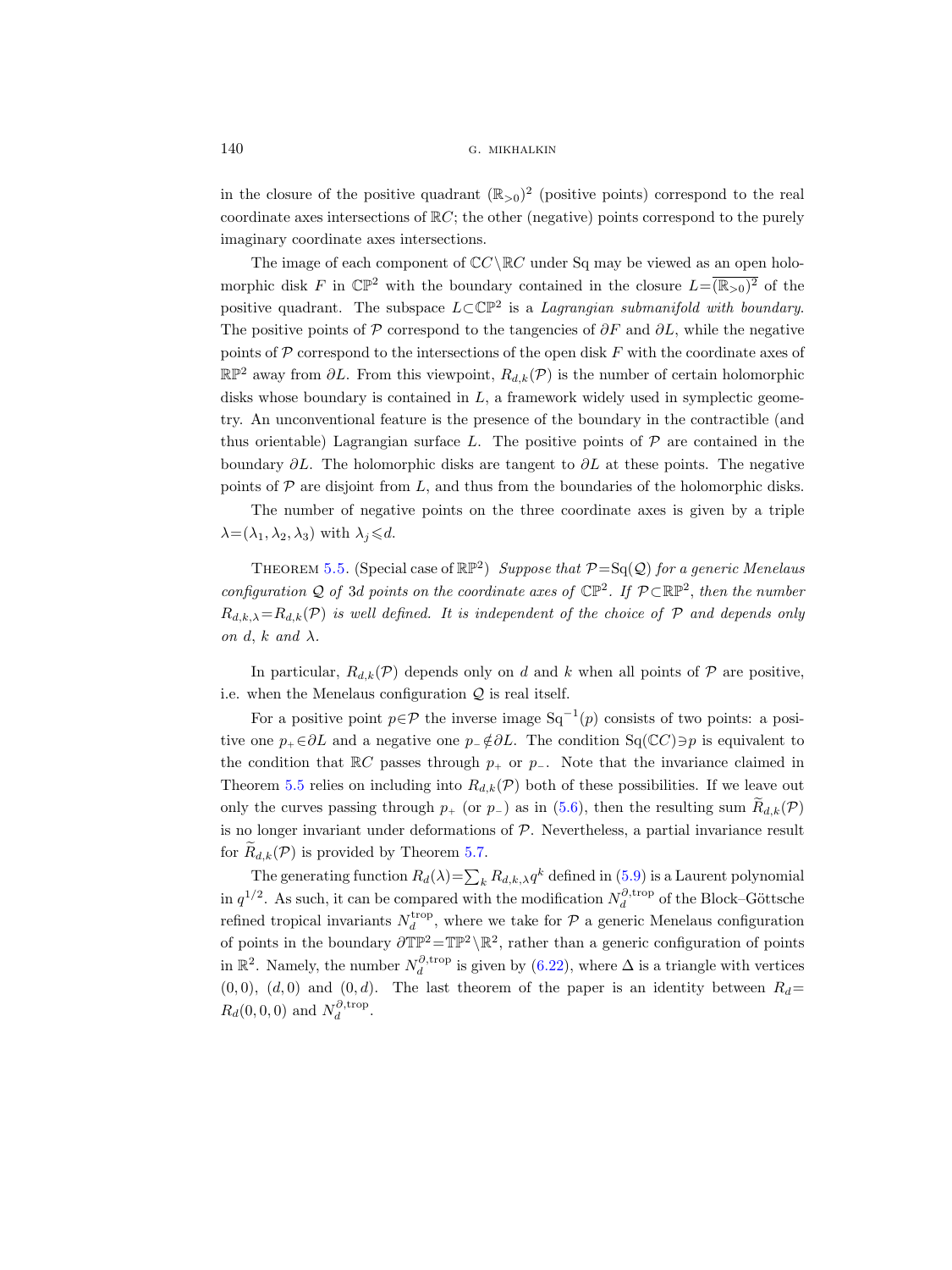in the closure of the positive quadrant $(\mathbb{R}_{>0})^2$ (positive points) correspond to the real coordinate axes intersections of $\mathbb{R}C$; the other (negative) points correspond to the purely imaginary coordinate axes intersections.

The image of each component of $\mathbb{C}C\setminus\mathbb{R}C$ under Sq may be viewed as an open holomorphic disk $F$ in $\mathbb{CP}^2$ with the boundary contained in the closure $L=\overline{(\mathbb{R}_{>0})^2}$ of the positive quadrant. The subspace $L\subset\mathbb{CP}^2$ is a *Lagrangian submanifold with boundary*. The positive points of $\mathcal{P}$ correspond to the tangencies of $\partial F$ and $\partial L$, while the negative points of $\mathcal{P}$ correspond to the intersections of the open disk $F$ with the coordinate axes of $\mathbb{RP}^2$ away from $\partial L$. From this viewpoint, $R_{d,k}(\mathcal{P})$ is the number of certain holomorphic disks whose boundary is contained in $L$, a framework widely used in symplectic geometry. An unconventional feature is the presence of the boundary in the contractible (and thus orientable) Lagrangian surface $L$. The positive points of $\mathcal{P}$ are contained in the boundary $\partial L$. The holomorphic disks are tangent to $\partial L$ at these points. The negative points of $\mathcal{P}$ are disjoint from $L$, and thus from the boundaries of the holomorphic disks.

The number of negative points on the three coordinate axes is given by a triple $\lambda=(\lambda_1,\lambda_2,\lambda_3)$ with $\lambda_j\leqslant d$.

Theorem 5.5. (Special case of $\mathbb{RP}^2$) *Suppose that $\mathcal{P}=\mathrm{Sq}(\mathcal{Q})$ for a generic Menelaus configuration $\mathcal{Q}$ of $3d$ points on the coordinate axes of $\mathbb{CP}^2$. If $\mathcal{P}\subset\mathbb{RP}^2$, then the number $R_{d,k,\lambda}=R_{d,k}(\mathcal{P})$ is well defined. It is independent of the choice of $\mathcal{P}$ and depends only on $d$, $k$ and $\lambda$.*

In particular, $R_{d,k}(\mathcal{P})$ depends only on $d$ and $k$ when all points of $\mathcal{P}$ are positive, i.e. when the Menelaus configuration $\mathcal{Q}$ is real itself.

For a positive point $p\in\mathcal{P}$ the inverse image $\mathrm{Sq}^{-1}(p)$ consists of two points: a positive one $p_+\in\partial L$ and a negative one $p_-\notin\partial L$. The condition $\mathrm{Sq}(\mathbb{C}C)\ni p$ is equivalent to the condition that $\mathbb{R}C$ passes through $p_+$ or $p_-$. Note that the invariance claimed in Theorem 5.5 relies on including into $R_{d,k}(\mathcal{P})$ both of these possibilities. If we leave out only the curves passing through $p_+$ (or $p_-$) as in (5.6), then the resulting sum $\widetilde{R}_{d,k}(\mathcal{P})$ is no longer invariant under deformations of $\mathcal{P}$. Nevertheless, a partial invariance result for $\widetilde{R}_{d,k}(\mathcal{P})$ is provided by Theorem 5.7.

The generating function $R_d(\lambda)=\sum_k R_{d,k,\lambda}q^k$ defined in (5.9) is a Laurent polynomial in $q^{1/2}$. As such, it can be compared with the modification $N_d^{\partial,\mathrm{trop}}$ of the Block–Göttsche refined tropical invariants $N_d^{\mathrm{trop}}$, where we take for $\mathcal{P}$ a generic Menelaus configuration of points in the boundary $\partial\mathbb{TP}^2=\mathbb{TP}^2\setminus\mathbb{R}^2$, rather than a generic configuration of points in $\mathbb{R}^2$. Namely, the number $N_d^{\partial,\mathrm{trop}}$ is given by (6.22), where $\Delta$ is a triangle with vertices $(0,0)$, $(d,0)$ and $(0,d)$. The last theorem of the paper is an identity between $R_d=R_d(0,0,0)$ and $N_d^{\partial,\mathrm{trop}}$.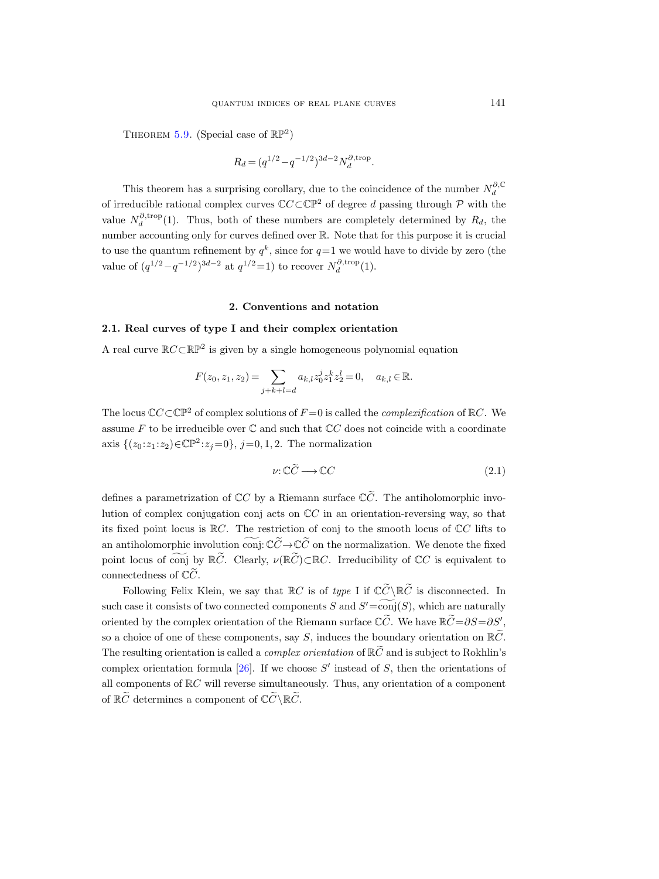Theorem 5.9. (Special case of $\mathbb{RP}^2$)

$$R_d = (q^{1/2} - q^{-1/2})^{3d-2} N_d^{\partial,\mathrm{trop}}.$$

This theorem has a surprising corollary, due to the coincidence of the number $N_d^{\partial,\mathbb{C}}$ of irreducible rational complex curves $\mathbb{C}C \subset \mathbb{CP}^2$ of degree $d$ passing through $\mathcal{P}$ with the value $N_d^{\partial,\mathrm{trop}}(1)$. Thus, both of these numbers are completely determined by $R_d$, the number accounting only for curves defined over $\mathbb{R}$. Note that for this purpose it is crucial to use the quantum refinement by $q^k$, since for $q=1$ we would have to divide by zero (the value of $(q^{1/2} - q^{-1/2})^{3d-2}$ at $q^{1/2}=1$) to recover $N_d^{\partial,\mathrm{trop}}(1)$.

## 2. Conventions and notation

### 2.1. Real curves of type I and their complex orientation

A real curve $\mathbb{R}C \subset \mathbb{RP}^2$ is given by a single homogeneous polynomial equation

$$F(z_0, z_1, z_2) = \sum_{j+k+l=d} a_{k,l} z_0^j z_1^k z_2^l = 0, \quad a_{k,l} \in \mathbb{R}.$$

The locus $\mathbb{C}C \subset \mathbb{CP}^2$ of complex solutions of $F=0$ is called the *complexification* of $\mathbb{R}C$. We assume $F$ to be irreducible over $\mathbb{C}$ and such that $\mathbb{C}C$ does not coincide with a coordinate axis $\{(z_0:z_1:z_2) \in \mathbb{CP}^2 : z_j = 0\}$, $j=0,1,2$. The normalization

$$\nu: \mathbb{C}\widetilde{C} \longrightarrow \mathbb{C}C \tag{2.1}$$

defines a parametrization of $\mathbb{C}C$ by a Riemann surface $\mathbb{C}\widetilde{C}$. The antiholomorphic involution of complex conjugation conj acts on $\mathbb{C}C$ in an orientation-reversing way, so that its fixed point locus is $\mathbb{R}C$. The restriction of conj to the smooth locus of $\mathbb{C}C$ lifts to an antiholomorphic involution $\widetilde{\mathrm{conj}}: \mathbb{C}\widetilde{C} \to \mathbb{C}\widetilde{C}$ on the normalization. We denote the fixed point locus of $\widetilde{\mathrm{conj}}$ by $\mathbb{R}\widetilde{C}$. Clearly, $\nu(\mathbb{R}\widetilde{C}) \subset \mathbb{R}C$. Irreducibility of $\mathbb{C}C$ is equivalent to connectedness of $\mathbb{C}\widetilde{C}$.

Following Felix Klein, we say that $\mathbb{R}C$ is of *type* I if $\mathbb{C}\widetilde{C} \setminus \mathbb{R}\widetilde{C}$ is disconnected. In such case it consists of two connected components $S$ and $S' = \widetilde{\mathrm{conj}}(S)$, which are naturally oriented by the complex orientation of the Riemann surface $\mathbb{C}\widetilde{C}$. We have $\mathbb{R}\widetilde{C} = \partial S = \partial S'$, so a choice of one of these components, say $S$, induces the boundary orientation on $\mathbb{R}\widetilde{C}$. The resulting orientation is called a *complex orientation* of $\mathbb{R}\widetilde{C}$ and is subject to Rokhlin's complex orientation formula [26]. If we choose $S'$ instead of $S$, then the orientations of all components of $\mathbb{R}C$ will reverse simultaneously. Thus, any orientation of a component of $\mathbb{R}\widetilde{C}$ determines a component of $\mathbb{C}\widetilde{C} \setminus \mathbb{R}\widetilde{C}$.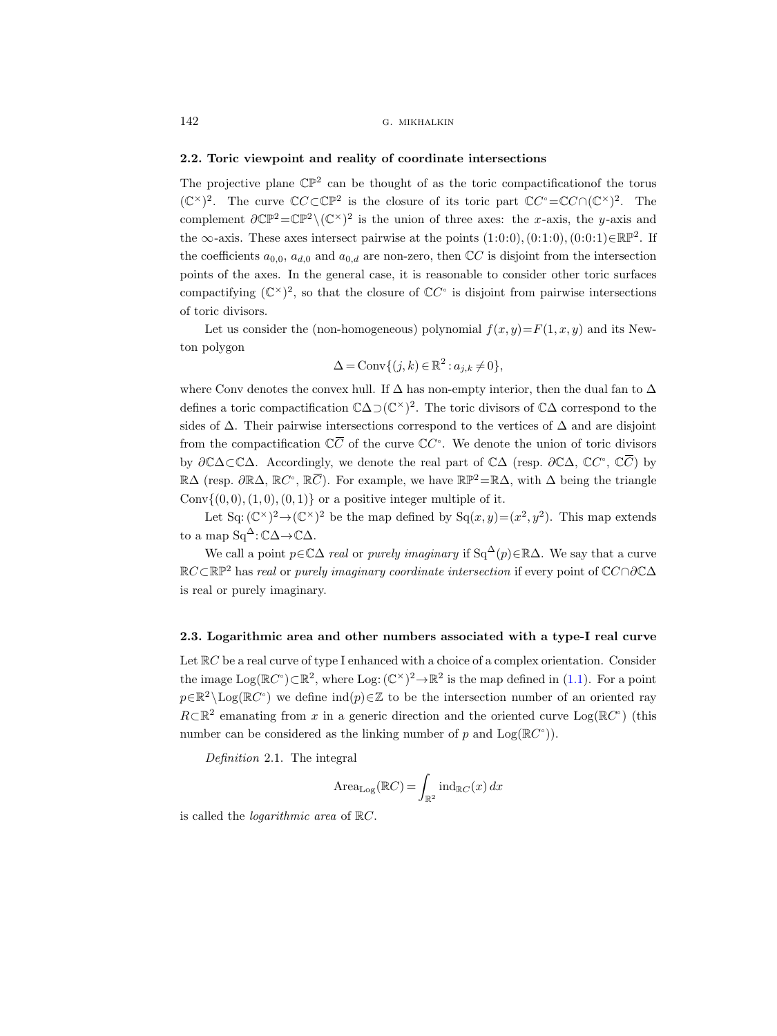### 2.2. Toric viewpoint and reality of coordinate intersections

The projective plane $\mathbb{CP}^2$ can be thought of as the toric compactificationof the torus $(\mathbb{C}^\times)^2$. The curve $\mathbb{C}C\subset\mathbb{CP}^2$ is the closure of its toric part $\mathbb{C}C^\circ=\mathbb{C}C\cap(\mathbb{C}^\times)^2$. The complement $\partial\mathbb{CP}^2=\mathbb{CP}^2\setminus(\mathbb{C}^\times)^2$ is the union of three axes: the $x$-axis, the $y$-axis and the $\infty$-axis. These axes intersect pairwise at the points $(1{:}0{:}0), (0{:}1{:}0), (0{:}0{:}1)\in\mathbb{RP}^2$. If the coefficients $a_{0,0}$, $a_{d,0}$ and $a_{0,d}$ are non-zero, then $\mathbb{C}C$ is disjoint from the intersection points of the axes. In the general case, it is reasonable to consider other toric surfaces compactifying $(\mathbb{C}^\times)^2$, so that the closure of $\mathbb{C}C^\circ$ is disjoint from pairwise intersections of toric divisors.

Let us consider the (non-homogeneous) polynomial $f(x,y)=F(1,x,y)$ and its Newton polygon

$$\Delta=\operatorname{Conv}\{(j,k)\in\mathbb{R}^2 : a_{j,k}\neq 0\},$$

where Conv denotes the convex hull. If $\Delta$ has non-empty interior, then the dual fan to $\Delta$ defines a toric compactification $\mathbb{C}\Delta\supset(\mathbb{C}^\times)^2$. The toric divisors of $\mathbb{C}\Delta$ correspond to the sides of $\Delta$. Their pairwise intersections correspond to the vertices of $\Delta$ and are disjoint from the compactification $\mathbb{C}\overline{C}$ of the curve $\mathbb{C}C^\circ$. We denote the union of toric divisors by $\partial\mathbb{C}\Delta\subset\mathbb{C}\Delta$. Accordingly, we denote the real part of $\mathbb{C}\Delta$ (resp. $\partial\mathbb{C}\Delta$, $\mathbb{C}C^\circ$, $\mathbb{C}\overline{C}$) by $\mathbb{R}\Delta$ (resp. $\partial\mathbb{R}\Delta$, $\mathbb{R}C^\circ$, $\mathbb{R}\overline{C}$). For example, we have $\mathbb{RP}^2=\mathbb{R}\Delta$, with $\Delta$ being the triangle $\operatorname{Conv}\{(0,0),(1,0),(0,1)\}$ or a positive integer multiple of it.

Let $\operatorname{Sq}\colon(\mathbb{C}^\times)^2\to(\mathbb{C}^\times)^2$ be the map defined by $\operatorname{Sq}(x,y)=(x^2,y^2)$. This map extends to a map $\operatorname{Sq}^\Delta\colon\mathbb{C}\Delta\to\mathbb{C}\Delta$.

We call a point $p\in\mathbb{C}\Delta$ *real* or *purely imaginary* if $\operatorname{Sq}^\Delta(p)\in\mathbb{R}\Delta$. We say that a curve $\mathbb{R}C\subset\mathbb{RP}^2$ has *real* or *purely imaginary coordinate intersection* if every point of $\mathbb{C}C\cap\partial\mathbb{C}\Delta$ is real or purely imaginary.

### 2.3. Logarithmic area and other numbers associated with a type-I real curve

Let $\mathbb{R}C$ be a real curve of type I enhanced with a choice of a complex orientation. Consider the image $\operatorname{Log}(\mathbb{R}C^\circ)\subset\mathbb{R}^2$, where $\operatorname{Log}\colon(\mathbb{C}^\times)^2\to\mathbb{R}^2$ is the map defined in (1.1). For a point $p\in\mathbb{R}^2\setminus\operatorname{Log}(\mathbb{R}C^\circ)$ we define $\operatorname{ind}(p)\in\mathbb{Z}$ to be the intersection number of an oriented ray $R\subset\mathbb{R}^2$ emanating from $x$ in a generic direction and the oriented curve $\operatorname{Log}(\mathbb{R}C^\circ)$ (this number can be considered as the linking number of $p$ and $\operatorname{Log}(\mathbb{R}C^\circ)$).

*Definition* 2.1. The integral

$$\operatorname{Area}_{\operatorname{Log}}(\mathbb{R}C)=\int_{\mathbb{R}^2}\operatorname{ind}_{\mathbb{R}C}(x)\,dx$$

is called the *logarithmic area* of $\mathbb{R}C$.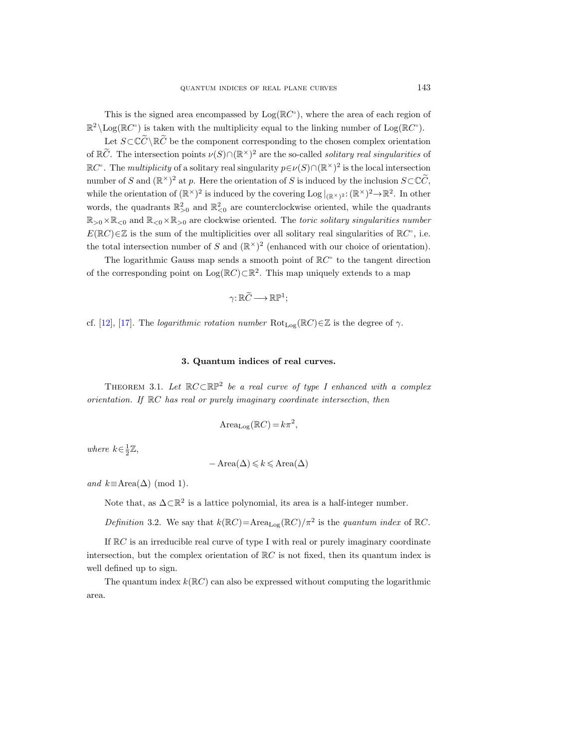This is the signed area encompassed by $\mathrm{Log}(\mathbb{R}C^{\circ})$, where the area of each region of $\mathbb{R}^2 \setminus \mathrm{Log}(\mathbb{R}C^{\circ})$ is taken with the multiplicity equal to the linking number of $\mathrm{Log}(\mathbb{R}C^{\circ})$.

Let $S \subset \mathbb{C}\widetilde{C} \setminus \mathbb{R}\widetilde{C}$ be the component corresponding to the chosen complex orientation of $\mathbb{R}\widetilde{C}$. The intersection points $\nu(S) \cap (\mathbb{R}^{\times})^2$ are the so-called *solitary real singularities* of $\mathbb{R}C^{\circ}$. The *multiplicity* of a solitary real singularity $p \in \nu(S) \cap (\mathbb{R}^{\times})^2$ is the local intersection number of $S$ and $(\mathbb{R}^{\times})^2$ at $p$. Here the orientation of $S$ is induced by the inclusion $S \subset \mathbb{C}\widetilde{C}$, while the orientation of $(\mathbb{R}^{\times})^2$ is induced by the covering $\mathrm{Log}\,|_{(\mathbb{R}^{\times})^2} \colon (\mathbb{R}^{\times})^2 \to \mathbb{R}^2$. In other words, the quadrants $\mathbb{R}^2_{>0}$ and $\mathbb{R}^2_{<0}$ are counterclockwise oriented, while the quadrants $\mathbb{R}_{>0} \times \mathbb{R}_{<0}$ and $\mathbb{R}_{<0} \times \mathbb{R}_{>0}$ are clockwise oriented. The *toric solitary singularities number* $E(\mathbb{R}C) \in \mathbb{Z}$ is the sum of the multiplicities over all solitary real singularities of $\mathbb{R}C^{\circ}$, i.e. the total intersection number of $S$ and $(\mathbb{R}^{\times})^2$ (enhanced with our choice of orientation).

The logarithmic Gauss map sends a smooth point of $\mathbb{R}C^{\circ}$ to the tangent direction of the corresponding point on $\mathrm{Log}(\mathbb{R}C) \subset \mathbb{R}^2$. This map uniquely extends to a map

$$\gamma \colon \mathbb{R}\widetilde{C} \longrightarrow \mathbb{RP}^1;$$

cf. [12], [17]. The *logarithmic rotation number* $\mathrm{Rot}_{\mathrm{Log}}(\mathbb{R}C) \in \mathbb{Z}$ is the degree of $\gamma$.

### 3. Quantum indices of real curves.

THEOREM 3.1. *Let $\mathbb{R}C \subset \mathbb{RP}^2$ be a real curve of type I enhanced with a complex orientation. If $\mathbb{R}C$ has real or purely imaginary coordinate intersection*, *then*

$$\mathrm{Area}_{\mathrm{Log}}(\mathbb{R}C) = k\pi^2,$$

*where* $k \in \frac{1}{2}\mathbb{Z}$,

$$-\mathrm{Area}(\Delta) \leqslant k \leqslant \mathrm{Area}(\Delta)$$

*and* $k \equiv \mathrm{Area}(\Delta) \pmod 1$.

Note that, as $\Delta \subset \mathbb{R}^2$ is a lattice polynomial, its area is a half-integer number.

*Definition* 3.2. We say that $k(\mathbb{R}C) = \mathrm{Area}_{\mathrm{Log}}(\mathbb{R}C)/\pi^2$ is the *quantum index* of $\mathbb{R}C$.

If $\mathbb{R}C$ is an irreducible real curve of type I with real or purely imaginary coordinate intersection, but the complex orientation of $\mathbb{R}C$ is not fixed, then its quantum index is well defined up to sign.

The quantum index $k(\mathbb{R}C)$ can also be expressed without computing the logarithmic area.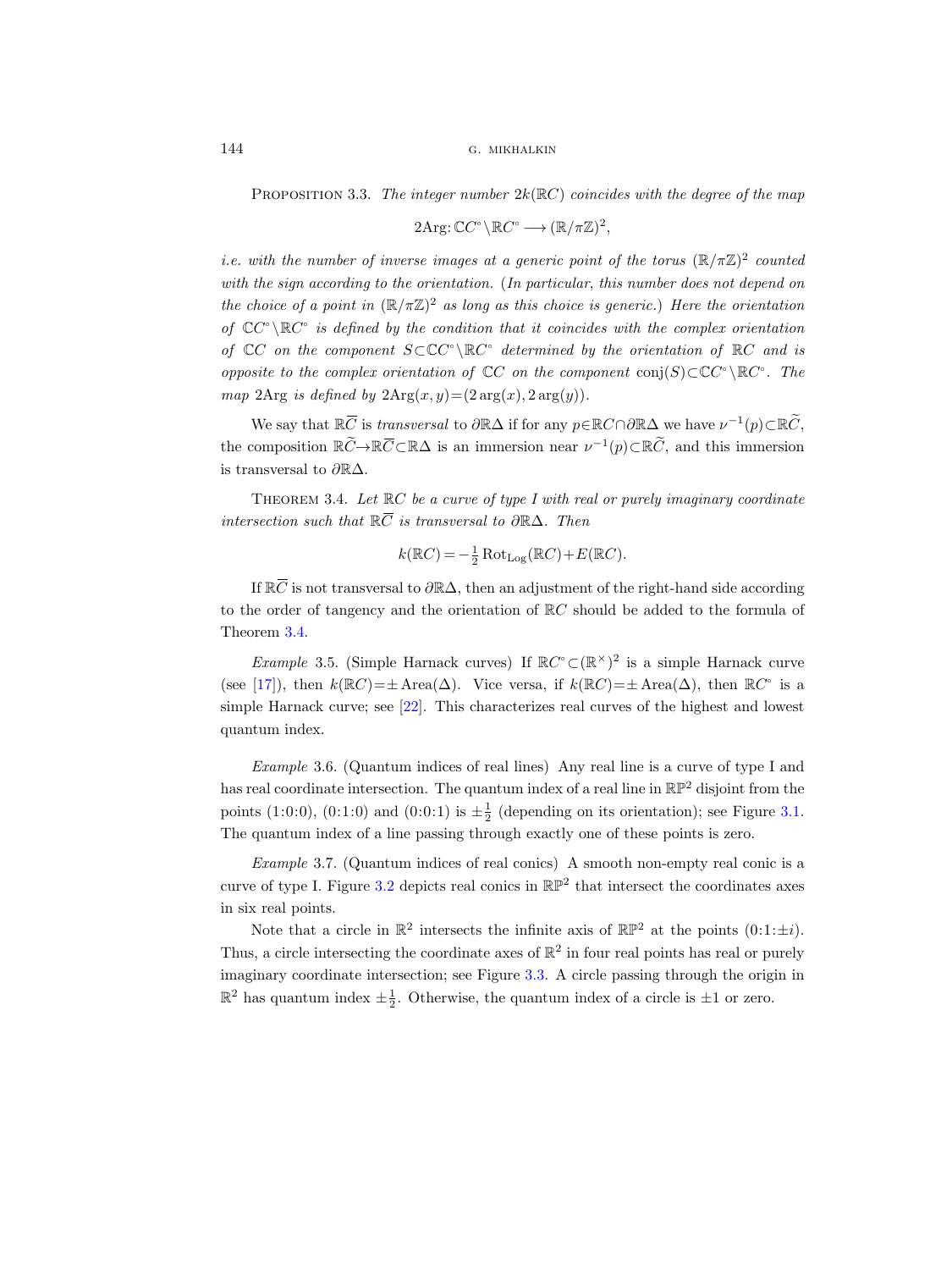Proposition 3.3. *The integer number $2k(\mathbb{R}C)$ coincides with the degree of the map*

$$2\mathrm{Arg}\colon \mathbb{C}C^{\circ}\setminus\mathbb{R}C^{\circ}\longrightarrow(\mathbb{R}/\pi\mathbb{Z})^2,$$

*i.e. with the number of inverse images at a generic point of the torus $(\mathbb{R}/\pi\mathbb{Z})^2$ counted with the sign according to the orientation.* (*In particular, this number does not depend on the choice of a point in $(\mathbb{R}/\pi\mathbb{Z})^2$ as long as this choice is generic.*) *Here the orientation of $\mathbb{C}C^{\circ}\setminus\mathbb{R}C^{\circ}$ is defined by the condition that it coincides with the complex orientation of $\mathbb{C}C$ on the component $S\subset\mathbb{C}C^{\circ}\setminus\mathbb{R}C^{\circ}$ determined by the orientation of $\mathbb{R}C$ and is opposite to the complex orientation of $\mathbb{C}C$ on the component $\mathrm{conj}(S)\subset\mathbb{C}C^{\circ}\setminus\mathbb{R}C^{\circ}$. The map $2\mathrm{Arg}$ is defined by $2\mathrm{Arg}(x,y)=(2\arg(x),2\arg(y))$.*

We say that $\mathbb{R}\overline{C}$ is *transversal* to $\partial\mathbb{R}\Delta$ if for any $p\in\mathbb{R}C\cap\partial\mathbb{R}\Delta$ we have $\nu^{-1}(p)\subset\mathbb{R}\widetilde{C}$, the composition $\mathbb{R}\widetilde{C}\to\mathbb{R}\overline{C}\subset\mathbb{R}\Delta$ is an immersion near $\nu^{-1}(p)\subset\mathbb{R}\widetilde{C}$, and this immersion is transversal to $\partial\mathbb{R}\Delta$.

Theorem 3.4. *Let $\mathbb{R}C$ be a curve of type I with real or purely imaginary coordinate intersection such that $\mathbb{R}\overline{C}$ is transversal to $\partial\mathbb{R}\Delta$. Then*

$$k(\mathbb{R}C)=-\tfrac{1}{2}\operatorname{Rot}_{\mathrm{Log}}(\mathbb{R}C)+E(\mathbb{R}C).$$

If $\mathbb{R}\overline{C}$ is not transversal to $\partial\mathbb{R}\Delta$, then an adjustment of the right-hand side according to the order of tangency and the orientation of $\mathbb{R}C$ should be added to the formula of Theorem 3.4.

*Example* 3.5. (Simple Harnack curves) If $\mathbb{R}C^{\circ}\subset(\mathbb{R}^{\times})^2$ is a simple Harnack curve (see [17]), then $k(\mathbb{R}C)=\pm\operatorname{Area}(\Delta)$. Vice versa, if $k(\mathbb{R}C)=\pm\operatorname{Area}(\Delta)$, then $\mathbb{R}C^{\circ}$ is a simple Harnack curve; see [22]. This characterizes real curves of the highest and lowest quantum index.

*Example* 3.6. (Quantum indices of real lines) Any real line is a curve of type I and has real coordinate intersection. The quantum index of a real line in $\mathbb{RP}^2$ disjoint from the points (1:0:0), (0:1:0) and (0:0:1) is $\pm\frac{1}{2}$ (depending on its orientation); see Figure 3.1. The quantum index of a line passing through exactly one of these points is zero.

*Example* 3.7. (Quantum indices of real conics) A smooth non-empty real conic is a curve of type I. Figure 3.2 depicts real conics in $\mathbb{RP}^2$ that intersect the coordinates axes in six real points.

Note that a circle in $\mathbb{R}^2$ intersects the infinite axis of $\mathbb{RP}^2$ at the points $(0{:}1{:}\pm i)$. Thus, a circle intersecting the coordinate axes of $\mathbb{R}^2$ in four real points has real or purely imaginary coordinate intersection; see Figure 3.3. A circle passing through the origin in $\mathbb{R}^2$ has quantum index $\pm\frac{1}{2}$. Otherwise, the quantum index of a circle is $\pm1$ or zero.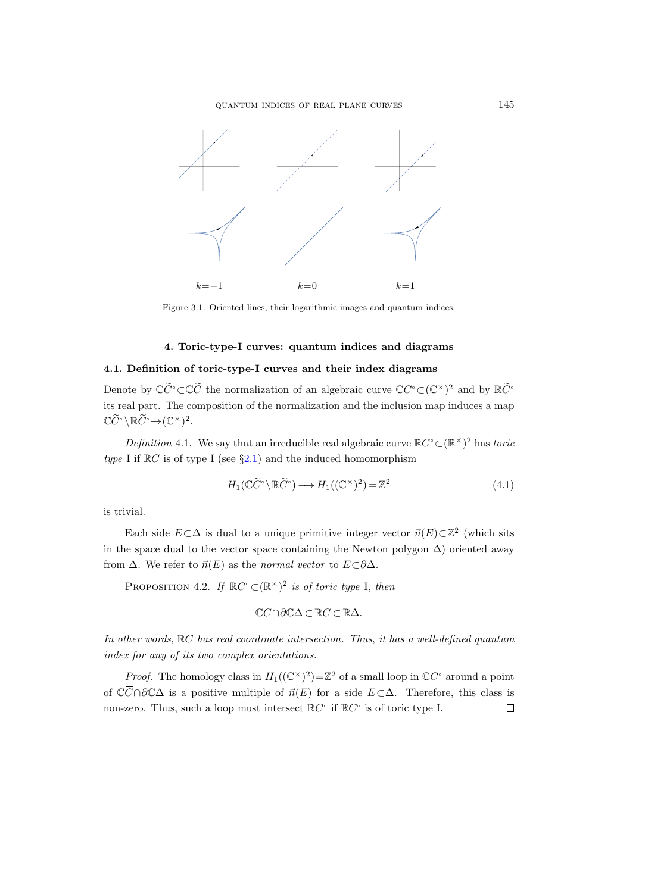$k=-1$ $\qquad$ $k=0$ $\qquad$ $k=1$

Figure 3.1. Oriented lines, their logarithmic images and quantum indices.

## 4. Toric-type-I curves: quantum indices and diagrams

### 4.1. Definition of toric-type-I curves and their index diagrams

Denote by $\mathbb{C}\widetilde{C}^\circ \subset \mathbb{C}\widetilde{C}$ the normalization of an algebraic curve $\mathbb{C}C^\circ \subset (\mathbb{C}^\times)^2$ and by $\mathbb{R}\widetilde{C}^\circ$ its real part. The composition of the normalization and the inclusion map induces a map $\mathbb{C}\widetilde{C}^\circ \setminus \mathbb{R}\widetilde{C}^\circ \to (\mathbb{C}^\times)^2$.

*Definition* 4.1. We say that an irreducible real algebraic curve $\mathbb{R}C^\circ \subset (\mathbb{R}^\times)^2$ has *toric type* I if $\mathbb{R}C$ is of type I (see §2.1) and the induced homomorphism

$$H_1(\mathbb{C}\widetilde{C}^\circ \setminus \mathbb{R}\widetilde{C}^\circ) \longrightarrow H_1((\mathbb{C}^\times)^2) = \mathbb{Z}^2 \tag{4.1}$$

is trivial.

Each side $E \subset \Delta$ is dual to a unique primitive integer vector $\vec{n}(E) \subset \mathbb{Z}^2$ (which sits in the space dual to the vector space containing the Newton polygon $\Delta$) oriented away from $\Delta$. We refer to $\vec{n}(E)$ as the *normal vector* to $E \subset \partial\Delta$.

PROPOSITION 4.2. *If* $\mathbb{R}C^\circ \subset (\mathbb{R}^\times)^2$ *is of toric type* I, *then*

$$\mathbb{C}\overline{C} \cap \partial\mathbb{C}\Delta \subset \mathbb{R}\overline{C} \subset \mathbb{R}\Delta.$$

*In other words*, $\mathbb{R}C$ *has real coordinate intersection. Thus*, *it has a well-defined quantum index for any of its two complex orientations.*

*Proof.* The homology class in $H_1((\mathbb{C}^\times)^2) = \mathbb{Z}^2$ of a small loop in $\mathbb{C}C^\circ$ around a point of $\mathbb{C}\overline{C} \cap \partial\mathbb{C}\Delta$ is a positive multiple of $\vec{n}(E)$ for a side $E \subset \Delta$. Therefore, this class is non-zero. Thus, such a loop must intersect $\mathbb{R}C^\circ$ if $\mathbb{R}C^\circ$ is of toric type I. $\square$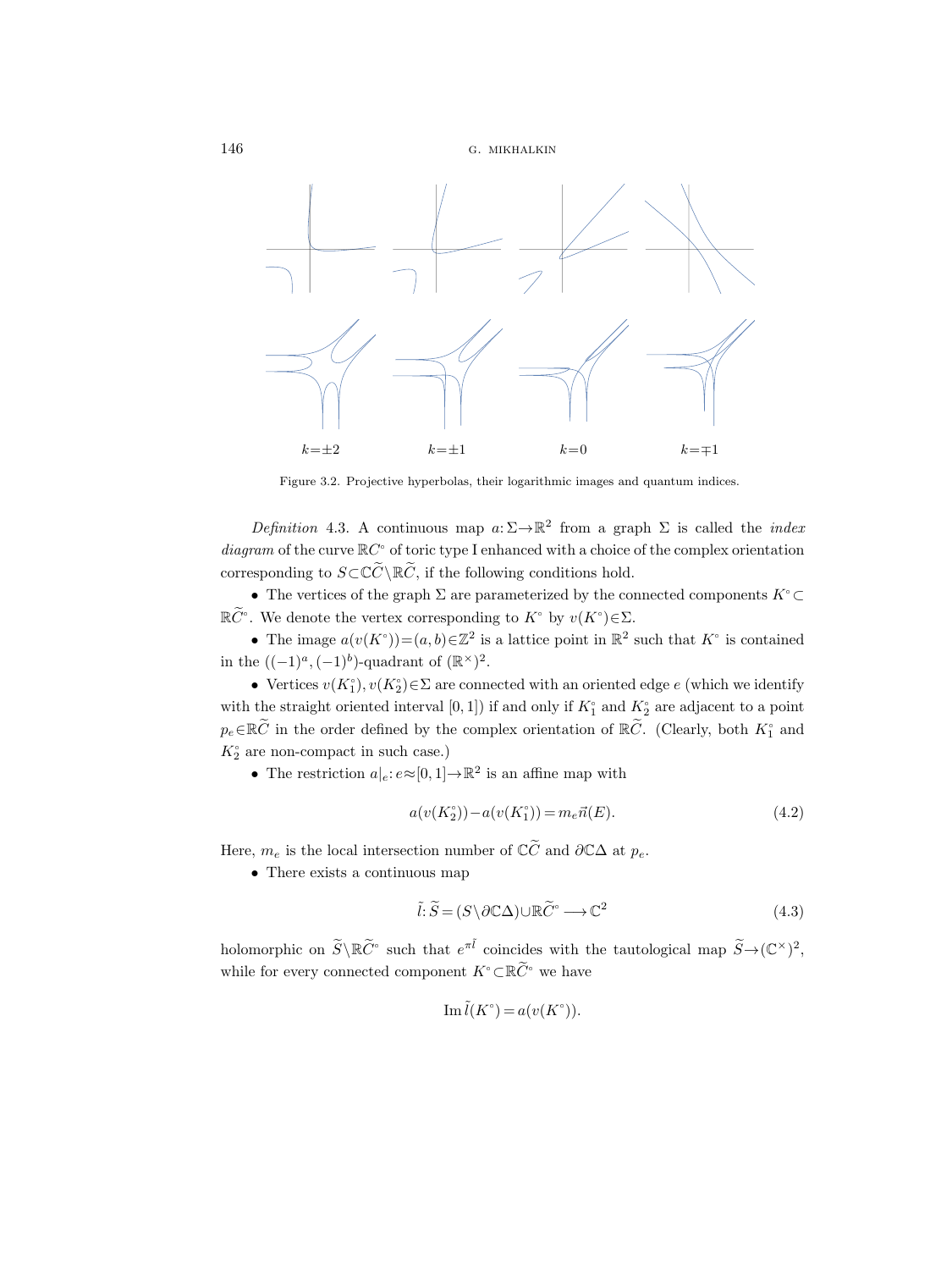$k=\pm 2$ $\qquad$ $k=\pm 1$ $\qquad$ $k=0$ $\qquad$ $k=\mp 1$

Figure 3.2. Projective hyperbolas, their logarithmic images and quantum indices.

*Definition* 4.3. A continuous map $a\colon \Sigma\to\mathbb{R}^2$ from a graph $\Sigma$ is called the *index diagram* of the curve $\mathbb{R}C^\circ$ of toric type I enhanced with a choice of the complex orientation corresponding to $S\subset\mathbb{C}\widetilde{C}\setminus\mathbb{R}\widetilde{C}$, if the following conditions hold.

- The vertices of the graph $\Sigma$ are parameterized by the connected components $K^\circ\subset\mathbb{R}\widetilde{C}^\circ$. We denote the vertex corresponding to $K^\circ$ by $v(K^\circ)\in\Sigma$.
- The image $a(v(K^\circ))=(a,b)\in\mathbb{Z}^2$ is a lattice point in $\mathbb{R}^2$ such that $K^\circ$ is contained in the $((-1)^a,(-1)^b)$-quadrant of $(\mathbb{R}^\times)^2$.
- Vertices $v(K_1^\circ), v(K_2^\circ)\in\Sigma$ are connected with an oriented edge $e$ (which we identify with the straight oriented interval $[0,1]$) if and only if $K_1^\circ$ and $K_2^\circ$ are adjacent to a point $p_e\in\mathbb{R}\widetilde{C}$ in the order defined by the complex orientation of $\mathbb{R}\widetilde{C}$. (Clearly, both $K_1^\circ$ and $K_2^\circ$ are non-compact in such case.)
- The restriction $a|_e\colon e\approx[0,1]\to\mathbb{R}^2$ is an affine map with

$$a(v(K_2^\circ))-a(v(K_1^\circ))=m_e\vec{n}(E). \tag{4.2}$$

Here, $m_e$ is the local intersection number of $\mathbb{C}\widetilde{C}$ and $\partial\mathbb{C}\Delta$ at $p_e$.

- There exists a continuous map

$$\tilde{l}\colon \widetilde{S}=(S\setminus\partial\mathbb{C}\Delta)\cup\mathbb{R}\widetilde{C}^\circ\longrightarrow\mathbb{C}^2 \tag{4.3}$$

holomorphic on $\widetilde{S}\setminus\mathbb{R}\widetilde{C}^\circ$ such that $e^{\pi\tilde{l}}$ coincides with the tautological map $\widetilde{S}\to(\mathbb{C}^\times)^2$, while for every connected component $K^\circ\subset\mathbb{R}\widetilde{C}^\circ$ we have

$$\operatorname{Im}\tilde{l}(K^\circ)=a(v(K^\circ)).$$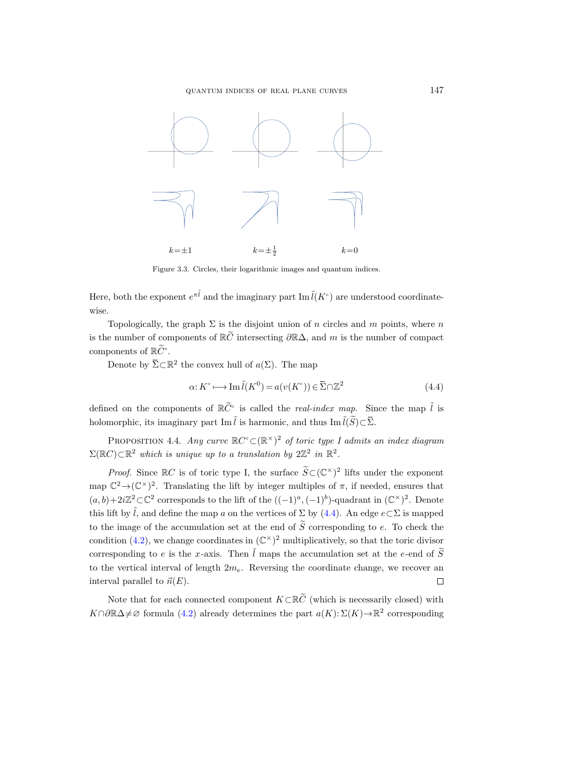$k=\pm 1$ $\qquad$ $k=\pm\frac{1}{2}$ $\qquad$ $k=0$

Figure 3.3. Circles, their logarithmic images and quantum indices.

Here, both the exponent $e^{\pi\tilde{l}}$ and the imaginary part $\operatorname{Im}\tilde{l}(K^\circ)$ are understood coordinatewise.

Topologically, the graph $\Sigma$ is the disjoint union of $n$ circles and $m$ points, where $n$ is the number of components of $\mathbb{R}\widetilde{C}$ intersecting $\partial\mathbb{R}\Delta$, and $m$ is the number of compact components of $\mathbb{R}\widetilde{C}^\circ$.

Denote by $\overline{\Sigma}\subset\mathbb{R}^2$ the convex hull of $a(\Sigma)$. The map

$$\alpha\colon K^\circ \longmapsto \operatorname{Im}\tilde{l}(K^0) = a(v(K^\circ)) \in \overline{\Sigma}\cap\mathbb{Z}^2 \tag{4.4}$$

defined on the components of $\mathbb{R}\widetilde{C}^\circ$ is called the *real-index map*. Since the map $\tilde{l}$ is holomorphic, its imaginary part $\operatorname{Im}\tilde{l}$ is harmonic, and thus $\operatorname{Im}\tilde{l}(\widetilde{S})\subset\overline{\Sigma}$.

Proposition 4.4. *Any curve $\mathbb{R}C^\circ\subset(\mathbb{R}^\times)^2$ of toric type I admits an index diagram $\Sigma(\mathbb{R}C)\subset\mathbb{R}^2$ which is unique up to a translation by $2\mathbb{Z}^2$ in $\mathbb{R}^2$.*

*Proof.* Since $\mathbb{R}C$ is of toric type I, the surface $\widetilde{S}\subset(\mathbb{C}^\times)^2$ lifts under the exponent map $\mathbb{C}^2\to(\mathbb{C}^\times)^2$. Translating the lift by integer multiples of $\pi$, if needed, ensures that $(a,b)+2i\mathbb{Z}^2\subset\mathbb{C}^2$ corresponds to the lift of the $((-1)^a,(-1)^b)$-quadrant in $(\mathbb{C}^\times)^2$. Denote this lift by $\tilde{l}$, and define the map $a$ on the vertices of $\Sigma$ by (4.4). An edge $e\subset\Sigma$ is mapped to the image of the accumulation set at the end of $\widetilde{S}$ corresponding to $e$. To check the condition (4.2), we change coordinates in $(\mathbb{C}^\times)^2$ multiplicatively, so that the toric divisor corresponding to $e$ is the $x$-axis. Then $\tilde{l}$ maps the accumulation set at the $e$-end of $\widetilde{S}$ to the vertical interval of length $2m_e$. Reversing the coordinate change, we recover an interval parallel to $\vec{n}(E)$. $\square$

Note that for each connected component $K\subset\mathbb{R}\widetilde{C}$ (which is necessarily closed) with $K\cap\partial\mathbb{R}\Delta\neq\varnothing$ formula (4.2) already determines the part $a(K)\colon\Sigma(K)\to\mathbb{R}^2$ corresponding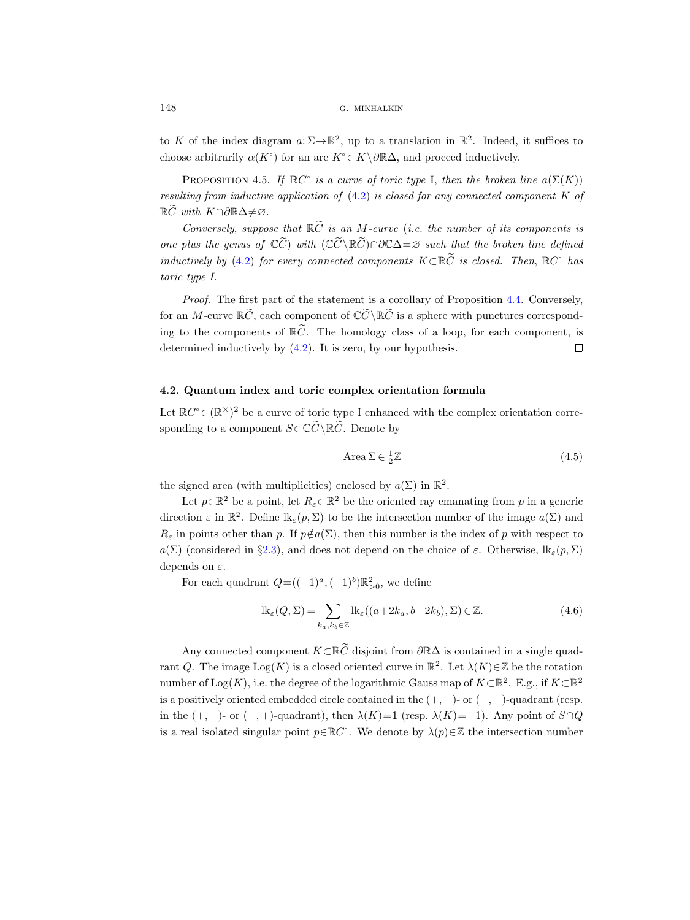to $K$ of the index diagram $a\colon\Sigma\to\mathbb{R}^2$, up to a translation in $\mathbb{R}^2$. Indeed, it suffices to choose arbitrarily $\alpha(K^\circ)$ for an arc $K^\circ\subset K\setminus\partial\mathbb{R}\Delta$, and proceed inductively.

Proposition 4.5. *If $\mathbb{R}C^\circ$ is a curve of toric type* I, *then the broken line $a(\Sigma(K))$ resulting from inductive application of* (4.2) *is closed for any connected component $K$ of $\mathbb{R}\widetilde{C}$ with $K\cap\partial\mathbb{R}\Delta\neq\varnothing$.*

*Conversely, suppose that $\mathbb{R}\widetilde{C}$ is an $M$-curve (i.e. the number of its components is one plus the genus of $\mathbb{C}\widetilde{C}$) with $(\mathbb{C}\widetilde{C}\setminus\mathbb{R}\widetilde{C})\cap\partial\mathbb{C}\Delta=\varnothing$ such that the broken line defined inductively by* (4.2) *for every connected components $K\subset\mathbb{R}\widetilde{C}$ is closed. Then, $\mathbb{R}C^\circ$ has toric type I.*

*Proof.* The first part of the statement is a corollary of Proposition 4.4. Conversely, for an $M$-curve $\mathbb{R}\widetilde{C}$, each component of $\mathbb{C}\widetilde{C}\setminus\mathbb{R}\widetilde{C}$ is a sphere with punctures corresponding to the components of $\mathbb{R}\widetilde{C}$. The homology class of a loop, for each component, is determined inductively by (4.2). It is zero, by our hypothesis. $\square$

#### 4.2. Quantum index and toric complex orientation formula

Let $\mathbb{R}C^\circ\subset(\mathbb{R}^\times)^2$ be a curve of toric type I enhanced with the complex orientation corresponding to a component $S\subset\mathbb{C}\widetilde{C}\setminus\mathbb{R}\widetilde{C}$. Denote by

$$\operatorname{Area}\Sigma\in\tfrac{1}{2}\mathbb{Z} \tag{4.5}$$

the signed area (with multiplicities) enclosed by $a(\Sigma)$ in $\mathbb{R}^2$.

Let $p\in\mathbb{R}^2$ be a point, let $R_\varepsilon\subset\mathbb{R}^2$ be the oriented ray emanating from $p$ in a generic direction $\varepsilon$ in $\mathbb{R}^2$. Define $\operatorname{lk}_\varepsilon(p,\Sigma)$ to be the intersection number of the image $a(\Sigma)$ and $R_\varepsilon$ in points other than $p$. If $p\notin a(\Sigma)$, then this number is the index of $p$ with respect to $a(\Sigma)$ (considered in §2.3), and does not depend on the choice of $\varepsilon$. Otherwise, $\operatorname{lk}_\varepsilon(p,\Sigma)$ depends on $\varepsilon$.

For each quadrant $Q=((-1)^a,(-1)^b)\mathbb{R}^2_{>0}$, we define

$$\operatorname{lk}_\varepsilon(Q,\Sigma)=\sum_{k_a,k_b\in\mathbb{Z}}\operatorname{lk}_\varepsilon((a+2k_a,b+2k_b),\Sigma)\in\mathbb{Z}. \tag{4.6}$$

Any connected component $K\subset\mathbb{R}\widetilde{C}$ disjoint from $\partial\mathbb{R}\Delta$ is contained in a single quadrant $Q$. The image $\operatorname{Log}(K)$ is a closed oriented curve in $\mathbb{R}^2$. Let $\lambda(K)\in\mathbb{Z}$ be the rotation number of $\operatorname{Log}(K)$, i.e. the degree of the logarithmic Gauss map of $K\subset\mathbb{R}^2$. E.g., if $K\subset\mathbb{R}^2$ is a positively oriented embedded circle contained in the $(+,+)$- or $(-,-)$-quadrant (resp. in the $(+,-)$- or $(-,+)$-quadrant), then $\lambda(K)=1$ (resp. $\lambda(K)=-1$). Any point of $S\cap Q$ is a real isolated singular point $p\in\mathbb{R}C^\circ$. We denote by $\lambda(p)\in\mathbb{Z}$ the intersection number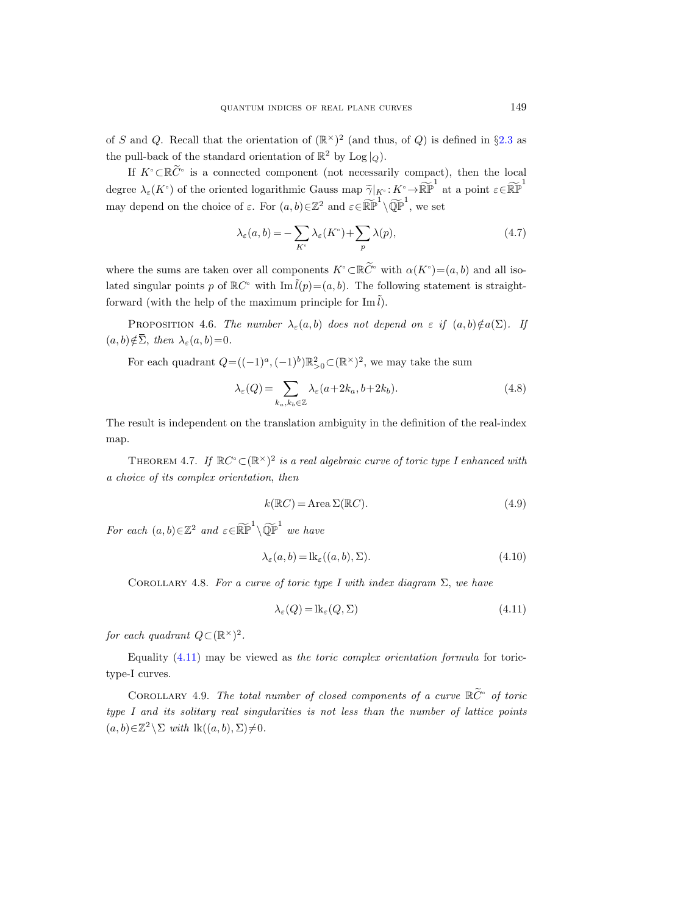of $S$ and $Q$. Recall that the orientation of $(\mathbb{R}^\times)^2$ (and thus, of $Q$) is defined in §2.3 as the pull-back of the standard orientation of $\mathbb{R}^2$ by $\operatorname{Log}|_Q$).

If $K^\circ \subset \mathbb{R}\widetilde{C}^\circ$ is a connected component (not necessarily compact), then the local degree $\lambda_\varepsilon(K^\circ)$ of the oriented logarithmic Gauss map $\widetilde{\gamma}|_{K^\circ}: K^\circ \to \widetilde{\mathbb{RP}}^1$ at a point $\varepsilon \in \widetilde{\mathbb{RP}}^1$ may depend on the choice of $\varepsilon$. For $(a,b) \in \mathbb{Z}^2$ and $\varepsilon \in \widetilde{\mathbb{RP}}^1 \setminus \widetilde{\mathbb{QP}}^1$, we set

$$\lambda_\varepsilon(a,b) = -\sum_{K^\circ} \lambda_\varepsilon(K^\circ) + \sum_p \lambda(p), \tag{4.7}$$

where the sums are taken over all components $K^\circ \subset \mathbb{R}\widetilde{C}^\circ$ with $\alpha(K^\circ) = (a,b)$ and all isolated singular points $p$ of $\mathbb{R}C^\circ$ with $\operatorname{Im} \tilde{l}(p) = (a,b)$. The following statement is straightforward (with the help of the maximum principle for $\operatorname{Im} \tilde{l}$).

Proposition 4.6. *The number $\lambda_\varepsilon(a,b)$ does not depend on $\varepsilon$ if $(a,b) \notin a(\Sigma)$. If $(a,b) \notin \overline{\Sigma}$, then $\lambda_\varepsilon(a,b) = 0$.*

For each quadrant $Q = ((-1)^a, (-1)^b)\mathbb{R}^2_{>0} \subset (\mathbb{R}^\times)^2$, we may take the sum

$$\lambda_\varepsilon(Q) = \sum_{k_a, k_b \in \mathbb{Z}} \lambda_\varepsilon(a + 2k_a, b + 2k_b). \tag{4.8}$$

The result is independent on the translation ambiguity in the definition of the real-index map.

Theorem 4.7. *If $\mathbb{R}C^\circ \subset (\mathbb{R}^\times)^2$ is a real algebraic curve of toric type I enhanced with a choice of its complex orientation, then*

$$k(\mathbb{R}C) = \operatorname{Area} \Sigma(\mathbb{R}C). \tag{4.9}$$

*For each $(a,b) \in \mathbb{Z}^2$ and $\varepsilon \in \widetilde{\mathbb{RP}}^1 \setminus \widetilde{\mathbb{QP}}^1$ we have*

$$\lambda_\varepsilon(a,b) = \operatorname{lk}_\varepsilon((a,b), \Sigma). \tag{4.10}$$

Corollary 4.8. *For a curve of toric type I with index diagram $\Sigma$, we have*

$$\lambda_\varepsilon(Q) = \operatorname{lk}_\varepsilon(Q, \Sigma) \tag{4.11}$$

*for each quadrant $Q \subset (\mathbb{R}^\times)^2$.*

Equality (4.11) may be viewed as *the toric complex orientation formula* for toric-type-I curves.

Corollary 4.9. *The total number of closed components of a curve $\mathbb{R}\widetilde{C}^\circ$ of toric type I and its solitary real singularities is not less than the number of lattice points $(a,b) \in \mathbb{Z}^2 \setminus \Sigma$ with $\operatorname{lk}((a,b), \Sigma) \neq 0$.*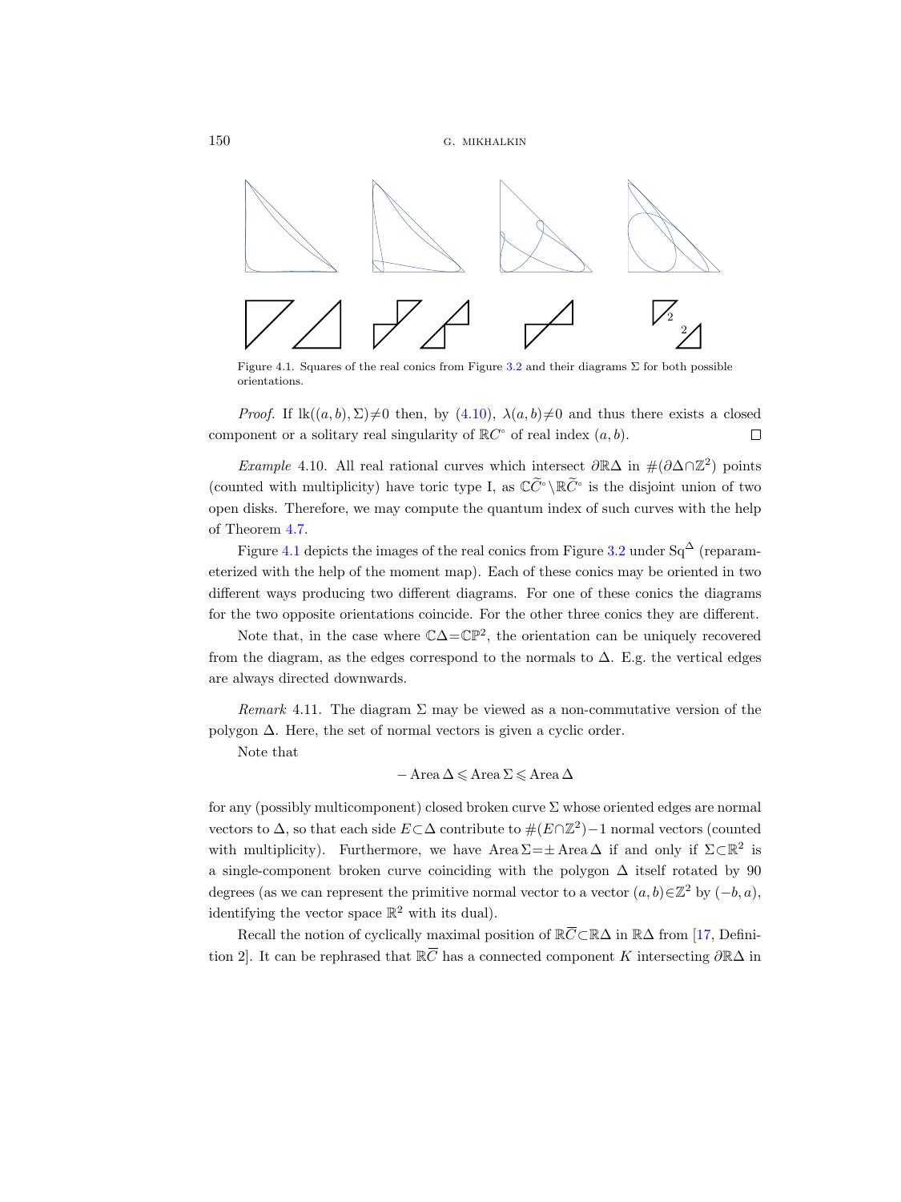Figure 4.1. Squares of the real conics from Figure 3.2 and their diagrams $\Sigma$ for both possible orientations.

*Proof.* If $\operatorname{lk}((a,b),\Sigma)\neq 0$ then, by (4.10), $\lambda(a,b)\neq 0$ and thus there exists a closed component or a solitary real singularity of $\mathbb{R}C^{\circ}$ of real index $(a,b)$. $\square$

*Example* 4.10. All real rational curves which intersect $\partial\mathbb{R}\Delta$ in $\#(\partial\Delta\cap\mathbb{Z}^2)$ points (counted with multiplicity) have toric type I, as $\mathbb{C}\widetilde{C}^{\circ}\setminus\mathbb{R}\widetilde{C}^{\circ}$ is the disjoint union of two open disks. Therefore, we may compute the quantum index of such curves with the help of Theorem 4.7.

Figure 4.1 depicts the images of the real conics from Figure 3.2 under $\mathrm{Sq}^{\Delta}$ (reparameterized with the help of the moment map). Each of these conics may be oriented in two different ways producing two different diagrams. For one of these conics the diagrams for the two opposite orientations coincide. For the other three conics they are different.

Note that, in the case where $\mathbb{C}\Delta=\mathbb{CP}^2$, the orientation can be uniquely recovered from the diagram, as the edges correspond to the normals to $\Delta$. E.g. the vertical edges are always directed downwards.

*Remark* 4.11. The diagram $\Sigma$ may be viewed as a non-commutative version of the polygon $\Delta$. Here, the set of normal vectors is given a cyclic order.

Note that

$$-\operatorname{Area}\Delta\leqslant\operatorname{Area}\Sigma\leqslant\operatorname{Area}\Delta$$

for any (possibly multicomponent) closed broken curve $\Sigma$ whose oriented edges are normal vectors to $\Delta$, so that each side $E\subset\Delta$ contribute to $\#(E\cap\mathbb{Z}^2)-1$ normal vectors (counted with multiplicity). Furthermore, we have $\operatorname{Area}\Sigma=\pm\operatorname{Area}\Delta$ if and only if $\Sigma\subset\mathbb{R}^2$ is a single-component broken curve coinciding with the polygon $\Delta$ itself rotated by 90 degrees (as we can represent the primitive normal vector to a vector $(a,b)\in\mathbb{Z}^2$ by $(-b,a)$, identifying the vector space $\mathbb{R}^2$ with its dual).

Recall the notion of cyclically maximal position of $\mathbb{R}\overline{C}\subset\mathbb{R}\Delta$ in $\mathbb{R}\Delta$ from [17, Definition 2]. It can be rephrased that $\mathbb{R}\overline{C}$ has a connected component $K$ intersecting $\partial\mathbb{R}\Delta$ in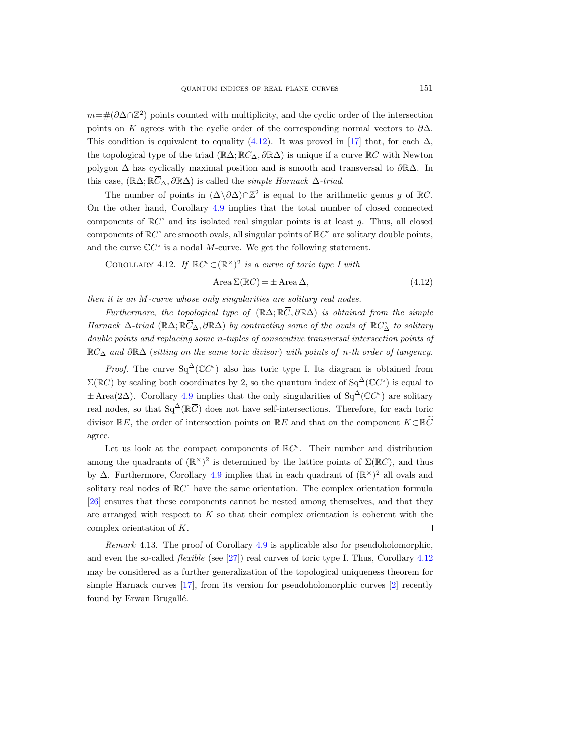$m = \#(\partial\Delta \cap \mathbb{Z}^2)$ points counted with multiplicity, and the cyclic order of the intersection points on $K$ agrees with the cyclic order of the corresponding normal vectors to $\partial\Delta$. This condition is equivalent to equality (4.12). It was proved in [17] that, for each $\Delta$, the topological type of the triad $(\mathbb{R}\Delta; \mathbb{R}\overline{C}_\Delta, \partial\mathbb{R}\Delta)$ is unique if a curve $\mathbb{R}\overline{C}$ with Newton polygon $\Delta$ has cyclically maximal position and is smooth and transversal to $\partial\mathbb{R}\Delta$. In this case, $(\mathbb{R}\Delta; \mathbb{R}\overline{C}_\Delta, \partial\mathbb{R}\Delta)$ is called the *simple Harnack $\Delta$-triad*.

The number of points in $(\Delta \setminus \partial\Delta) \cap \mathbb{Z}^2$ is equal to the arithmetic genus $g$ of $\mathbb{R}\overline{C}$. On the other hand, Corollary 4.9 implies that the total number of closed connected components of $\mathbb{R}C^\circ$ and its isolated real singular points is at least $g$. Thus, all closed components of $\mathbb{R}C^\circ$ are smooth ovals, all singular points of $\mathbb{R}C^\circ$ are solitary double points, and the curve $\mathbb{C}C^\circ$ is a nodal $M$-curve. We get the following statement.

Corollary 4.12. *If $\mathbb{R}C^\circ \subset (\mathbb{R}^\times)^2$ is a curve of toric type I with*

$$\operatorname{Area} \Sigma(\mathbb{R}C) = \pm \operatorname{Area} \Delta, \tag{4.12}$$

*then it is an $M$-curve whose only singularities are solitary real nodes.*

*Furthermore, the topological type of $(\mathbb{R}\Delta; \mathbb{R}\overline{C}, \partial\mathbb{R}\Delta)$ is obtained from the simple Harnack $\Delta$-triad $(\mathbb{R}\Delta; \mathbb{R}\overline{C}_\Delta, \partial\mathbb{R}\Delta)$ by contracting some of the ovals of $\mathbb{R}C^\circ_\Delta$ to solitary double points and replacing some $n$-tuples of consecutive transversal intersection points of $\mathbb{R}\overline{C}_\Delta$ and $\partial\mathbb{R}\Delta$ (sitting on the same toric divisor) with points of $n$-th order of tangency.*

*Proof.* The curve $\operatorname{Sq}^\Delta(\mathbb{C}C^\circ)$ also has toric type I. Its diagram is obtained from $\Sigma(\mathbb{R}C)$ by scaling both coordinates by 2, so the quantum index of $\operatorname{Sq}^\Delta(\mathbb{C}C^\circ)$ is equal to $\pm \operatorname{Area}(2\Delta)$. Corollary 4.9 implies that the only singularities of $\operatorname{Sq}^\Delta(\mathbb{C}C^\circ)$ are solitary real nodes, so that $\operatorname{Sq}^\Delta(\mathbb{R}\overline{C})$ does not have self-intersections. Therefore, for each toric divisor $\mathbb{R}E$, the order of intersection points on $\mathbb{R}E$ and that on the component $K \subset \mathbb{R}\widetilde{C}$ agree.

Let us look at the compact components of $\mathbb{R}C^\circ$. Their number and distribution among the quadrants of $(\mathbb{R}^\times)^2$ is determined by the lattice points of $\Sigma(\mathbb{R}C)$, and thus by $\Delta$. Furthermore, Corollary 4.9 implies that in each quadrant of $(\mathbb{R}^\times)^2$ all ovals and solitary real nodes of $\mathbb{R}C^\circ$ have the same orientation. The complex orientation formula [26] ensures that these components cannot be nested among themselves, and that they are arranged with respect to $K$ so that their complex orientation is coherent with the complex orientation of $K$. ∎

*Remark* 4.13. The proof of Corollary 4.9 is applicable also for pseudoholomorphic, and even the so-called *flexible* (see [27]) real curves of toric type I. Thus, Corollary 4.12 may be considered as a further generalization of the topological uniqueness theorem for simple Harnack curves [17], from its version for pseudoholomorphic curves [2] recently found by Erwan Brugallé.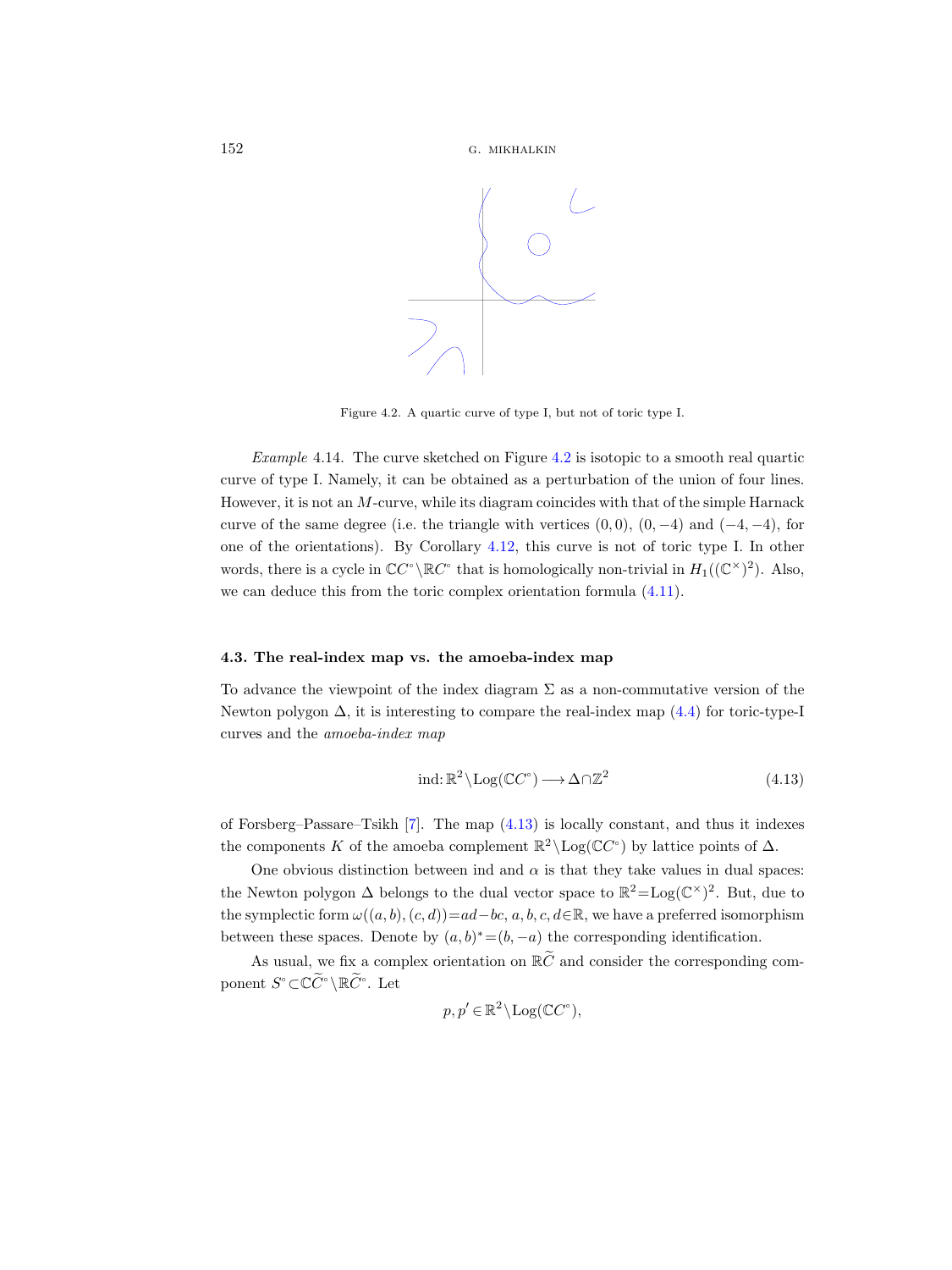Figure 4.2. A quartic curve of type I, but not of toric type I.

*Example* 4.14. The curve sketched on Figure 4.2 is isotopic to a smooth real quartic curve of type I. Namely, it can be obtained as a perturbation of the union of four lines. However, it is not an $M$-curve, while its diagram coincides with that of the simple Harnack curve of the same degree (i.e. the triangle with vertices $(0,0)$, $(0,-4)$ and $(-4,-4)$, for one of the orientations). By Corollary 4.12, this curve is not of toric type I. In other words, there is a cycle in $\mathbb{C}C^\circ \setminus \mathbb{R}C^\circ$ that is homologically non-trivial in $H_1((\mathbb{C}^\times)^2)$. Also, we can deduce this from the toric complex orientation formula (4.11).

### 4.3. The real-index map vs. the amoeba-index map

To advance the viewpoint of the index diagram $\Sigma$ as a non-commutative version of the Newton polygon $\Delta$, it is interesting to compare the real-index map (4.4) for toric-type-I curves and the *amoeba-index map*

$$\operatorname{ind}: \mathbb{R}^2 \setminus \operatorname{Log}(\mathbb{C}C^\circ) \longrightarrow \Delta \cap \mathbb{Z}^2 \tag{4.13}$$

of Forsberg–Passare–Tsikh [7]. The map (4.13) is locally constant, and thus it indexes the components $K$ of the amoeba complement $\mathbb{R}^2 \setminus \operatorname{Log}(\mathbb{C}C^\circ)$ by lattice points of $\Delta$.

One obvious distinction between ind and $\alpha$ is that they take values in dual spaces: the Newton polygon $\Delta$ belongs to the dual vector space to $\mathbb{R}^2 = \operatorname{Log}(\mathbb{C}^\times)^2$. But, due to the symplectic form $\omega((a,b),(c,d)) = ad - bc$, $a,b,c,d \in \mathbb{R}$, we have a preferred isomorphism between these spaces. Denote by $(a,b)^* = (b,-a)$ the corresponding identification.

As usual, we fix a complex orientation on $\mathbb{R}\widetilde{C}$ and consider the corresponding component $S^\circ \subset \mathbb{C}\widetilde{C}^\circ \setminus \mathbb{R}\widetilde{C}^\circ$. Let

$$p, p' \in \mathbb{R}^2 \setminus \operatorname{Log}(\mathbb{C}C^\circ),$$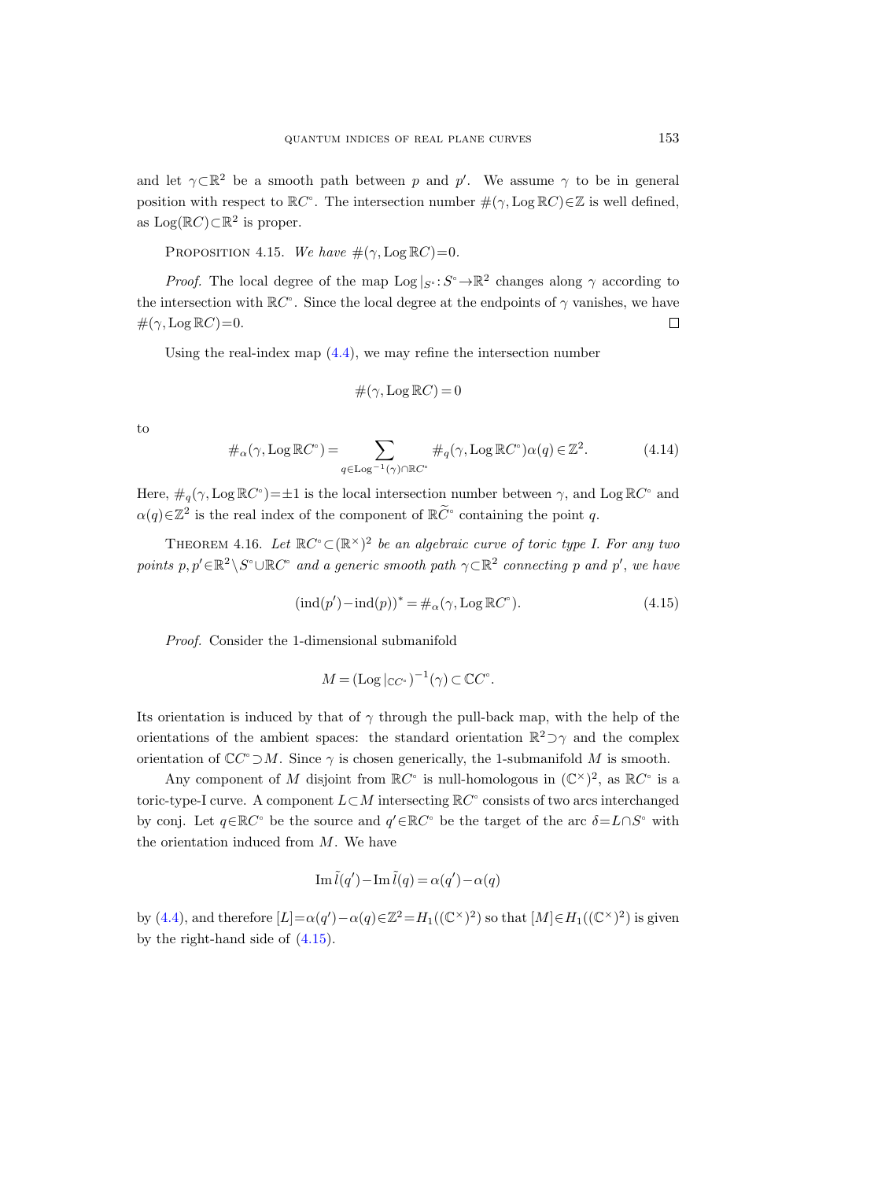and let $\gamma\subset\mathbb{R}^2$ be a smooth path between $p$ and $p'$. We assume $\gamma$ to be in general position with respect to $\mathbb{R}C^\circ$. The intersection number $\#(\gamma, \operatorname{Log}\mathbb{R}C)\in\mathbb{Z}$ is well defined, as $\operatorname{Log}(\mathbb{R}C)\subset\mathbb{R}^2$ is proper.

PROPOSITION 4.15. *We have* $\#(\gamma, \operatorname{Log}\mathbb{R}C)=0$.

*Proof.* The local degree of the map $\operatorname{Log}|_{S^\circ}: S^\circ\to\mathbb{R}^2$ changes along $\gamma$ according to the intersection with $\mathbb{R}C^\circ$. Since the local degree at the endpoints of $\gamma$ vanishes, we have $\#(\gamma, \operatorname{Log}\mathbb{R}C)=0$. □

Using the real-index map (4.4), we may refine the intersection number

$$\#(\gamma, \operatorname{Log}\mathbb{R}C)=0$$

to

$$\#_\alpha(\gamma, \operatorname{Log}\mathbb{R}C^\circ)=\sum_{q\in\operatorname{Log}^{-1}(\gamma)\cap\mathbb{R}C^\circ}\#_q(\gamma, \operatorname{Log}\mathbb{R}C^\circ)\alpha(q)\in\mathbb{Z}^2. \tag{4.14}$$

Here, $\#_q(\gamma, \operatorname{Log}\mathbb{R}C^\circ)=\pm 1$ is the local intersection number between $\gamma$, and $\operatorname{Log}\mathbb{R}C^\circ$ and $\alpha(q)\in\mathbb{Z}^2$ is the real index of the component of $\mathbb{R}\widetilde{C}^\circ$ containing the point $q$.

THEOREM 4.16. *Let $\mathbb{R}C^\circ\subset(\mathbb{R}^\times)^2$ be an algebraic curve of toric type I. For any two points $p, p'\in\mathbb{R}^2\setminus S^\circ\cup\mathbb{R}C^\circ$ and a generic smooth path $\gamma\subset\mathbb{R}^2$ connecting $p$ and $p'$, we have*

$$(\operatorname{ind}(p')-\operatorname{ind}(p))^*=\#_\alpha(\gamma, \operatorname{Log}\mathbb{R}C^\circ). \tag{4.15}$$

*Proof.* Consider the 1-dimensional submanifold

$$M=(\operatorname{Log}|_{\mathbb{C}C^\circ})^{-1}(\gamma)\subset\mathbb{C}C^\circ.$$

Its orientation is induced by that of $\gamma$ through the pull-back map, with the help of the orientations of the ambient spaces: the standard orientation $\mathbb{R}^2\supset\gamma$ and the complex orientation of $\mathbb{C}C^\circ\supset M$. Since $\gamma$ is chosen generically, the 1-submanifold $M$ is smooth.

Any component of $M$ disjoint from $\mathbb{R}C^\circ$ is null-homologous in $(\mathbb{C}^\times)^2$, as $\mathbb{R}C^\circ$ is a toric-type-I curve. A component $L\subset M$ intersecting $\mathbb{R}C^\circ$ consists of two arcs interchanged by conj. Let $q\in\mathbb{R}C^\circ$ be the source and $q'\in\mathbb{R}C^\circ$ be the target of the arc $\delta=L\cap S^\circ$ with the orientation induced from $M$. We have

$$\operatorname{Im}\tilde{l}(q')-\operatorname{Im}\tilde{l}(q)=\alpha(q')-\alpha(q)$$

by (4.4), and therefore $[L]=\alpha(q')-\alpha(q)\in\mathbb{Z}^2=H_1((\mathbb{C}^\times)^2)$ so that $[M]\in H_1((\mathbb{C}^\times)^2)$ is given by the right-hand side of (4.15).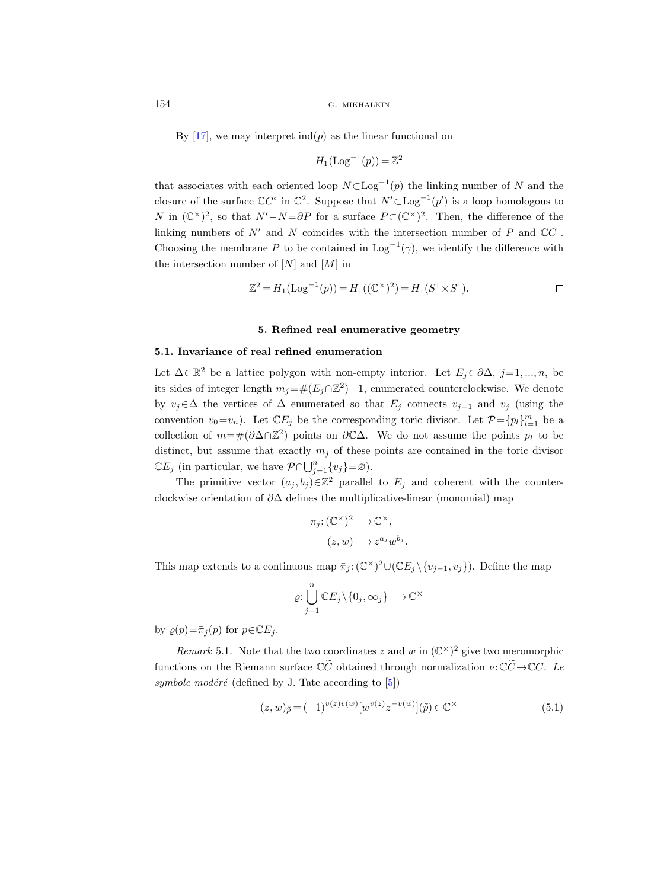By [17], we may interpret $\operatorname{ind}(p)$ as the linear functional on

$$H_1(\operatorname{Log}^{-1}(p)) = \mathbb{Z}^2$$

that associates with each oriented loop $N \subset \operatorname{Log}^{-1}(p)$ the linking number of $N$ and the closure of the surface $\mathbb{C}C^\circ$ in $\mathbb{C}^2$. Suppose that $N' \subset \operatorname{Log}^{-1}(p')$ is a loop homologous to $N$ in $(\mathbb{C}^\times)^2$, so that $N' - N = \partial P$ for a surface $P \subset (\mathbb{C}^\times)^2$. Then, the difference of the linking numbers of $N'$ and $N$ coincides with the intersection number of $P$ and $\mathbb{C}C^\circ$. Choosing the membrane $P$ to be contained in $\operatorname{Log}^{-1}(\gamma)$, we identify the difference with the intersection number of $[N]$ and $[M]$ in

$$\mathbb{Z}^2 = H_1(\operatorname{Log}^{-1}(p)) = H_1((\mathbb{C}^\times)^2) = H_1(S^1 \times S^1). \qquad \square$$

## 5. Refined real enumerative geometry

### 5.1. Invariance of real refined enumeration

Let $\Delta \subset \mathbb{R}^2$ be a lattice polygon with non-empty interior. Let $E_j \subset \partial\Delta$, $j = 1, ..., n$, be its sides of integer length $m_j = \#(E_j \cap \mathbb{Z}^2) - 1$, enumerated counterclockwise. We denote by $v_j \in \Delta$ the vertices of $\Delta$ enumerated so that $E_j$ connects $v_{j-1}$ and $v_j$ (using the convention $v_0 = v_n$). Let $\mathbb{C}E_j$ be the corresponding toric divisor. Let $\mathcal{P} = \{p_l\}_{l=1}^m$ be a collection of $m = \#(\partial\Delta \cap \mathbb{Z}^2)$ points on $\partial\mathbb{C}\Delta$. We do not assume the points $p_l$ to be distinct, but assume that exactly $m_j$ of these points are contained in the toric divisor $\mathbb{C}E_j$ (in particular, we have $\mathcal{P} \cap \bigcup_{j=1}^n \{v_j\} = \varnothing$).

The primitive vector $(a_j, b_j) \in \mathbb{Z}^2$ parallel to $E_j$ and coherent with the counterclockwise orientation of $\partial\Delta$ defines the multiplicative-linear (monomial) map

$$\begin{aligned} \pi_j \colon (\mathbb{C}^\times)^2 &\longrightarrow \mathbb{C}^\times, \\ (z, w) &\longmapsto z^{a_j} w^{b_j}. \end{aligned}$$

This map extends to a continuous map $\bar{\pi}_j \colon (\mathbb{C}^\times)^2 \cup (\mathbb{C}E_j \setminus \{v_{j-1}, v_j\})$. Define the map

$$\varrho \colon \bigcup_{j=1}^n \mathbb{C}E_j \setminus \{0_j, \infty_j\} \longrightarrow \mathbb{C}^\times$$

by $\varrho(p) = \bar{\pi}_j(p)$ for $p \in \mathbb{C}E_j$.

*Remark* 5.1. Note that the two coordinates $z$ and $w$ in $(\mathbb{C}^\times)^2$ give two meromorphic functions on the Riemann surface $\mathbb{C}\widetilde{C}$ obtained through normalization $\bar{\nu} \colon \mathbb{C}\widetilde{C} \to \mathbb{C}\overline{C}$. *Le symbole modéré* (defined by J. Tate according to [5])

$$(z, w)_{\tilde{p}} = (-1)^{v(z)v(w)} [w^{v(z)} z^{-v(w)}](\tilde{p}) \in \mathbb{C}^\times \tag{5.1}$$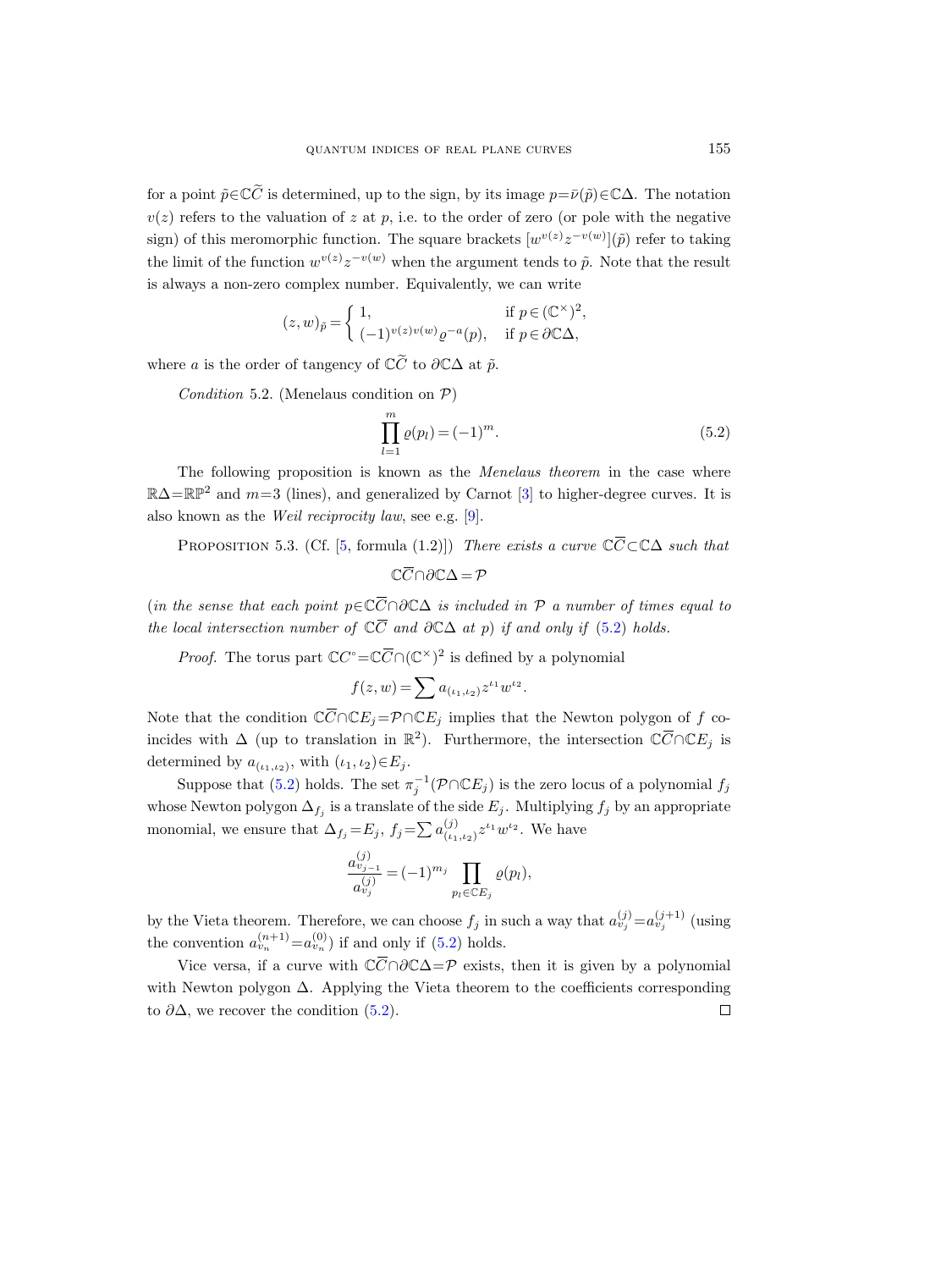for a point $\tilde{p}\in\mathbb{C}\widetilde{C}$ is determined, up to the sign, by its image $p=\bar{\nu}(\tilde{p})\in\mathbb{C}\Delta$. The notation $v(z)$ refers to the valuation of $z$ at $p$, i.e. to the order of zero (or pole with the negative sign) of this meromorphic function. The square brackets $[w^{v(z)}z^{-v(w)}](\tilde{p})$ refer to taking the limit of the function $w^{v(z)}z^{-v(w)}$ when the argument tends to $\tilde{p}$. Note that the result is always a non-zero complex number. Equivalently, we can write

$$(z,w)_{\tilde{p}} = \begin{cases} 1, & \text{if } p\in(\mathbb{C}^\times)^2, \\ (-1)^{v(z)v(w)}\varrho^{-a}(p), & \text{if } p\in\partial\mathbb{C}\Delta, \end{cases}$$

where $a$ is the order of tangency of $\mathbb{C}\widetilde{C}$ to $\partial\mathbb{C}\Delta$ at $\tilde{p}$.

*Condition* 5.2. (Menelaus condition on $\mathcal{P}$)

$$\prod_{l=1}^{m}\varrho(p_l) = (-1)^m. \tag{5.2}$$

The following proposition is known as the *Menelaus theorem* in the case where $\mathbb{R}\Delta=\mathbb{RP}^2$ and $m=3$ (lines), and generalized by Carnot [3] to higher-degree curves. It is also known as the *Weil reciprocity law*, see e.g. [9].

Proposition 5.3. (Cf. [5, formula (1.2)]) *There exists a curve $\mathbb{C}\overline{C}\subset\mathbb{C}\Delta$ such that*

$$\mathbb{C}\overline{C}\cap\partial\mathbb{C}\Delta=\mathcal{P}$$

(*in the sense that each point $p\in\mathbb{C}\overline{C}\cap\partial\mathbb{C}\Delta$ is included in $\mathcal{P}$ a number of times equal to the local intersection number of $\mathbb{C}\overline{C}$ and $\partial\mathbb{C}\Delta$ at $p$*) *if and only if* (5.2) *holds.*

*Proof.* The torus part $\mathbb{C}C^\circ=\mathbb{C}\overline{C}\cap(\mathbb{C}^\times)^2$ is defined by a polynomial

$$f(z,w)=\sum a_{(\iota_1,\iota_2)}z^{\iota_1}w^{\iota_2}.$$

Note that the condition $\mathbb{C}\overline{C}\cap\mathbb{C}E_j=\mathcal{P}\cap\mathbb{C}E_j$ implies that the Newton polygon of $f$ coincides with $\Delta$ (up to translation in $\mathbb{R}^2$). Furthermore, the intersection $\mathbb{C}\overline{C}\cap\mathbb{C}E_j$ is determined by $a_{(\iota_1,\iota_2)}$, with $(\iota_1,\iota_2)\in E_j$.

Suppose that (5.2) holds. The set $\pi_j^{-1}(\mathcal{P}\cap\mathbb{C}E_j)$ is the zero locus of a polynomial $f_j$ whose Newton polygon $\Delta_{f_j}$ is a translate of the side $E_j$. Multiplying $f_j$ by an appropriate monomial, we ensure that $\Delta_{f_j}=E_j$, $f_j=\sum a^{(j)}_{(\iota_1,\iota_2)}z^{\iota_1}w^{\iota_2}$. We have

$$\frac{a^{(j)}_{v_{j-1}}}{a^{(j)}_{v_j}}=(-1)^{m_j}\prod_{p_l\in\mathbb{C}E_j}\varrho(p_l),$$

by the Vieta theorem. Therefore, we can choose $f_j$ in such a way that $a^{(j)}_{v_j}=a^{(j+1)}_{v_j}$ (using the convention $a^{(n+1)}_{v_n}=a^{(0)}_{v_n}$) if and only if (5.2) holds.

Vice versa, if a curve with $\mathbb{C}\overline{C}\cap\partial\mathbb{C}\Delta=\mathcal{P}$ exists, then it is given by a polynomial with Newton polygon $\Delta$. Applying the Vieta theorem to the coefficients corresponding to $\partial\Delta$, we recover the condition (5.2). $\square$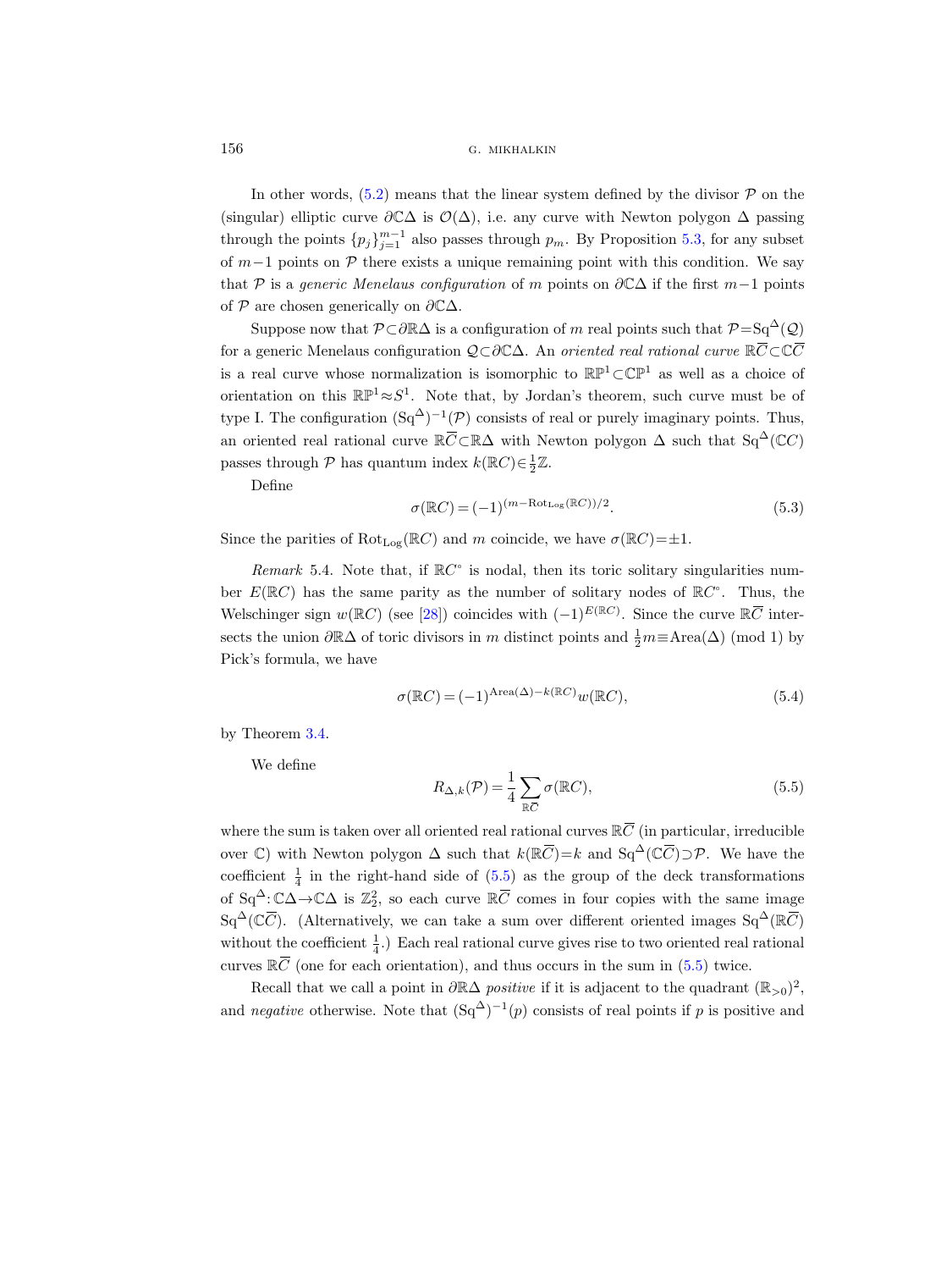In other words, (5.2) means that the linear system defined by the divisor $\mathcal{P}$ on the (singular) elliptic curve $\partial\mathbb{C}\Delta$ is $\mathcal{O}(\Delta)$, i.e. any curve with Newton polygon $\Delta$ passing through the points $\{p_j\}_{j=1}^{m-1}$ also passes through $p_m$. By Proposition 5.3, for any subset of $m-1$ points on $\mathcal{P}$ there exists a unique remaining point with this condition. We say that $\mathcal{P}$ is a *generic Menelaus configuration* of $m$ points on $\partial\mathbb{C}\Delta$ if the first $m-1$ points of $\mathcal{P}$ are chosen generically on $\partial\mathbb{C}\Delta$.

Suppose now that $\mathcal{P}\subset\partial\mathbb{R}\Delta$ is a configuration of $m$ real points such that $\mathcal{P}=\mathrm{Sq}^{\Delta}(\mathcal{Q})$ for a generic Menelaus configuration $\mathcal{Q}\subset\partial\mathbb{C}\Delta$. An *oriented real rational curve* $\mathbb{R}\overline{C}\subset\mathbb{C}\overline{C}$ is a real curve whose normalization is isomorphic to $\mathbb{RP}^1\subset\mathbb{CP}^1$ as well as a choice of orientation on this $\mathbb{RP}^1\approx S^1$. Note that, by Jordan's theorem, such curve must be of type I. The configuration $(\mathrm{Sq}^{\Delta})^{-1}(\mathcal{P})$ consists of real or purely imaginary points. Thus, an oriented real rational curve $\mathbb{R}\overline{C}\subset\mathbb{R}\Delta$ with Newton polygon $\Delta$ such that $\mathrm{Sq}^{\Delta}(\mathbb{C}C)$ passes through $\mathcal{P}$ has quantum index $k(\mathbb{R}C)\in\frac{1}{2}\mathbb{Z}$.

Define

$$\sigma(\mathbb{R}C)=(-1)^{(m-\mathrm{Rot}_{\mathrm{Log}}(\mathbb{R}C))/2}. \tag{5.3}$$

Since the parities of $\mathrm{Rot}_{\mathrm{Log}}(\mathbb{R}C)$ and $m$ coincide, we have $\sigma(\mathbb{R}C)=\pm1$.

*Remark* 5.4. Note that, if $\mathbb{R}C^{\circ}$ is nodal, then its toric solitary singularities number $E(\mathbb{R}C)$ has the same parity as the number of solitary nodes of $\mathbb{R}C^{\circ}$. Thus, the Welschinger sign $w(\mathbb{R}C)$ (see [28]) coincides with $(-1)^{E(\mathbb{R}C)}$. Since the curve $\mathbb{R}\overline{C}$ intersects the union $\partial\mathbb{R}\Delta$ of toric divisors in $m$ distinct points and $\frac{1}{2}m\equiv\mathrm{Area}(\Delta)$ (mod 1) by Pick's formula, we have

$$\sigma(\mathbb{R}C)=(-1)^{\mathrm{Area}(\Delta)-k(\mathbb{R}C)}w(\mathbb{R}C), \tag{5.4}$$

by Theorem 3.4.

We define

$$R_{\Delta,k}(\mathcal{P})=\frac{1}{4}\sum_{\mathbb{R}\overline{C}}\sigma(\mathbb{R}C), \tag{5.5}$$

where the sum is taken over all oriented real rational curves $\mathbb{R}\overline{C}$ (in particular, irreducible over $\mathbb{C}$) with Newton polygon $\Delta$ such that $k(\mathbb{R}\overline{C})=k$ and $\mathrm{Sq}^{\Delta}(\mathbb{C}\overline{C})\supset\mathcal{P}$. We have the coefficient $\frac{1}{4}$ in the right-hand side of (5.5) as the group of the deck transformations of $\mathrm{Sq}^{\Delta}:\mathbb{C}\Delta\to\mathbb{C}\Delta$ is $\mathbb{Z}_2^2$, so each curve $\mathbb{R}\overline{C}$ comes in four copies with the same image $\mathrm{Sq}^{\Delta}(\mathbb{C}\overline{C})$. (Alternatively, we can take a sum over different oriented images $\mathrm{Sq}^{\Delta}(\mathbb{R}\overline{C})$ without the coefficient $\frac{1}{4}$.) Each real rational curve gives rise to two oriented real rational curves $\mathbb{R}\overline{C}$ (one for each orientation), and thus occurs in the sum in (5.5) twice.

Recall that we call a point in $\partial\mathbb{R}\Delta$ *positive* if it is adjacent to the quadrant $(\mathbb{R}_{>0})^2$, and *negative* otherwise. Note that $(\mathrm{Sq}^{\Delta})^{-1}(p)$ consists of real points if $p$ is positive and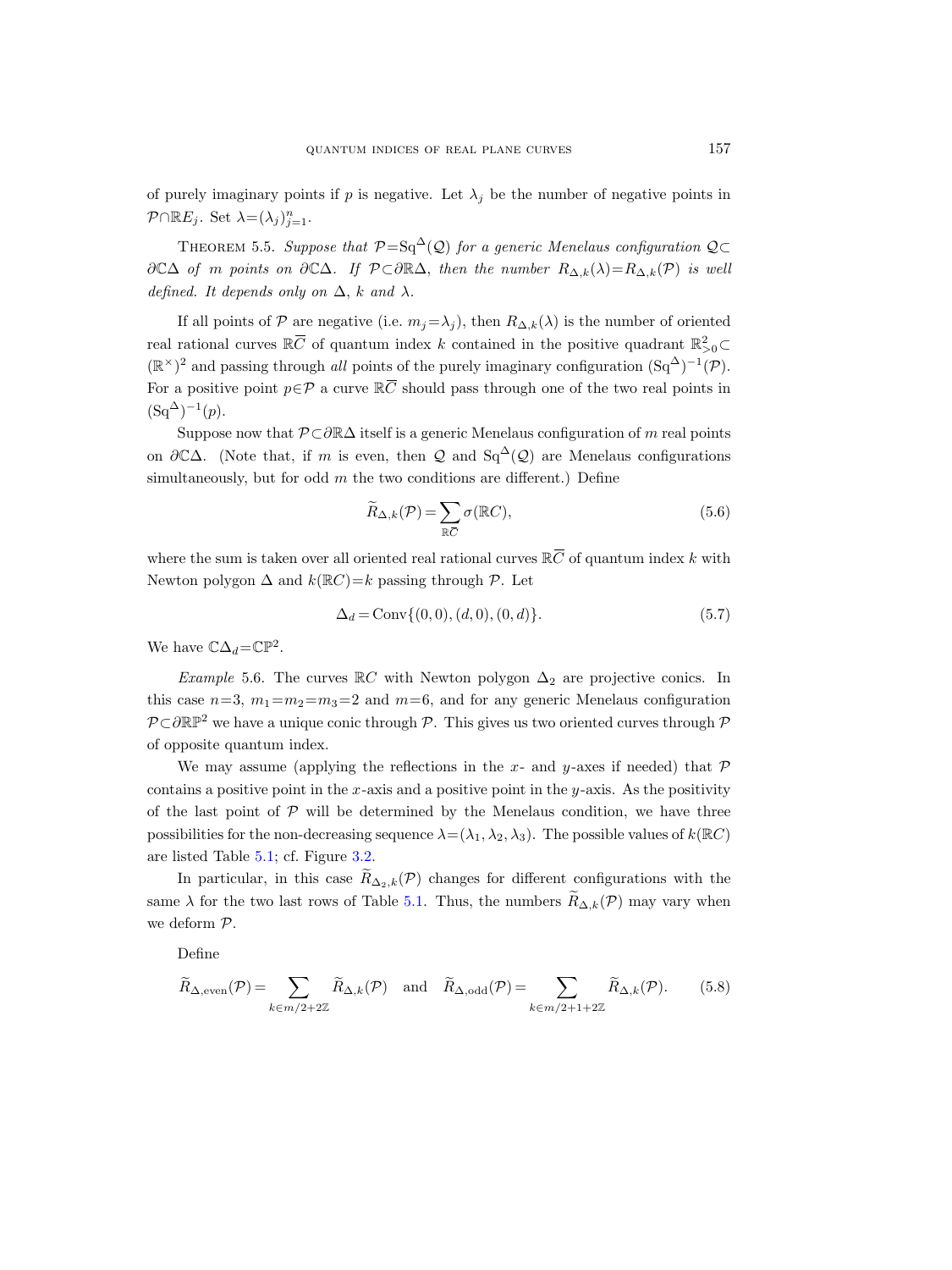of purely imaginary points if $p$ is negative. Let $\lambda_j$ be the number of negative points in $\mathcal{P}\cap\mathbb{R}E_j$. Set $\lambda=(\lambda_j)_{j=1}^n$.

Theorem 5.5. *Suppose that $\mathcal{P}=\mathrm{Sq}^\Delta(\mathcal{Q})$ for a generic Menelaus configuration $\mathcal{Q}\subset\partial\mathbb{C}\Delta$ of $m$ points on $\partial\mathbb{C}\Delta$. If $\mathcal{P}\subset\partial\mathbb{R}\Delta$, then the number $R_{\Delta,k}(\lambda)=R_{\Delta,k}(\mathcal{P})$ is well defined. It depends only on $\Delta$, $k$ and $\lambda$.*

If all points of $\mathcal{P}$ are negative (i.e. $m_j=\lambda_j$), then $R_{\Delta,k}(\lambda)$ is the number of oriented real rational curves $\mathbb{R}\overline{C}$ of quantum index $k$ contained in the positive quadrant $\mathbb{R}^2_{>0}\subset(\mathbb{R}^\times)^2$ and passing through *all* points of the purely imaginary configuration $(\mathrm{Sq}^\Delta)^{-1}(\mathcal{P})$. For a positive point $p\in\mathcal{P}$ a curve $\mathbb{R}\overline{C}$ should pass through one of the two real points in $(\mathrm{Sq}^\Delta)^{-1}(p)$.

Suppose now that $\mathcal{P}\subset\partial\mathbb{R}\Delta$ itself is a generic Menelaus configuration of $m$ real points on $\partial\mathbb{C}\Delta$. (Note that, if $m$ is even, then $\mathcal{Q}$ and $\mathrm{Sq}^\Delta(\mathcal{Q})$ are Menelaus configurations simultaneously, but for odd $m$ the two conditions are different.) Define

$$\widetilde{R}_{\Delta,k}(\mathcal{P})=\sum_{\mathbb{R}\overline{C}}\sigma(\mathbb{R}C), \tag{5.6}$$

where the sum is taken over all oriented real rational curves $\mathbb{R}\overline{C}$ of quantum index $k$ with Newton polygon $\Delta$ and $k(\mathbb{R}C)=k$ passing through $\mathcal{P}$. Let

$$\Delta_d=\mathrm{Conv}\{(0,0),(d,0),(0,d)\}. \tag{5.7}$$

We have $\mathbb{C}\Delta_d=\mathbb{C}\mathbb{P}^2$.

*Example* 5.6. The curves $\mathbb{R}C$ with Newton polygon $\Delta_2$ are projective conics. In this case $n=3$, $m_1=m_2=m_3=2$ and $m=6$, and for any generic Menelaus configuration $\mathcal{P}\subset\partial\mathbb{R}\mathbb{P}^2$ we have a unique conic through $\mathcal{P}$. This gives us two oriented curves through $\mathcal{P}$ of opposite quantum index.

We may assume (applying the reflections in the $x$- and $y$-axes if needed) that $\mathcal{P}$ contains a positive point in the $x$-axis and a positive point in the $y$-axis. As the positivity of the last point of $\mathcal{P}$ will be determined by the Menelaus condition, we have three possibilities for the non-decreasing sequence $\lambda=(\lambda_1,\lambda_2,\lambda_3)$. The possible values of $k(\mathbb{R}C)$ are listed Table 5.1; cf. Figure 3.2.

In particular, in this case $\widetilde{R}_{\Delta_2,k}(\mathcal{P})$ changes for different configurations with the same $\lambda$ for the two last rows of Table 5.1. Thus, the numbers $\widetilde{R}_{\Delta,k}(\mathcal{P})$ may vary when we deform $\mathcal{P}$.

Define

$$\widetilde{R}_{\Delta,\mathrm{even}}(\mathcal{P})=\sum_{k\in m/2+2\mathbb{Z}}\widetilde{R}_{\Delta,k}(\mathcal{P})\quad\text{and}\quad\widetilde{R}_{\Delta,\mathrm{odd}}(\mathcal{P})=\sum_{k\in m/2+1+2\mathbb{Z}}\widetilde{R}_{\Delta,k}(\mathcal{P}). \tag{5.8}$$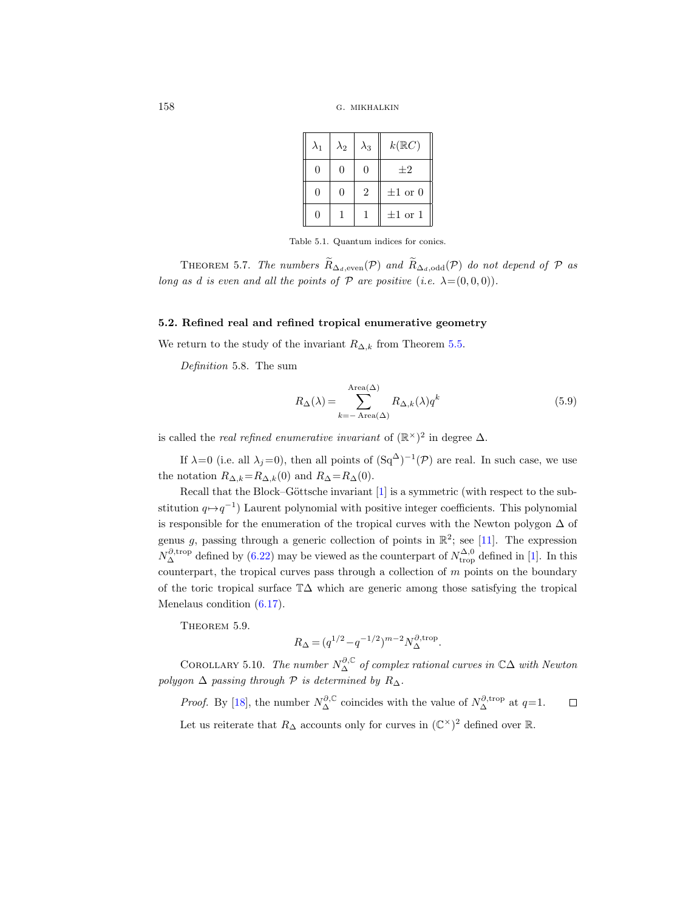| $\lambda_1$ | $\lambda_2$ | $\lambda_3$ | $k(\mathbb{R}C)$ |
|---|---|---|---|
| 0 | 0 | 0 | $\pm 2$ |
| 0 | 0 | 2 | $\pm 1$ or 0 |
| 0 | 1 | 1 | $\pm 1$ or 1 |

Table 5.1. Quantum indices for conics.

THEOREM 5.7. *The numbers $\widetilde{R}_{\Delta_d,\mathrm{even}}(\mathcal{P})$ and $\widetilde{R}_{\Delta_d,\mathrm{odd}}(\mathcal{P})$ do not depend of $\mathcal{P}$ as long as $d$ is even and all the points of $\mathcal{P}$ are positive (i.e. $\lambda=(0,0,0)$).*

### 5.2. Refined real and refined tropical enumerative geometry

We return to the study of the invariant $R_{\Delta,k}$ from Theorem 5.5.

*Definition* 5.8. The sum

$$R_\Delta(\lambda)=\sum_{k=-\operatorname{Area}(\Delta)}^{\operatorname{Area}(\Delta)} R_{\Delta,k}(\lambda)q^k \tag{5.9}$$

is called the *real refined enumerative invariant* of $(\mathbb{R}^\times)^2$ in degree $\Delta$.

If $\lambda=0$ (i.e. all $\lambda_j=0$), then all points of $(\mathrm{Sq}^\Delta)^{-1}(\mathcal{P})$ are real. In such case, we use the notation $R_{\Delta,k}=R_{\Delta,k}(0)$ and $R_\Delta=R_\Delta(0)$.

Recall that the Block–Göttsche invariant [1] is a symmetric (with respect to the substitution $q\mapsto q^{-1}$) Laurent polynomial with positive integer coefficients. This polynomial is responsible for the enumeration of the tropical curves with the Newton polygon $\Delta$ of genus $g$, passing through a generic collection of points in $\mathbb{R}^2$; see [11]. The expression $N_\Delta^{\partial,\mathrm{trop}}$ defined by (6.22) may be viewed as the counterpart of $N_{\mathrm{trop}}^{\Delta,0}$ defined in [1]. In this counterpart, the tropical curves pass through a collection of $m$ points on the boundary of the toric tropical surface $\mathbb{T}\Delta$ which are generic among those satisfying the tropical Menelaus condition (6.17).

THEOREM 5.9.

$$R_\Delta=(q^{1/2}-q^{-1/2})^{m-2}N_\Delta^{\partial,\mathrm{trop}}.$$

COROLLARY 5.10. *The number $N_\Delta^{\partial,\mathbb{C}}$ of complex rational curves in $\mathbb{C}\Delta$ with Newton polygon $\Delta$ passing through $\mathcal{P}$ is determined by $R_\Delta$.*

*Proof.* By [18], the number $N_\Delta^{\partial,\mathbb{C}}$ coincides with the value of $N_\Delta^{\partial,\mathrm{trop}}$ at $q=1$. □

Let us reiterate that $R_\Delta$ accounts only for curves in $(\mathbb{C}^\times)^2$ defined over $\mathbb{R}$.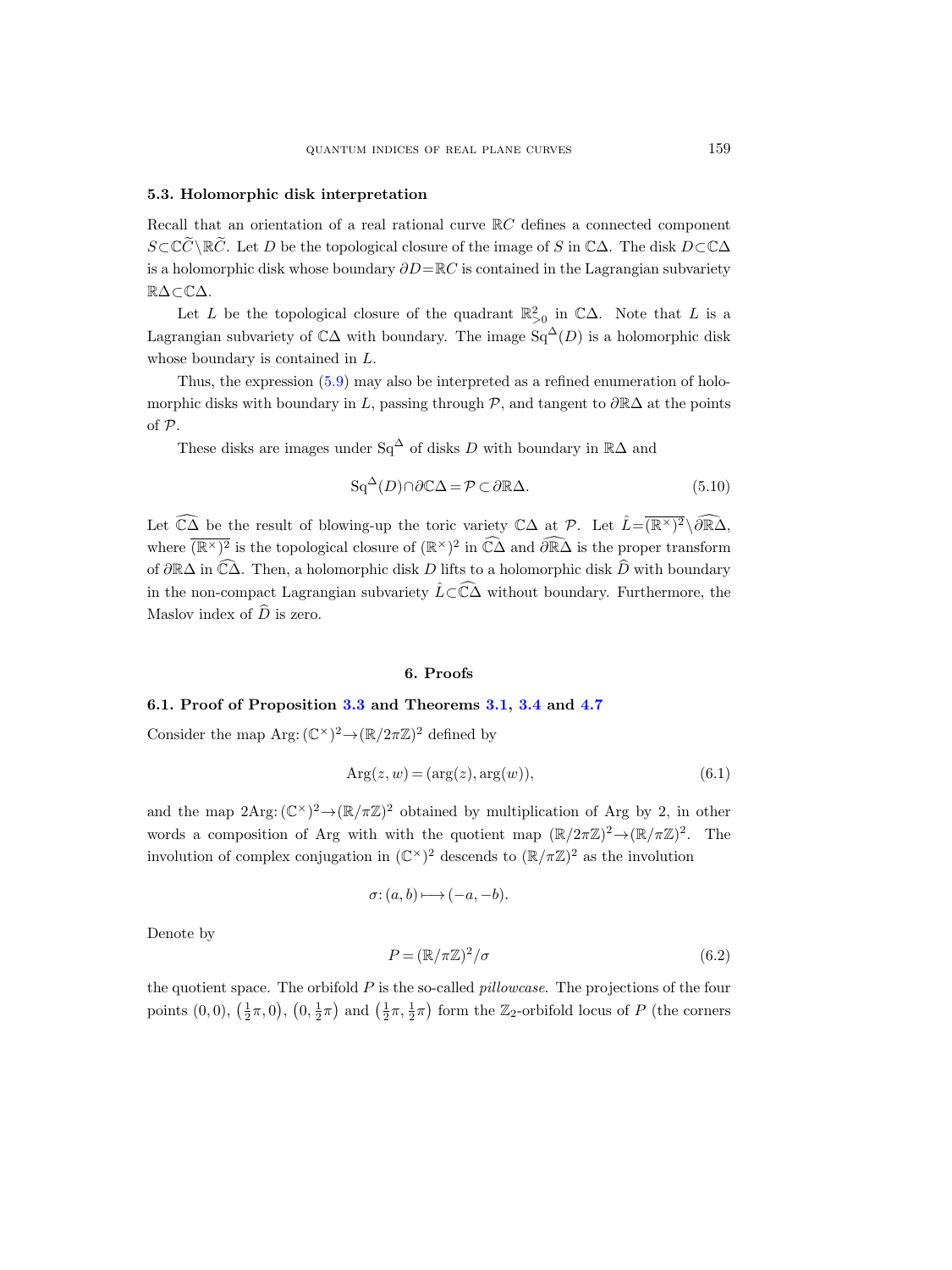### 5.3. Holomorphic disk interpretation

Recall that an orientation of a real rational curve $\mathbb{R}C$ defines a connected component $S\subset\mathbb{C}\widetilde{C}\setminus\mathbb{R}\widetilde{C}$. Let $D$ be the topological closure of the image of $S$ in $\mathbb{C}\Delta$. The disk $D\subset\mathbb{C}\Delta$ is a holomorphic disk whose boundary $\partial D=\mathbb{R}C$ is contained in the Lagrangian subvariety $\mathbb{R}\Delta\subset\mathbb{C}\Delta$.

Let $L$ be the topological closure of the quadrant $\mathbb{R}^2_{>0}$ in $\mathbb{C}\Delta$. Note that $L$ is a Lagrangian subvariety of $\mathbb{C}\Delta$ with boundary. The image $\mathrm{Sq}^{\Delta}(D)$ is a holomorphic disk whose boundary is contained in $L$.

Thus, the expression (5.9) may also be interpreted as a refined enumeration of holomorphic disks with boundary in $L$, passing through $\mathcal{P}$, and tangent to $\partial\mathbb{R}\Delta$ at the points of $\mathcal{P}$.

These disks are images under $\mathrm{Sq}^{\Delta}$ of disks $D$ with boundary in $\mathbb{R}\Delta$ and

$$\mathrm{Sq}^{\Delta}(D)\cap\partial\mathbb{C}\Delta=\mathcal{P}\subset\partial\mathbb{R}\Delta. \tag{5.10}$$

Let $\widehat{\mathbb{C}\Delta}$ be the result of blowing-up the toric variety $\mathbb{C}\Delta$ at $\mathcal{P}$. Let $\hat{L}=\overline{(\mathbb{R}^\times)^2}\setminus\widehat{\partial\mathbb{R}\Delta}$, where $\overline{(\mathbb{R}^\times)^2}$ is the topological closure of $(\mathbb{R}^\times)^2$ in $\widehat{\mathbb{C}\Delta}$ and $\widehat{\partial\mathbb{R}\Delta}$ is the proper transform of $\partial\mathbb{R}\Delta$ in $\widehat{\mathbb{C}\Delta}$. Then, a holomorphic disk $D$ lifts to a holomorphic disk $\widehat{D}$ with boundary in the non-compact Lagrangian subvariety $\hat{L}\subset\widehat{\mathbb{C}\Delta}$ without boundary. Furthermore, the Maslov index of $\widehat{D}$ is zero.

## 6. Proofs

### 6.1. Proof of Proposition 3.3 and Theorems 3.1, 3.4 and 4.7

Consider the map $\mathrm{Arg}\colon(\mathbb{C}^\times)^2\to(\mathbb{R}/2\pi\mathbb{Z})^2$ defined by

$$\mathrm{Arg}(z,w)=(\arg(z),\arg(w)), \tag{6.1}$$

and the map $2\mathrm{Arg}\colon(\mathbb{C}^\times)^2\to(\mathbb{R}/\pi\mathbb{Z})^2$ obtained by multiplication of Arg by 2, in other words a composition of Arg with with the quotient map $(\mathbb{R}/2\pi\mathbb{Z})^2\to(\mathbb{R}/\pi\mathbb{Z})^2$. The involution of complex conjugation in $(\mathbb{C}^\times)^2$ descends to $(\mathbb{R}/\pi\mathbb{Z})^2$ as the involution

$$\sigma\colon(a,b)\longmapsto(-a,-b).$$

Denote by

$$P=(\mathbb{R}/\pi\mathbb{Z})^2/\sigma \tag{6.2}$$

the quotient space. The orbifold $P$ is the so-called *pillowcase*. The projections of the four points $(0,0)$, $\left(\frac{1}{2}\pi,0\right)$, $\left(0,\frac{1}{2}\pi\right)$ and $\left(\frac{1}{2}\pi,\frac{1}{2}\pi\right)$ form the $\mathbb{Z}_2$-orbifold locus of $P$ (the corners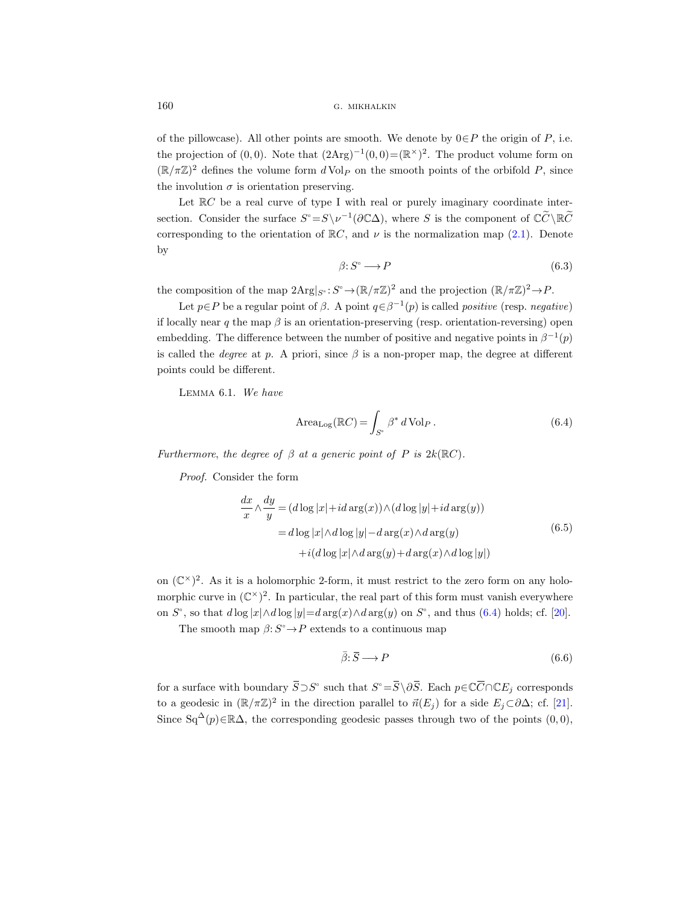of the pillowcase). All other points are smooth. We denote by $0\in P$ the origin of $P$, i.e. the projection of $(0,0)$. Note that $(2\operatorname{Arg})^{-1}(0,0)=(\mathbb{R}^\times)^2$. The product volume form on $(\mathbb{R}/\pi\mathbb{Z})^2$ defines the volume form $d\operatorname{Vol}_P$ on the smooth points of the orbifold $P$, since the involution $\sigma$ is orientation preserving.

Let $\mathbb{R}C$ be a real curve of type I with real or purely imaginary coordinate intersection. Consider the surface $S^\circ=S\setminus\nu^{-1}(\partial\mathbb{C}\Delta)$, where $S$ is the component of $\mathbb{C}\widetilde{C}\setminus\mathbb{R}\widetilde{C}$ corresponding to the orientation of $\mathbb{R}C$, and $\nu$ is the normalization map (2.1). Denote by

$$\beta\colon S^\circ \longrightarrow P \tag{6.3}$$

the composition of the map $2\operatorname{Arg}|_{S^\circ}\colon S^\circ\to(\mathbb{R}/\pi\mathbb{Z})^2$ and the projection $(\mathbb{R}/\pi\mathbb{Z})^2\to P$.

Let $p\in P$ be a regular point of $\beta$. A point $q\in\beta^{-1}(p)$ is called *positive* (resp. *negative*) if locally near $q$ the map $\beta$ is an orientation-preserving (resp. orientation-reversing) open embedding. The difference between the number of positive and negative points in $\beta^{-1}(p)$ is called the *degree* at $p$. A priori, since $\beta$ is a non-proper map, the degree at different points could be different.

Lemma 6.1. *We have*

$$\operatorname{Area}_{\operatorname{Log}}(\mathbb{R}C)=\int_{S^\circ}\beta^*\,d\operatorname{Vol}_P\,. \tag{6.4}$$

*Furthermore, the degree of $\beta$ at a generic point of $P$ is $2k(\mathbb{R}C)$.*

*Proof.* Consider the form

$$\begin{aligned}\frac{dx}{x}\wedge\frac{dy}{y}&=(d\log|x|+i\,d\arg(x))\wedge(d\log|y|+i\,d\arg(y))\\&=d\log|x|\wedge d\log|y|-d\arg(x)\wedge d\arg(y)\\&\quad+i(d\log|x|\wedge d\arg(y)+d\arg(x)\wedge d\log|y|)\end{aligned} \tag{6.5}$$

on $(\mathbb{C}^\times)^2$. As it is a holomorphic 2-form, it must restrict to the zero form on any holomorphic curve in $(\mathbb{C}^\times)^2$. In particular, the real part of this form must vanish everywhere on $S^\circ$, so that $d\log|x|\wedge d\log|y|=d\arg(x)\wedge d\arg(y)$ on $S^\circ$, and thus (6.4) holds; cf. [20].

The smooth map $\beta\colon S^\circ\to P$ extends to a continuous map

$$\bar\beta\colon \overline{S}\longrightarrow P \tag{6.6}$$

for a surface with boundary $\overline{S}\supset S^\circ$ such that $S^\circ=\overline{S}\setminus\partial\overline{S}$. Each $p\in\mathbb{C}\overline{C}\cap\mathbb{C}E_j$ corresponds to a geodesic in $(\mathbb{R}/\pi\mathbb{Z})^2$ in the direction parallel to $\vec n(E_j)$ for a side $E_j\subset\partial\Delta$; cf. [21]. Since $\operatorname{Sq}^\Delta(p)\in\mathbb{R}\Delta$, the corresponding geodesic passes through two of the points $(0,0)$,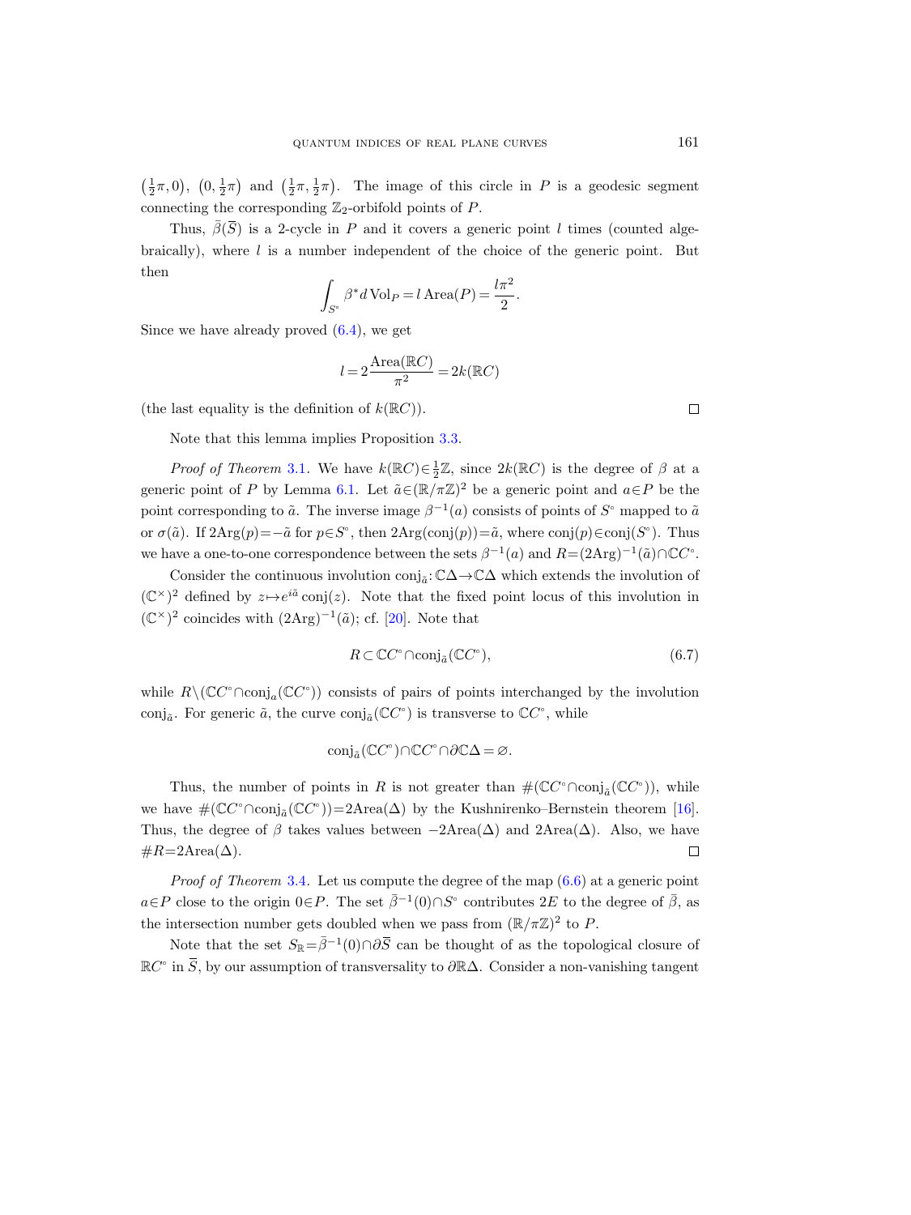$\left(\frac{1}{2}\pi, 0\right)$, $\left(0, \frac{1}{2}\pi\right)$ and $\left(\frac{1}{2}\pi, \frac{1}{2}\pi\right)$. The image of this circle in $P$ is a geodesic segment connecting the corresponding $\mathbb{Z}_2$-orbifold points of $P$.

Thus, $\bar{\beta}(\overline{S})$ is a 2-cycle in $P$ and it covers a generic point $l$ times (counted algebraically), where $l$ is a number independent of the choice of the generic point. But then

$$\int_{S^\circ} \beta^* d\,\mathrm{Vol}_P = l\,\mathrm{Area}(P) = \frac{l\pi^2}{2}.$$

Since we have already proved (6.4), we get

$$l = 2\frac{\mathrm{Area}(\mathbb{R}C)}{\pi^2} = 2k(\mathbb{R}C)$$

(the last equality is the definition of $k(\mathbb{R}C)$). $\square$

Note that this lemma implies Proposition 3.3.

*Proof of Theorem* 3.1. We have $k(\mathbb{R}C)\in\frac{1}{2}\mathbb{Z}$, since $2k(\mathbb{R}C)$ is the degree of $\beta$ at a generic point of $P$ by Lemma 6.1. Let $\tilde{a}\in(\mathbb{R}/\pi\mathbb{Z})^2$ be a generic point and $a\in P$ be the point corresponding to $\tilde{a}$. The inverse image $\beta^{-1}(a)$ consists of points of $S^\circ$ mapped to $\tilde{a}$ or $\sigma(\tilde{a})$. If $2\mathrm{Arg}(p)=-\tilde{a}$ for $p\in S^\circ$, then $2\mathrm{Arg}(\mathrm{conj}(p))=\tilde{a}$, where $\mathrm{conj}(p)\in\mathrm{conj}(S^\circ)$. Thus we have a one-to-one correspondence between the sets $\beta^{-1}(a)$ and $R=(2\mathrm{Arg})^{-1}(\tilde{a})\cap\mathbb{C}C^\circ$.

Consider the continuous involution $\mathrm{conj}_{\tilde{a}}\colon\mathbb{C}\Delta\to\mathbb{C}\Delta$ which extends the involution of $(\mathbb{C}^\times)^2$ defined by $z\mapsto e^{i\tilde{a}}\,\mathrm{conj}(z)$. Note that the fixed point locus of this involution in $(\mathbb{C}^\times)^2$ coincides with $(2\mathrm{Arg})^{-1}(\tilde{a})$; cf. [20]. Note that

$$R\subset\mathbb{C}C^\circ\cap\mathrm{conj}_{\tilde{a}}(\mathbb{C}C^\circ), \tag{6.7}$$

while $R\setminus(\mathbb{C}C^\circ\cap\mathrm{conj}_a(\mathbb{C}C^\circ))$ consists of pairs of points interchanged by the involution $\mathrm{conj}_{\tilde{a}}$. For generic $\tilde{a}$, the curve $\mathrm{conj}_{\tilde{a}}(\mathbb{C}C^\circ)$ is transverse to $\mathbb{C}C^\circ$, while

$$\mathrm{conj}_{\tilde{a}}(\mathbb{C}C^\circ)\cap\mathbb{C}C^\circ\cap\partial\mathbb{C}\Delta=\varnothing.$$

Thus, the number of points in $R$ is not greater than $\#(\mathbb{C}C^\circ\cap\mathrm{conj}_{\tilde{a}}(\mathbb{C}C^\circ))$, while we have $\#(\mathbb{C}C^\circ\cap\mathrm{conj}_{\tilde{a}}(\mathbb{C}C^\circ))=2\mathrm{Area}(\Delta)$ by the Kushnirenko–Bernstein theorem [16]. Thus, the degree of $\beta$ takes values between $-2\mathrm{Area}(\Delta)$ and $2\mathrm{Area}(\Delta)$. Also, we have $\#R=2\mathrm{Area}(\Delta)$. $\square$

*Proof of Theorem* 3.4. Let us compute the degree of the map (6.6) at a generic point $a\in P$ close to the origin $0\in P$. The set $\bar{\beta}^{-1}(0)\cap S^\circ$ contributes $2E$ to the degree of $\bar{\beta}$, as the intersection number gets doubled when we pass from $(\mathbb{R}/\pi\mathbb{Z})^2$ to $P$.

Note that the set $S_{\mathbb{R}}=\bar{\beta}^{-1}(0)\cap\partial\overline{S}$ can be thought of as the topological closure of $\mathbb{R}C^\circ$ in $\overline{S}$, by our assumption of transversality to $\partial\mathbb{R}\Delta$. Consider a non-vanishing tangent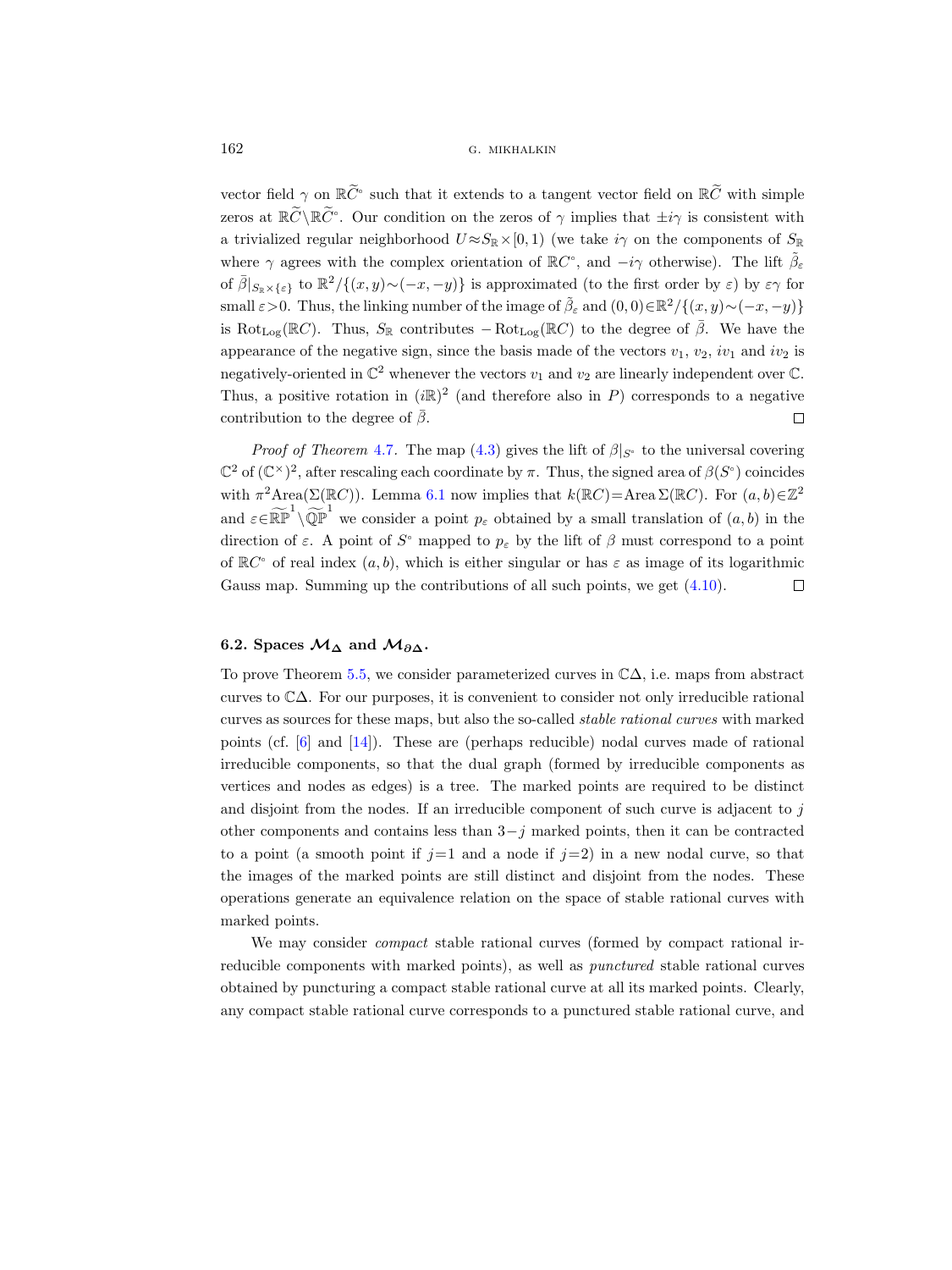vector field $\gamma$ on $\mathbb{R}\widetilde{C}^{\circ}$ such that it extends to a tangent vector field on $\mathbb{R}\widetilde{C}$ with simple zeros at $\mathbb{R}\widetilde{C}\setminus\mathbb{R}\widetilde{C}^{\circ}$. Our condition on the zeros of $\gamma$ implies that $\pm i\gamma$ is consistent with a trivialized regular neighborhood $U\approx S_{\mathbb{R}}\times[0,1)$ (we take $i\gamma$ on the components of $S_{\mathbb{R}}$ where $\gamma$ agrees with the complex orientation of $\mathbb{R}C^{\circ}$, and $-i\gamma$ otherwise). The lift $\tilde{\beta}_{\varepsilon}$ of $\bar{\beta}|_{S_{\mathbb{R}}\times\{\varepsilon\}}$ to $\mathbb{R}^2/\{(x,y)\sim(-x,-y)\}$ is approximated (to the first order by $\varepsilon$) by $\varepsilon\gamma$ for small $\varepsilon>0$. Thus, the linking number of the image of $\tilde{\beta}_{\varepsilon}$ and $(0,0)\in\mathbb{R}^2/\{(x,y)\sim(-x,-y)\}$ is $\mathrm{Rot}_{\mathrm{Log}}(\mathbb{R}C)$. Thus, $S_{\mathbb{R}}$ contributes $-\mathrm{Rot}_{\mathrm{Log}}(\mathbb{R}C)$ to the degree of $\bar{\beta}$. We have the appearance of the negative sign, since the basis made of the vectors $v_1$, $v_2$, $iv_1$ and $iv_2$ is negatively-oriented in $\mathbb{C}^2$ whenever the vectors $v_1$ and $v_2$ are linearly independent over $\mathbb{C}$. Thus, a positive rotation in $(i\mathbb{R})^2$ (and therefore also in $P$) corresponds to a negative contribution to the degree of $\bar{\beta}$. ∎

*Proof of Theorem* 4.7. The map (4.3) gives the lift of $\beta|_{S^{\circ}}$ to the universal covering $\mathbb{C}^2$ of $(\mathbb{C}^{\times})^2$, after rescaling each coordinate by $\pi$. Thus, the signed area of $\beta(S^{\circ})$ coincides with $\pi^2\mathrm{Area}(\Sigma(\mathbb{R}C))$. Lemma 6.1 now implies that $k(\mathbb{R}C)=\mathrm{Area}\,\Sigma(\mathbb{R}C)$. For $(a,b)\in\mathbb{Z}^2$ and $\varepsilon\in\widetilde{\mathbb{RP}}^1\setminus\widetilde{\mathbb{QP}}^1$ we consider a point $p_{\varepsilon}$ obtained by a small translation of $(a,b)$ in the direction of $\varepsilon$. A point of $S^{\circ}$ mapped to $p_{\varepsilon}$ by the lift of $\beta$ must correspond to a point of $\mathbb{R}C^{\circ}$ of real index $(a,b)$, which is either singular or has $\varepsilon$ as image of its logarithmic Gauss map. Summing up the contributions of all such points, we get (4.10). ∎

### 6.2. Spaces $\mathcal{M}_{\Delta}$ and $\mathcal{M}_{\partial\Delta}$.

To prove Theorem 5.5, we consider parameterized curves in $\mathbb{C}\Delta$, i.e. maps from abstract curves to $\mathbb{C}\Delta$. For our purposes, it is convenient to consider not only irreducible rational curves as sources for these maps, but also the so-called *stable rational curves* with marked points (cf. [6] and [14]). These are (perhaps reducible) nodal curves made of rational irreducible components, so that the dual graph (formed by irreducible components as vertices and nodes as edges) is a tree. The marked points are required to be distinct and disjoint from the nodes. If an irreducible component of such curve is adjacent to $j$ other components and contains less than $3-j$ marked points, then it can be contracted to a point (a smooth point if $j=1$ and a node if $j=2$) in a new nodal curve, so that the images of the marked points are still distinct and disjoint from the nodes. These operations generate an equivalence relation on the space of stable rational curves with marked points.

We may consider *compact* stable rational curves (formed by compact rational irreducible components with marked points), as well as *punctured* stable rational curves obtained by puncturing a compact stable rational curve at all its marked points. Clearly, any compact stable rational curve corresponds to a punctured stable rational curve, and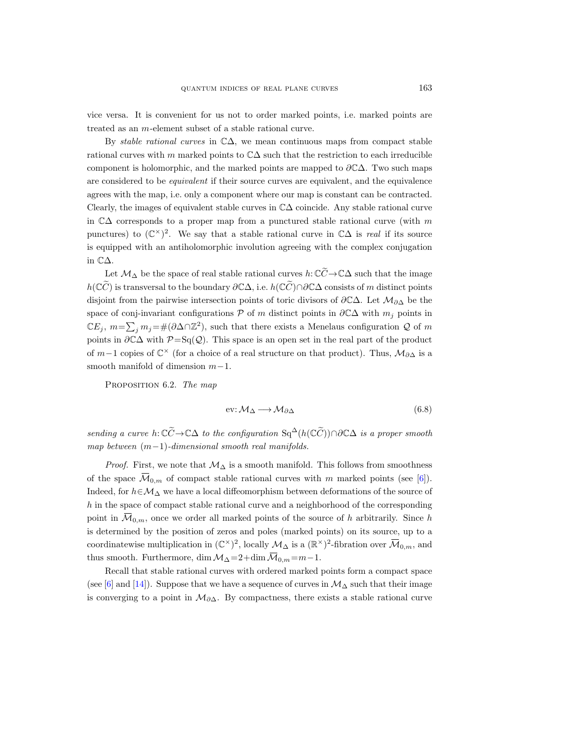vice versa. It is convenient for us not to order marked points, i.e. marked points are treated as an $m$-element subset of a stable rational curve.

By *stable rational curves* in $\mathbb{C}\Delta$, we mean continuous maps from compact stable rational curves with $m$ marked points to $\mathbb{C}\Delta$ such that the restriction to each irreducible component is holomorphic, and the marked points are mapped to $\partial\mathbb{C}\Delta$. Two such maps are considered to be *equivalent* if their source curves are equivalent, and the equivalence agrees with the map, i.e. only a component where our map is constant can be contracted. Clearly, the images of equivalent stable curves in $\mathbb{C}\Delta$ coincide. Any stable rational curve in $\mathbb{C}\Delta$ corresponds to a proper map from a punctured stable rational curve (with $m$ punctures) to $(\mathbb{C}^\times)^2$. We say that a stable rational curve in $\mathbb{C}\Delta$ is *real* if its source is equipped with an antiholomorphic involution agreeing with the complex conjugation in $\mathbb{C}\Delta$.

Let $\mathcal{M}_\Delta$ be the space of real stable rational curves $h\colon \mathbb{C}\widetilde{C}\to\mathbb{C}\Delta$ such that the image $h(\mathbb{C}\widetilde{C})$ is transversal to the boundary $\partial\mathbb{C}\Delta$, i.e. $h(\mathbb{C}\widetilde{C})\cap\partial\mathbb{C}\Delta$ consists of $m$ distinct points disjoint from the pairwise intersection points of toric divisors of $\partial\mathbb{C}\Delta$. Let $\mathcal{M}_{\partial\Delta}$ be the space of conj-invariant configurations $\mathcal{P}$ of $m$ distinct points in $\partial\mathbb{C}\Delta$ with $m_j$ points in $\mathbb{C}E_j$, $m=\sum_j m_j=\#(\partial\Delta\cap\mathbb{Z}^2)$, such that there exists a Menelaus configuration $\mathcal{Q}$ of $m$ points in $\partial\mathbb{C}\Delta$ with $\mathcal{P}=\mathrm{Sq}(\mathcal{Q})$. This space is an open set in the real part of the product of $m-1$ copies of $\mathbb{C}^\times$ (for a choice of a real structure on that product). Thus, $\mathcal{M}_{\partial\Delta}$ is a smooth manifold of dimension $m-1$.

PROPOSITION 6.2. *The map*

$$\mathrm{ev}\colon \mathcal{M}_\Delta \longrightarrow \mathcal{M}_{\partial\Delta} \tag{6.8}$$

*sending a curve* $h\colon \mathbb{C}\widetilde{C}\to\mathbb{C}\Delta$ *to the configuration* $\mathrm{Sq}^\Delta(h(\mathbb{C}\widetilde{C}))\cap\partial\mathbb{C}\Delta$ *is a proper smooth map between* $(m-1)$*-dimensional smooth real manifolds.*

*Proof.* First, we note that $\mathcal{M}_\Delta$ is a smooth manifold. This follows from smoothness of the space $\overline{\mathcal{M}}_{0,m}$ of compact stable rational curves with $m$ marked points (see [6]). Indeed, for $h\in\mathcal{M}_\Delta$ we have a local diffeomorphism between deformations of the source of $h$ in the space of compact stable rational curve and a neighborhood of the corresponding point in $\overline{\mathcal{M}}_{0,m}$, once we order all marked points of the source of $h$ arbitrarily. Since $h$ is determined by the position of zeros and poles (marked points) on its source, up to a coordinatewise multiplication in $(\mathbb{C}^\times)^2$, locally $\mathcal{M}_\Delta$ is a $(\mathbb{R}^\times)^2$-fibration over $\overline{\mathcal{M}}_{0,m}$, and thus smooth. Furthermore, $\dim\mathcal{M}_\Delta=2+\dim\overline{\mathcal{M}}_{0,m}=m-1$.

Recall that stable rational curves with ordered marked points form a compact space (see [6] and [14]). Suppose that we have a sequence of curves in $\mathcal{M}_\Delta$ such that their image is converging to a point in $\mathcal{M}_{\partial\Delta}$. By compactness, there exists a stable rational curve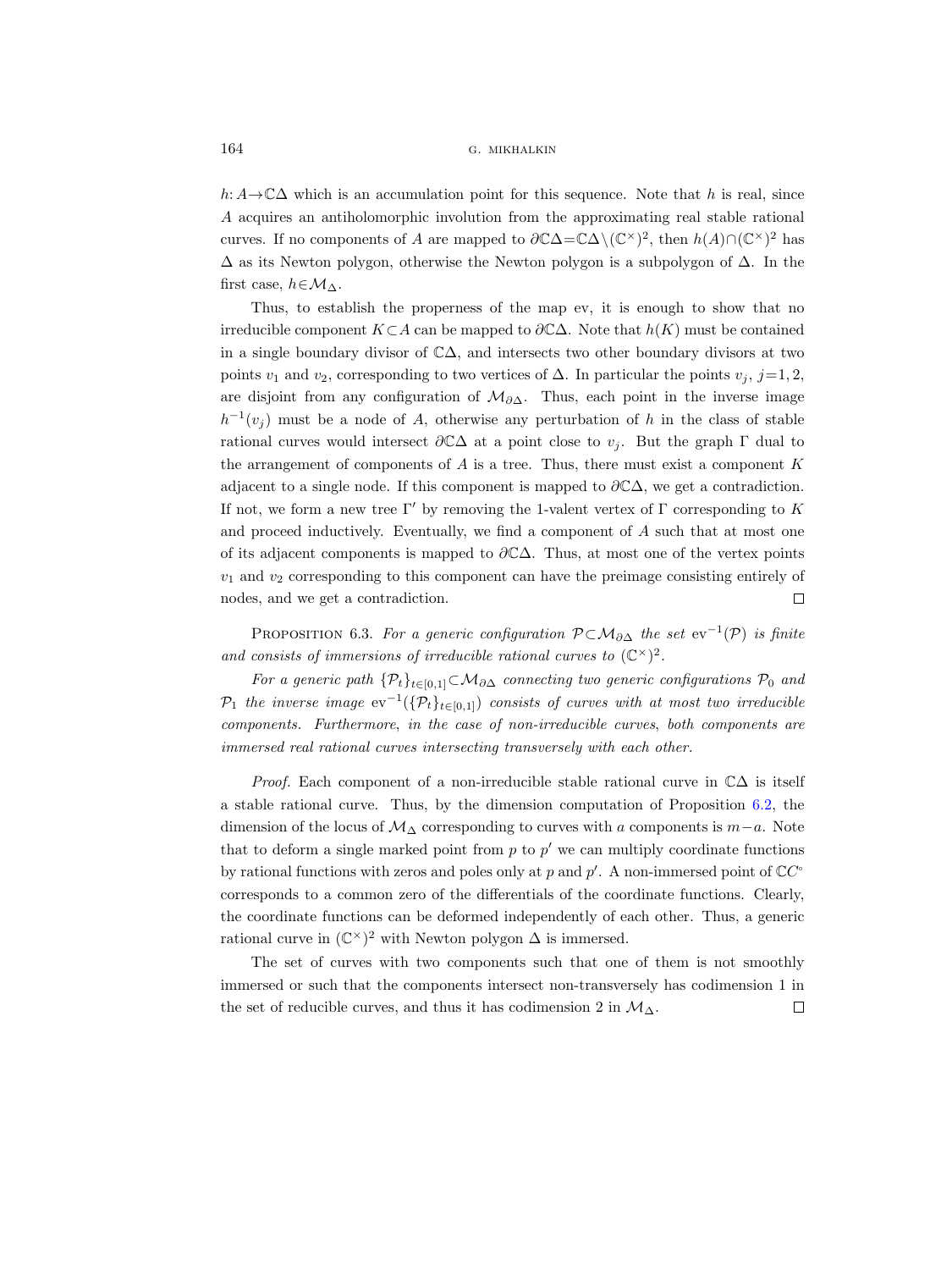$h: A \to \mathbb{C}\Delta$ which is an accumulation point for this sequence. Note that $h$ is real, since $A$ acquires an antiholomorphic involution from the approximating real stable rational curves. If no components of $A$ are mapped to $\partial\mathbb{C}\Delta = \mathbb{C}\Delta \setminus (\mathbb{C}^\times)^2$, then $h(A) \cap (\mathbb{C}^\times)^2$ has $\Delta$ as its Newton polygon, otherwise the Newton polygon is a subpolygon of $\Delta$. In the first case, $h \in \mathcal{M}_\Delta$.

Thus, to establish the properness of the map ev, it is enough to show that no irreducible component $K \subset A$ can be mapped to $\partial\mathbb{C}\Delta$. Note that $h(K)$ must be contained in a single boundary divisor of $\mathbb{C}\Delta$, and intersects two other boundary divisors at two points $v_1$ and $v_2$, corresponding to two vertices of $\Delta$. In particular the points $v_j$, $j=1,2$, are disjoint from any configuration of $\mathcal{M}_{\partial\Delta}$. Thus, each point in the inverse image $h^{-1}(v_j)$ must be a node of $A$, otherwise any perturbation of $h$ in the class of stable rational curves would intersect $\partial\mathbb{C}\Delta$ at a point close to $v_j$. But the graph $\Gamma$ dual to the arrangement of components of $A$ is a tree. Thus, there must exist a component $K$ adjacent to a single node. If this component is mapped to $\partial\mathbb{C}\Delta$, we get a contradiction. If not, we form a new tree $\Gamma'$ by removing the 1-valent vertex of $\Gamma$ corresponding to $K$ and proceed inductively. Eventually, we find a component of $A$ such that at most one of its adjacent components is mapped to $\partial\mathbb{C}\Delta$. Thus, at most one of the vertex points $v_1$ and $v_2$ corresponding to this component can have the preimage consisting entirely of nodes, and we get a contradiction. □

PROPOSITION 6.3. *For a generic configuration $\mathcal{P} \subset \mathcal{M}_{\partial\Delta}$ the set $\operatorname{ev}^{-1}(\mathcal{P})$ is finite and consists of immersions of irreducible rational curves to $(\mathbb{C}^\times)^2$.*

*For a generic path $\{\mathcal{P}_t\}_{t\in[0,1]} \subset \mathcal{M}_{\partial\Delta}$ connecting two generic configurations $\mathcal{P}_0$ and $\mathcal{P}_1$ the inverse image $\operatorname{ev}^{-1}(\{\mathcal{P}_t\}_{t\in[0,1]})$ consists of curves with at most two irreducible components. Furthermore, in the case of non-irreducible curves, both components are immersed real rational curves intersecting transversely with each other.*

*Proof.* Each component of a non-irreducible stable rational curve in $\mathbb{C}\Delta$ is itself a stable rational curve. Thus, by the dimension computation of Proposition 6.2, the dimension of the locus of $\mathcal{M}_\Delta$ corresponding to curves with $a$ components is $m-a$. Note that to deform a single marked point from $p$ to $p'$ we can multiply coordinate functions by rational functions with zeros and poles only at $p$ and $p'$. A non-immersed point of $\mathbb{C}C^\circ$ corresponds to a common zero of the differentials of the coordinate functions. Clearly, the coordinate functions can be deformed independently of each other. Thus, a generic rational curve in $(\mathbb{C}^\times)^2$ with Newton polygon $\Delta$ is immersed.

The set of curves with two components such that one of them is not smoothly immersed or such that the components intersect non-transversely has codimension 1 in the set of reducible curves, and thus it has codimension 2 in $\mathcal{M}_\Delta$. □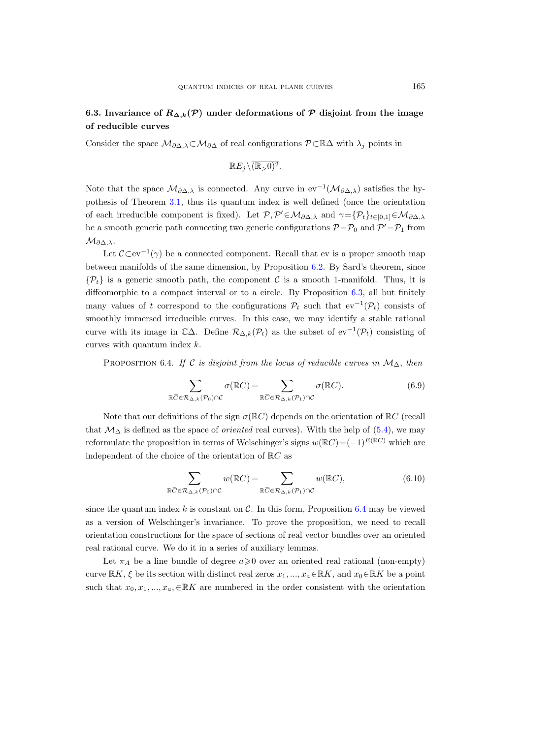### 6.3. Invariance of $R_{\Delta,k}(\mathcal{P})$ under deformations of $\mathcal{P}$ disjoint from the image of reducible curves

Consider the space $\mathcal{M}_{\partial\Delta,\lambda}\subset\mathcal{M}_{\partial\Delta}$ of real configurations $\mathcal{P}\subset\mathbb{R}\Delta$ with $\lambda_j$ points in

$$\mathbb{R}E_j\setminus\overline{(\mathbb{R}_{>}0)^2}.$$

Note that the space $\mathcal{M}_{\partial\Delta,\lambda}$ is connected. Any curve in $\mathrm{ev}^{-1}(\mathcal{M}_{\partial\Delta,\lambda})$ satisfies the hypothesis of Theorem 3.1, thus its quantum index is well defined (once the orientation of each irreducible component is fixed). Let $\mathcal{P},\mathcal{P}'\in\mathcal{M}_{\partial\Delta,\lambda}$ and $\gamma=\{\mathcal{P}_t\}_{t\in[0,1]}\in\mathcal{M}_{\partial\Delta,\lambda}$ be a smooth generic path connecting two generic configurations $\mathcal{P}=\mathcal{P}_0$ and $\mathcal{P}'=\mathcal{P}_1$ from $\mathcal{M}_{\partial\Delta,\lambda}$.

Let $\mathcal{C}\subset\mathrm{ev}^{-1}(\gamma)$ be a connected component. Recall that ev is a proper smooth map between manifolds of the same dimension, by Proposition 6.2. By Sard's theorem, since $\{\mathcal{P}_t\}$ is a generic smooth path, the component $\mathcal{C}$ is a smooth 1-manifold. Thus, it is diffeomorphic to a compact interval or to a circle. By Proposition 6.3, all but finitely many values of $t$ correspond to the configurations $\mathcal{P}_t$ such that $\mathrm{ev}^{-1}(\mathcal{P}_t)$ consists of smoothly immersed irreducible curves. In this case, we may identify a stable rational curve with its image in $\mathbb{C}\Delta$. Define $\mathcal{R}_{\Delta,k}(\mathcal{P}_t)$ as the subset of $\mathrm{ev}^{-1}(\mathcal{P}_t)$ consisting of curves with quantum index $k$.

Proposition 6.4. *If $\mathcal{C}$ is disjoint from the locus of reducible curves in $\mathcal{M}_\Delta$, then*

$$\sum_{\mathbb{R}\overline{C}\in\mathcal{R}_{\Delta,k}(\mathcal{P}_0)\cap\mathcal{C}}\sigma(\mathbb{R}C)=\sum_{\mathbb{R}\overline{C}\in\mathcal{R}_{\Delta,k}(\mathcal{P}_1)\cap\mathcal{C}}\sigma(\mathbb{R}C). \tag{6.9}$$

Note that our definitions of the sign $\sigma(\mathbb{R}C)$ depends on the orientation of $\mathbb{R}C$ (recall that $\mathcal{M}_\Delta$ is defined as the space of *oriented* real curves). With the help of (5.4), we may reformulate the proposition in terms of Welschinger's signs $w(\mathbb{R}C)=(-1)^{E(\mathbb{R}C)}$ which are independent of the choice of the orientation of $\mathbb{R}C$ as

$$\sum_{\mathbb{R}\overline{C}\in\mathcal{R}_{\Delta,k}(\mathcal{P}_0)\cap\mathcal{C}}w(\mathbb{R}C)=\sum_{\mathbb{R}\overline{C}\in\mathcal{R}_{\Delta,k}(\mathcal{P}_1)\cap\mathcal{C}}w(\mathbb{R}C), \tag{6.10}$$

since the quantum index $k$ is constant on $\mathcal{C}$. In this form, Proposition 6.4 may be viewed as a version of Welschinger's invariance. To prove the proposition, we need to recall orientation constructions for the space of sections of real vector bundles over an oriented real rational curve. We do it in a series of auxiliary lemmas.

Let $\pi_A$ be a line bundle of degree $a\geqslant 0$ over an oriented real rational (non-empty) curve $\mathbb{R}K$, $\xi$ be its section with distinct real zeros $x_1,...,x_a\in\mathbb{R}K$, and $x_0\in\mathbb{R}K$ be a point such that $x_0,x_1,...,x_a,\in\mathbb{R}K$ are numbered in the order consistent with the orientation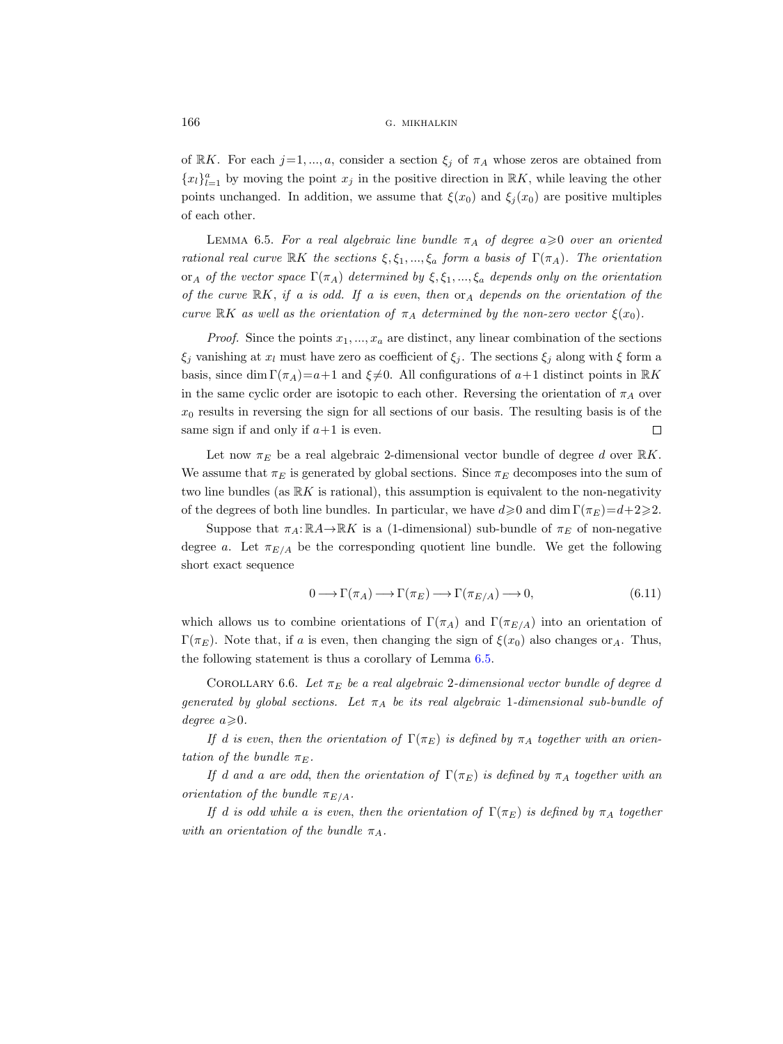of $\mathbb{R}K$. For each $j=1,...,a$, consider a section $\xi_j$ of $\pi_A$ whose zeros are obtained from $\{x_l\}_{l=1}^a$ by moving the point $x_j$ in the positive direction in $\mathbb{R}K$, while leaving the other points unchanged. In addition, we assume that $\xi(x_0)$ and $\xi_j(x_0)$ are positive multiples of each other.

LEMMA 6.5. *For a real algebraic line bundle $\pi_A$ of degree $a\geqslant 0$ over an oriented rational real curve $\mathbb{R}K$ the sections $\xi,\xi_1,...,\xi_a$ form a basis of $\Gamma(\pi_A)$. The orientation $\mathrm{or}_A$ of the vector space $\Gamma(\pi_A)$ determined by $\xi,\xi_1,...,\xi_a$ depends only on the orientation of the curve $\mathbb{R}K$, if $a$ is odd. If $a$ is even, then $\mathrm{or}_A$ depends on the orientation of the curve $\mathbb{R}K$ as well as the orientation of $\pi_A$ determined by the non-zero vector $\xi(x_0)$.*

*Proof.* Since the points $x_1,...,x_a$ are distinct, any linear combination of the sections $\xi_j$ vanishing at $x_l$ must have zero as coefficient of $\xi_j$. The sections $\xi_j$ along with $\xi$ form a basis, since $\dim\Gamma(\pi_A)=a+1$ and $\xi\neq 0$. All configurations of $a+1$ distinct points in $\mathbb{R}K$ in the same cyclic order are isotopic to each other. Reversing the orientation of $\pi_A$ over $x_0$ results in reversing the sign for all sections of our basis. The resulting basis is of the same sign if and only if $a+1$ is even. □

Let now $\pi_E$ be a real algebraic 2-dimensional vector bundle of degree $d$ over $\mathbb{R}K$. We assume that $\pi_E$ is generated by global sections. Since $\pi_E$ decomposes into the sum of two line bundles (as $\mathbb{R}K$ is rational), this assumption is equivalent to the non-negativity of the degrees of both line bundles. In particular, we have $d\geqslant 0$ and $\dim\Gamma(\pi_E)=d+2\geqslant 2$.

Suppose that $\pi_A\colon\mathbb{R}A\to\mathbb{R}K$ is a (1-dimensional) sub-bundle of $\pi_E$ of non-negative degree $a$. Let $\pi_{E/A}$ be the corresponding quotient line bundle. We get the following short exact sequence

$$0\longrightarrow\Gamma(\pi_A)\longrightarrow\Gamma(\pi_E)\longrightarrow\Gamma(\pi_{E/A})\longrightarrow 0,\tag{6.11}$$

which allows us to combine orientations of $\Gamma(\pi_A)$ and $\Gamma(\pi_{E/A})$ into an orientation of $\Gamma(\pi_E)$. Note that, if $a$ is even, then changing the sign of $\xi(x_0)$ also changes $\mathrm{or}_A$. Thus, the following statement is thus a corollary of Lemma 6.5.

COROLLARY 6.6. *Let $\pi_E$ be a real algebraic 2-dimensional vector bundle of degree $d$ generated by global sections. Let $\pi_A$ be its real algebraic 1-dimensional sub-bundle of degree $a\geqslant 0$.*

*If $d$ is even, then the orientation of $\Gamma(\pi_E)$ is defined by $\pi_A$ together with an orientation of the bundle $\pi_E$.*

*If $d$ and $a$ are odd, then the orientation of $\Gamma(\pi_E)$ is defined by $\pi_A$ together with an orientation of the bundle $\pi_{E/A}$.*

*If $d$ is odd while $a$ is even, then the orientation of $\Gamma(\pi_E)$ is defined by $\pi_A$ together with an orientation of the bundle $\pi_A$.*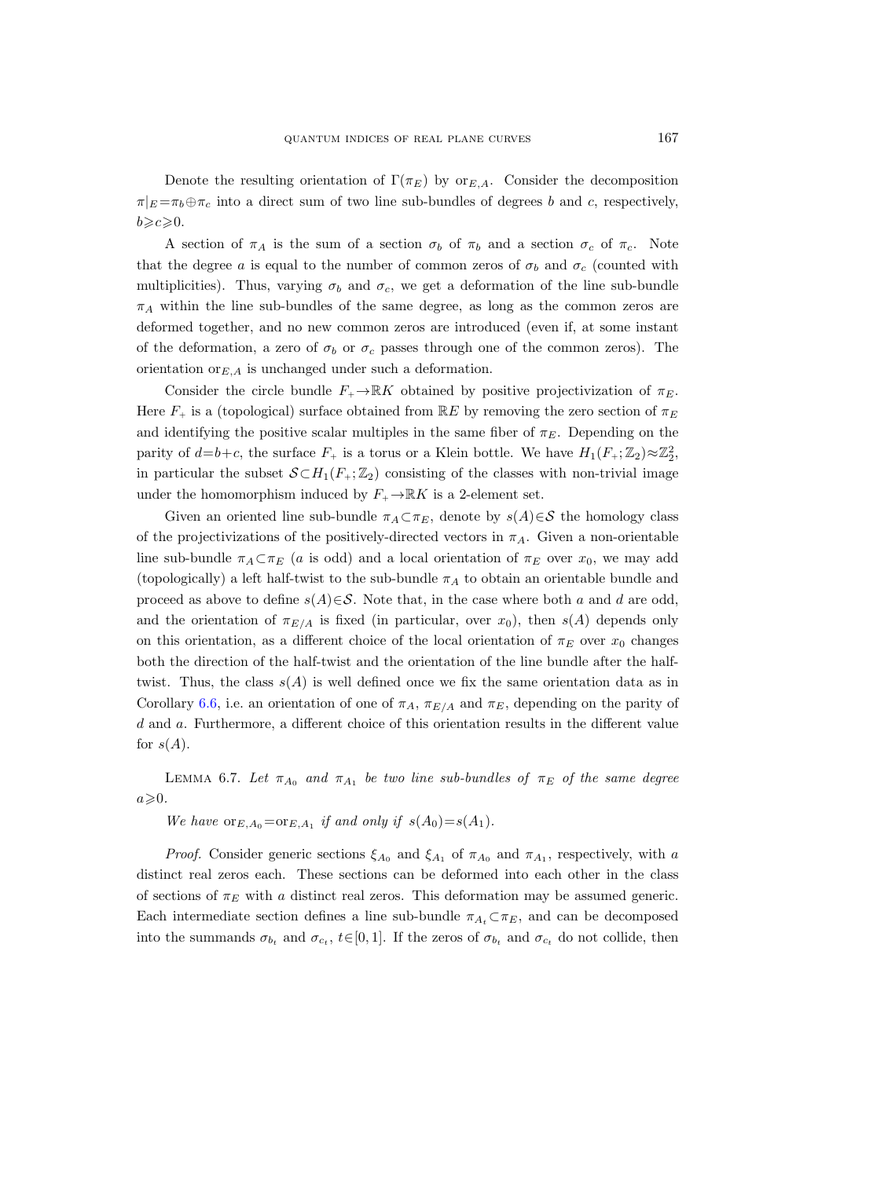Denote the resulting orientation of $\Gamma(\pi_E)$ by $\mathrm{or}_{E,A}$. Consider the decomposition $\pi|_E=\pi_b\oplus\pi_c$ into a direct sum of two line sub-bundles of degrees $b$ and $c$, respectively, $b\geqslant c\geqslant 0$.

A section of $\pi_A$ is the sum of a section $\sigma_b$ of $\pi_b$ and a section $\sigma_c$ of $\pi_c$. Note that the degree $a$ is equal to the number of common zeros of $\sigma_b$ and $\sigma_c$ (counted with multiplicities). Thus, varying $\sigma_b$ and $\sigma_c$, we get a deformation of the line sub-bundle $\pi_A$ within the line sub-bundles of the same degree, as long as the common zeros are deformed together, and no new common zeros are introduced (even if, at some instant of the deformation, a zero of $\sigma_b$ or $\sigma_c$ passes through one of the common zeros). The orientation $\mathrm{or}_{E,A}$ is unchanged under such a deformation.

Consider the circle bundle $F_+\to\mathbb{R}K$ obtained by positive projectivization of $\pi_E$. Here $F_+$ is a (topological) surface obtained from $\mathbb{R}E$ by removing the zero section of $\pi_E$ and identifying the positive scalar multiples in the same fiber of $\pi_E$. Depending on the parity of $d=b+c$, the surface $F_+$ is a torus or a Klein bottle. We have $H_1(F_+;\mathbb{Z}_2)\approx\mathbb{Z}_2^2$, in particular the subset $\mathcal{S}\subset H_1(F_+;\mathbb{Z}_2)$ consisting of the classes with non-trivial image under the homomorphism induced by $F_+\to\mathbb{R}K$ is a 2-element set.

Given an oriented line sub-bundle $\pi_A\subset\pi_E$, denote by $s(A)\in\mathcal{S}$ the homology class of the projectivizations of the positively-directed vectors in $\pi_A$. Given a non-orientable line sub-bundle $\pi_A\subset\pi_E$ ($a$ is odd) and a local orientation of $\pi_E$ over $x_0$, we may add (topologically) a left half-twist to the sub-bundle $\pi_A$ to obtain an orientable bundle and proceed as above to define $s(A)\in\mathcal{S}$. Note that, in the case where both $a$ and $d$ are odd, and the orientation of $\pi_{E/A}$ is fixed (in particular, over $x_0$), then $s(A)$ depends only on this orientation, as a different choice of the local orientation of $\pi_E$ over $x_0$ changes both the direction of the half-twist and the orientation of the line bundle after the half-twist. Thus, the class $s(A)$ is well defined once we fix the same orientation data as in Corollary 6.6, i.e. an orientation of one of $\pi_A$, $\pi_{E/A}$ and $\pi_E$, depending on the parity of $d$ and $a$. Furthermore, a different choice of this orientation results in the different value for $s(A)$.

LEMMA 6.7. *Let $\pi_{A_0}$ and $\pi_{A_1}$ be two line sub-bundles of $\pi_E$ of the same degree $a\geqslant 0$.*

*We have $\mathrm{or}_{E,A_0}=\mathrm{or}_{E,A_1}$ if and only if $s(A_0)=s(A_1)$.*

*Proof.* Consider generic sections $\xi_{A_0}$ and $\xi_{A_1}$ of $\pi_{A_0}$ and $\pi_{A_1}$, respectively, with $a$ distinct real zeros each. These sections can be deformed into each other in the class of sections of $\pi_E$ with $a$ distinct real zeros. This deformation may be assumed generic. Each intermediate section defines a line sub-bundle $\pi_{A_t}\subset\pi_E$, and can be decomposed into the summands $\sigma_{b_t}$ and $\sigma_{c_t}$, $t\in[0,1]$. If the zeros of $\sigma_{b_t}$ and $\sigma_{c_t}$ do not collide, then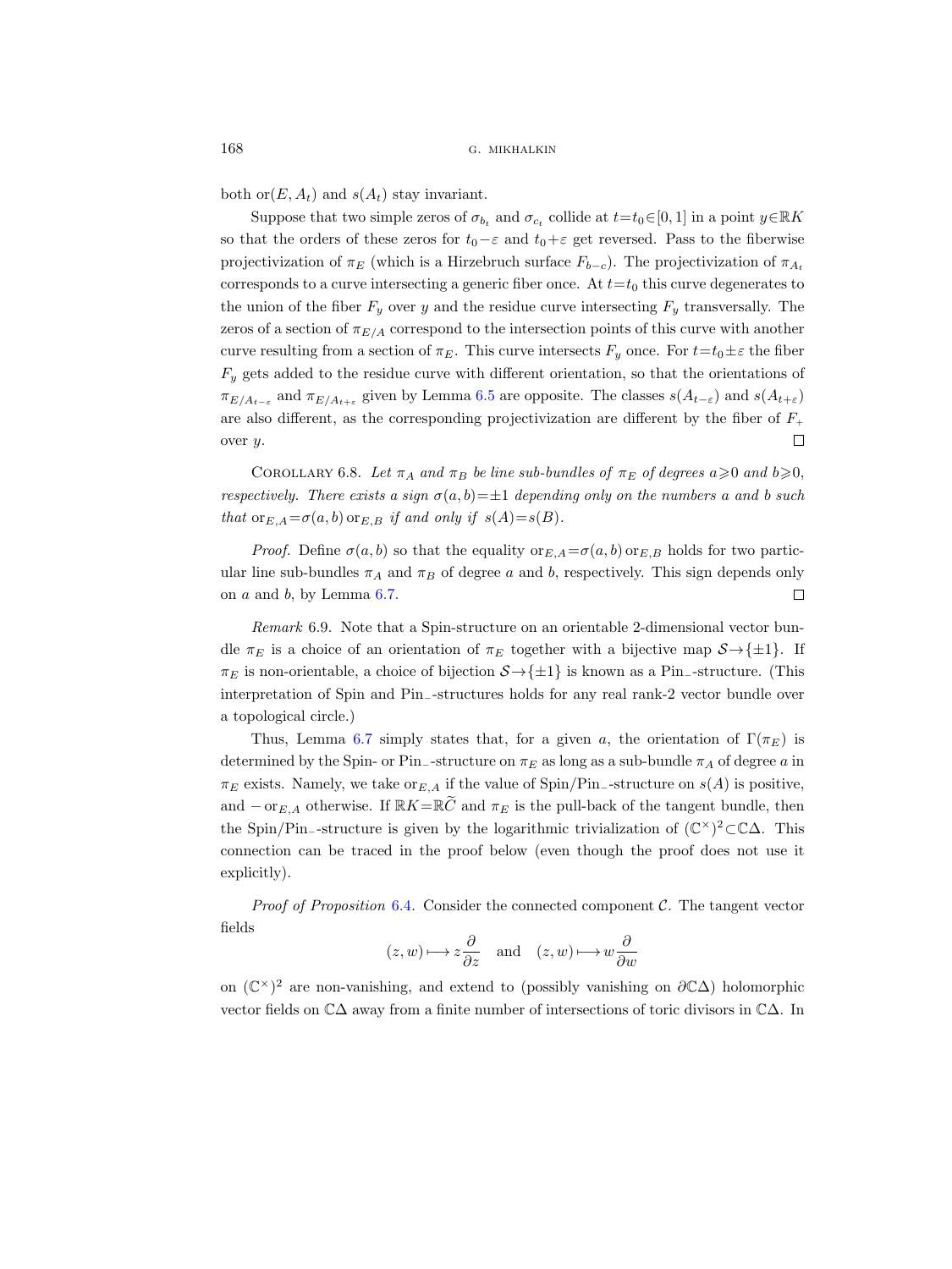both $\operatorname{or}(E,A_t)$ and $s(A_t)$ stay invariant.

Suppose that two simple zeros of $\sigma_{b_t}$ and $\sigma_{c_t}$ collide at $t=t_0\in[0,1]$ in a point $y\in\mathbb{R}K$ so that the orders of these zeros for $t_0-\varepsilon$ and $t_0+\varepsilon$ get reversed. Pass to the fiberwise projectivization of $\pi_E$ (which is a Hirzebruch surface $F_{b-c}$). The projectivization of $\pi_{A_t}$ corresponds to a curve intersecting a generic fiber once. At $t=t_0$ this curve degenerates to the union of the fiber $F_y$ over $y$ and the residue curve intersecting $F_y$ transversally. The zeros of a section of $\pi_{E/A}$ correspond to the intersection points of this curve with another curve resulting from a section of $\pi_E$. This curve intersects $F_y$ once. For $t=t_0\pm\varepsilon$ the fiber $F_y$ gets added to the residue curve with different orientation, so that the orientations of $\pi_{E/A_{t-\varepsilon}}$ and $\pi_{E/A_{t+\varepsilon}}$ given by Lemma 6.5 are opposite. The classes $s(A_{t-\varepsilon})$ and $s(A_{t+\varepsilon})$ are also different, as the corresponding projectivization are different by the fiber of $F_+$ over $y$. $\square$

COROLLARY 6.8. *Let $\pi_A$ and $\pi_B$ be line sub-bundles of $\pi_E$ of degrees $a\geqslant 0$ and $b\geqslant 0$, respectively. There exists a sign $\sigma(a,b)=\pm 1$ depending only on the numbers $a$ and $b$ such that* $\operatorname{or}_{E,A}=\sigma(a,b)\operatorname{or}_{E,B}$ *if and only if* $s(A)=s(B)$.

*Proof.* Define $\sigma(a,b)$ so that the equality $\operatorname{or}_{E,A}=\sigma(a,b)\operatorname{or}_{E,B}$ holds for two particular line sub-bundles $\pi_A$ and $\pi_B$ of degree $a$ and $b$, respectively. This sign depends only on $a$ and $b$, by Lemma 6.7. $\square$

*Remark* 6.9. Note that a Spin-structure on an orientable 2-dimensional vector bundle $\pi_E$ is a choice of an orientation of $\pi_E$ together with a bijective map $\mathcal{S}\to\{\pm1\}$. If $\pi_E$ is non-orientable, a choice of bijection $\mathcal{S}\to\{\pm1\}$ is known as a $\mathrm{Pin}_-$-structure. (This interpretation of Spin and $\mathrm{Pin}_-$-structures holds for any real rank-2 vector bundle over a topological circle.)

Thus, Lemma 6.7 simply states that, for a given $a$, the orientation of $\Gamma(\pi_E)$ is determined by the Spin- or $\mathrm{Pin}_-$-structure on $\pi_E$ as long as a sub-bundle $\pi_A$ of degree $a$ in $\pi_E$ exists. Namely, we take $\operatorname{or}_{E,A}$ if the value of Spin/$\mathrm{Pin}_-$-structure on $s(A)$ is positive, and $-\operatorname{or}_{E,A}$ otherwise. If $\mathbb{R}K=\mathbb{R}\widetilde{C}$ and $\pi_E$ is the pull-back of the tangent bundle, then the Spin/$\mathrm{Pin}_-$-structure is given by the logarithmic trivialization of $(\mathbb{C}^\times)^2\subset\mathbb{C}\Delta$. This connection can be traced in the proof below (even though the proof does not use it explicitly).

*Proof of Proposition* 6.4. Consider the connected component $\mathcal{C}$. The tangent vector fields

$$(z,w)\longmapsto z\frac{\partial}{\partial z}\quad\text{and}\quad (z,w)\longmapsto w\frac{\partial}{\partial w}$$

on $(\mathbb{C}^\times)^2$ are non-vanishing, and extend to (possibly vanishing on $\partial\mathbb{C}\Delta$) holomorphic vector fields on $\mathbb{C}\Delta$ away from a finite number of intersections of toric divisors in $\mathbb{C}\Delta$. In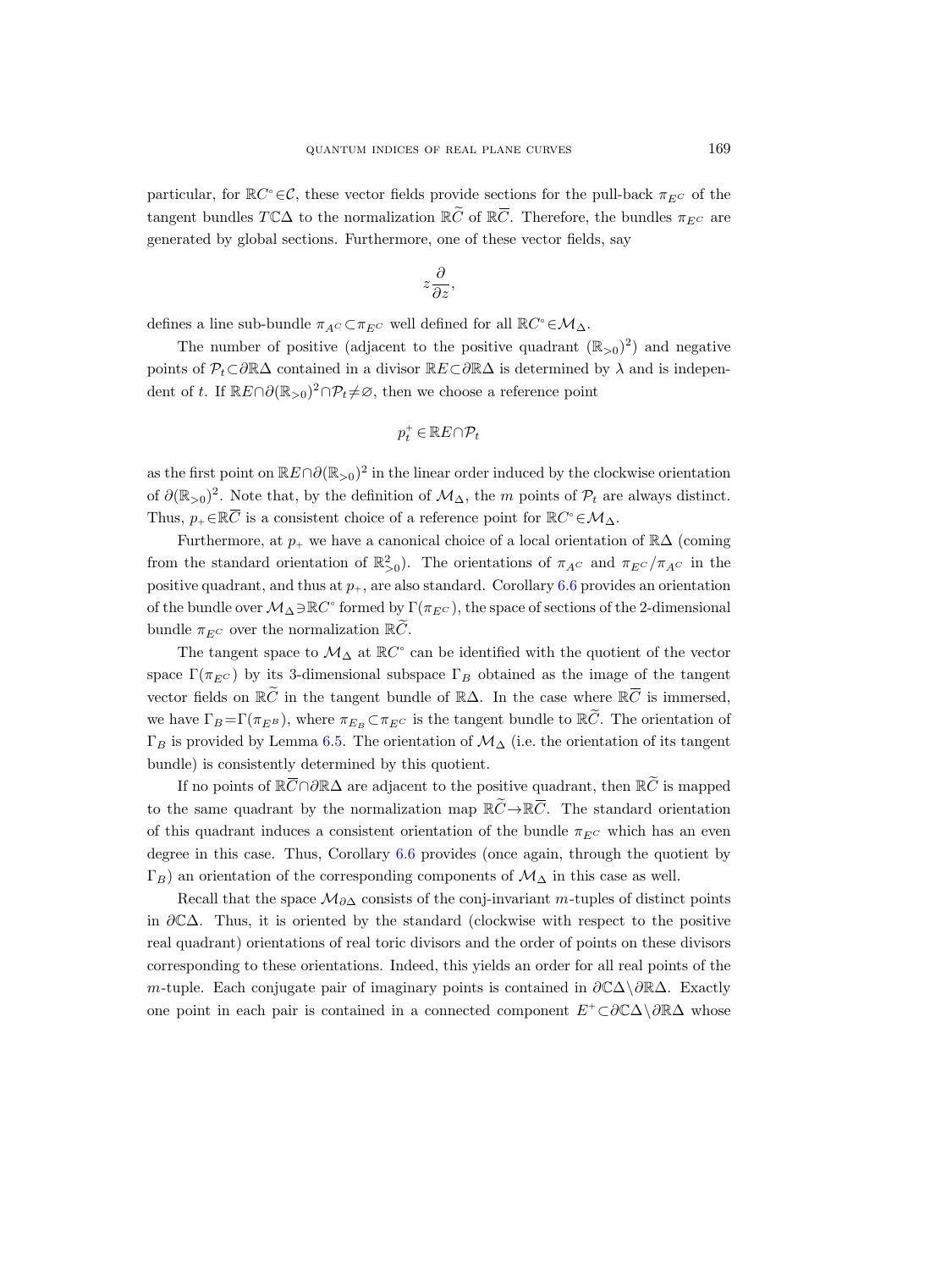particular, for $\mathbb{R}C^\circ \in \mathcal{C}$, these vector fields provide sections for the pull-back $\pi_{E^C}$ of the tangent bundles $T\mathbb{C}\Delta$ to the normalization $\mathbb{R}\widetilde{C}$ of $\mathbb{R}\overline{C}$. Therefore, the bundles $\pi_{E^C}$ are generated by global sections. Furthermore, one of these vector fields, say

$$z\frac{\partial}{\partial z},$$

defines a line sub-bundle $\pi_{A^C} \subset \pi_{E^C}$ well defined for all $\mathbb{R}C^\circ \in \mathcal{M}_\Delta$.

The number of positive (adjacent to the positive quadrant $(\mathbb{R}_{>0})^2$) and negative points of $\mathcal{P}_t \subset \partial\mathbb{R}\Delta$ contained in a divisor $\mathbb{R}E \subset \partial\mathbb{R}\Delta$ is determined by $\lambda$ and is independent of $t$. If $\mathbb{R}E \cap \partial(\mathbb{R}_{>0})^2 \cap \mathcal{P}_t \neq \varnothing$, then we choose a reference point

$$p_t^+ \in \mathbb{R}E \cap \mathcal{P}_t$$

as the first point on $\mathbb{R}E \cap \partial(\mathbb{R}_{>0})^2$ in the linear order induced by the clockwise orientation of $\partial(\mathbb{R}_{>0})^2$. Note that, by the definition of $\mathcal{M}_\Delta$, the $m$ points of $\mathcal{P}_t$ are always distinct. Thus, $p_+ \in \mathbb{R}\overline{C}$ is a consistent choice of a reference point for $\mathbb{R}C^\circ \in \mathcal{M}_\Delta$.

Furthermore, at $p_+$ we have a canonical choice of a local orientation of $\mathbb{R}\Delta$ (coming from the standard orientation of $\mathbb{R}^2_{>0}$). The orientations of $\pi_{A^C}$ and $\pi_{E^C}/\pi_{A^C}$ in the positive quadrant, and thus at $p_+$, are also standard. Corollary 6.6 provides an orientation of the bundle over $\mathcal{M}_\Delta \ni \mathbb{R}C^\circ$ formed by $\Gamma(\pi_{E^C})$, the space of sections of the 2-dimensional bundle $\pi_{E^C}$ over the normalization $\mathbb{R}\widetilde{C}$.

The tangent space to $\mathcal{M}_\Delta$ at $\mathbb{R}C^\circ$ can be identified with the quotient of the vector space $\Gamma(\pi_{E^C})$ by its 3-dimensional subspace $\Gamma_B$ obtained as the image of the tangent vector fields on $\mathbb{R}\widetilde{C}$ in the tangent bundle of $\mathbb{R}\Delta$. In the case where $\mathbb{R}\overline{C}$ is immersed, we have $\Gamma_B = \Gamma(\pi_{E^B})$, where $\pi_{E_B} \subset \pi_{E^C}$ is the tangent bundle to $\mathbb{R}\widetilde{C}$. The orientation of $\Gamma_B$ is provided by Lemma 6.5. The orientation of $\mathcal{M}_\Delta$ (i.e. the orientation of its tangent bundle) is consistently determined by this quotient.

If no points of $\mathbb{R}\overline{C} \cap \partial\mathbb{R}\Delta$ are adjacent to the positive quadrant, then $\mathbb{R}\widetilde{C}$ is mapped to the same quadrant by the normalization map $\mathbb{R}\widetilde{C} \to \mathbb{R}\overline{C}$. The standard orientation of this quadrant induces a consistent orientation of the bundle $\pi_{E^C}$ which has an even degree in this case. Thus, Corollary 6.6 provides (once again, through the quotient by $\Gamma_B$) an orientation of the corresponding components of $\mathcal{M}_\Delta$ in this case as well.

Recall that the space $\mathcal{M}_{\partial\Delta}$ consists of the conj-invariant $m$-tuples of distinct points in $\partial\mathbb{C}\Delta$. Thus, it is oriented by the standard (clockwise with respect to the positive real quadrant) orientations of real toric divisors and the order of points on these divisors corresponding to these orientations. Indeed, this yields an order for all real points of the $m$-tuple. Each conjugate pair of imaginary points is contained in $\partial\mathbb{C}\Delta \setminus \partial\mathbb{R}\Delta$. Exactly one point in each pair is contained in a connected component $E^+ \subset \partial\mathbb{C}\Delta \setminus \partial\mathbb{R}\Delta$ whose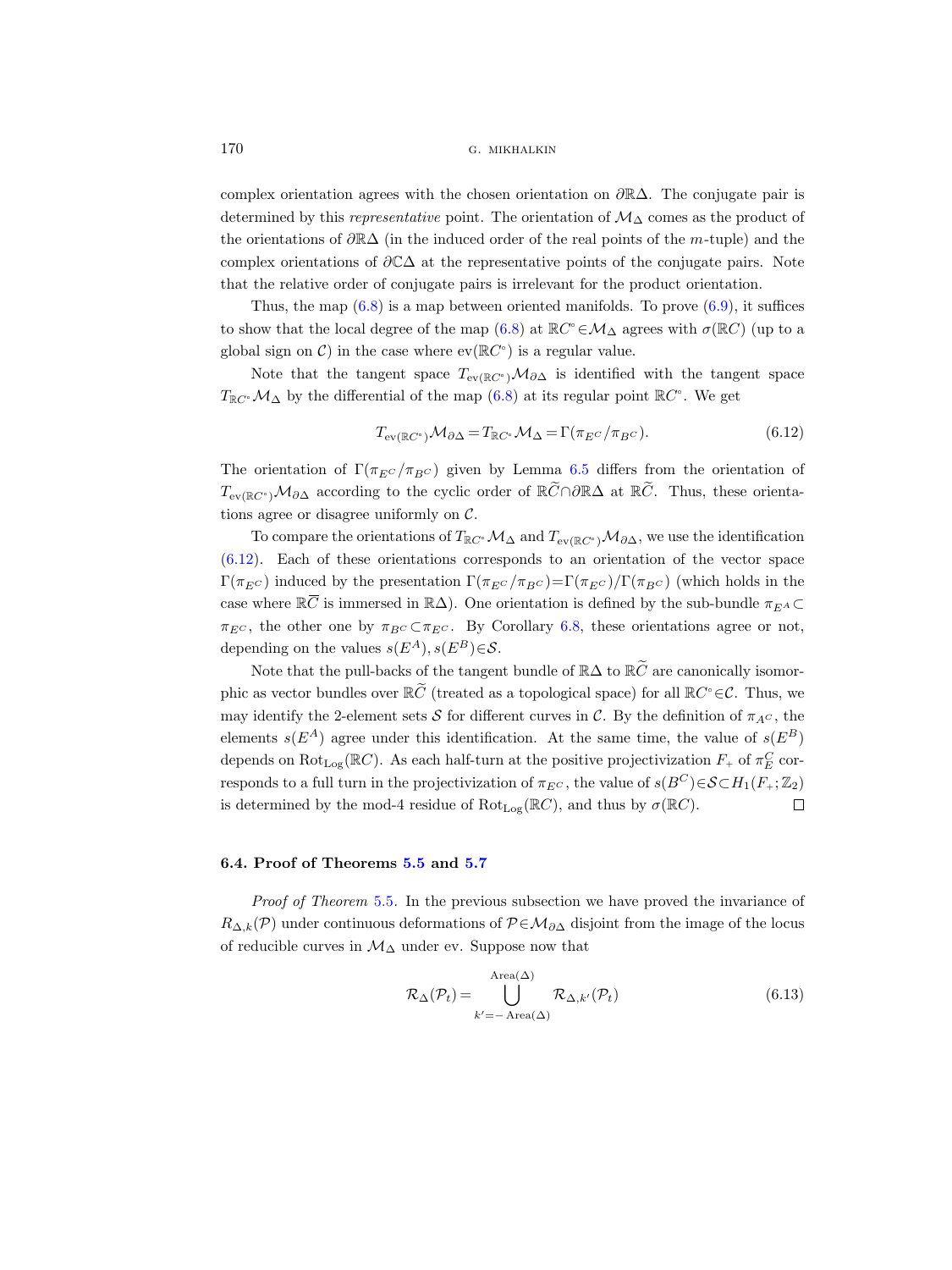complex orientation agrees with the chosen orientation on $\partial\mathbb{R}\Delta$. The conjugate pair is determined by this *representative* point. The orientation of $\mathcal{M}_\Delta$ comes as the product of the orientations of $\partial\mathbb{R}\Delta$ (in the induced order of the real points of the $m$-tuple) and the complex orientations of $\partial\mathbb{C}\Delta$ at the representative points of the conjugate pairs. Note that the relative order of conjugate pairs is irrelevant for the product orientation.

Thus, the map (6.8) is a map between oriented manifolds. To prove (6.9), it suffices to show that the local degree of the map (6.8) at $\mathbb{R}C^\circ \in \mathcal{M}_\Delta$ agrees with $\sigma(\mathbb{R}C)$ (up to a global sign on $\mathcal{C}$) in the case where $\operatorname{ev}(\mathbb{R}C^\circ)$ is a regular value.

Note that the tangent space $T_{\operatorname{ev}(\mathbb{R}C^\circ)}\mathcal{M}_{\partial\Delta}$ is identified with the tangent space $T_{\mathbb{R}C^\circ}\mathcal{M}_\Delta$ by the differential of the map (6.8) at its regular point $\mathbb{R}C^\circ$. We get

$$T_{\operatorname{ev}(\mathbb{R}C^\circ)}\mathcal{M}_{\partial\Delta} = T_{\mathbb{R}C^\circ}\mathcal{M}_\Delta = \Gamma(\pi_{E^C}/\pi_{B^C}). \tag{6.12}$$

The orientation of $\Gamma(\pi_{E^C}/\pi_{B^C})$ given by Lemma 6.5 differs from the orientation of $T_{\operatorname{ev}(\mathbb{R}C^\circ)}\mathcal{M}_{\partial\Delta}$ according to the cyclic order of $\mathbb{R}\widetilde{C}\cap\partial\mathbb{R}\Delta$ at $\mathbb{R}\widetilde{C}$. Thus, these orientations agree or disagree uniformly on $\mathcal{C}$.

To compare the orientations of $T_{\mathbb{R}C^\circ}\mathcal{M}_\Delta$ and $T_{\operatorname{ev}(\mathbb{R}C^\circ)}\mathcal{M}_{\partial\Delta}$, we use the identification (6.12). Each of these orientations corresponds to an orientation of the vector space $\Gamma(\pi_{E^C})$ induced by the presentation $\Gamma(\pi_{E^C}/\pi_{B^C}) = \Gamma(\pi_{E^C})/\Gamma(\pi_{B^C})$ (which holds in the case where $\mathbb{R}\overline{C}$ is immersed in $\mathbb{R}\Delta$). One orientation is defined by the sub-bundle $\pi_{E^A}\subset \pi_{E^C}$, the other one by $\pi_{B^C}\subset\pi_{E^C}$. By Corollary 6.8, these orientations agree or not, depending on the values $s(E^A), s(E^B)\in\mathcal{S}$.

Note that the pull-backs of the tangent bundle of $\mathbb{R}\Delta$ to $\mathbb{R}\widetilde{C}$ are canonically isomorphic as vector bundles over $\mathbb{R}\widetilde{C}$ (treated as a topological space) for all $\mathbb{R}C^\circ\in\mathcal{C}$. Thus, we may identify the 2-element sets $\mathcal{S}$ for different curves in $\mathcal{C}$. By the definition of $\pi_{A^C}$, the elements $s(E^A)$ agree under this identification. At the same time, the value of $s(E^B)$ depends on $\operatorname{Rot}_{\operatorname{Log}}(\mathbb{R}C)$. As each half-turn at the positive projectivization $F_+$ of $\pi_E^C$ corresponds to a full turn in the projectivization of $\pi_{E^C}$, the value of $s(B^C)\in\mathcal{S}\subset H_1(F_+;\mathbb{Z}_2)$ is determined by the mod-4 residue of $\operatorname{Rot}_{\operatorname{Log}}(\mathbb{R}C)$, and thus by $\sigma(\mathbb{R}C)$. ∎

### 6.4. Proof of Theorems 5.5 and 5.7

*Proof of Theorem* 5.5. In the previous subsection we have proved the invariance of $R_{\Delta,k}(\mathcal{P})$ under continuous deformations of $\mathcal{P}\in\mathcal{M}_{\partial\Delta}$ disjoint from the image of the locus of reducible curves in $\mathcal{M}_\Delta$ under ev. Suppose now that

$$\mathcal{R}_\Delta(\mathcal{P}_t) = \bigcup_{k'=-\operatorname{Area}(\Delta)}^{\operatorname{Area}(\Delta)} \mathcal{R}_{\Delta,k'}(\mathcal{P}_t) \tag{6.13}$$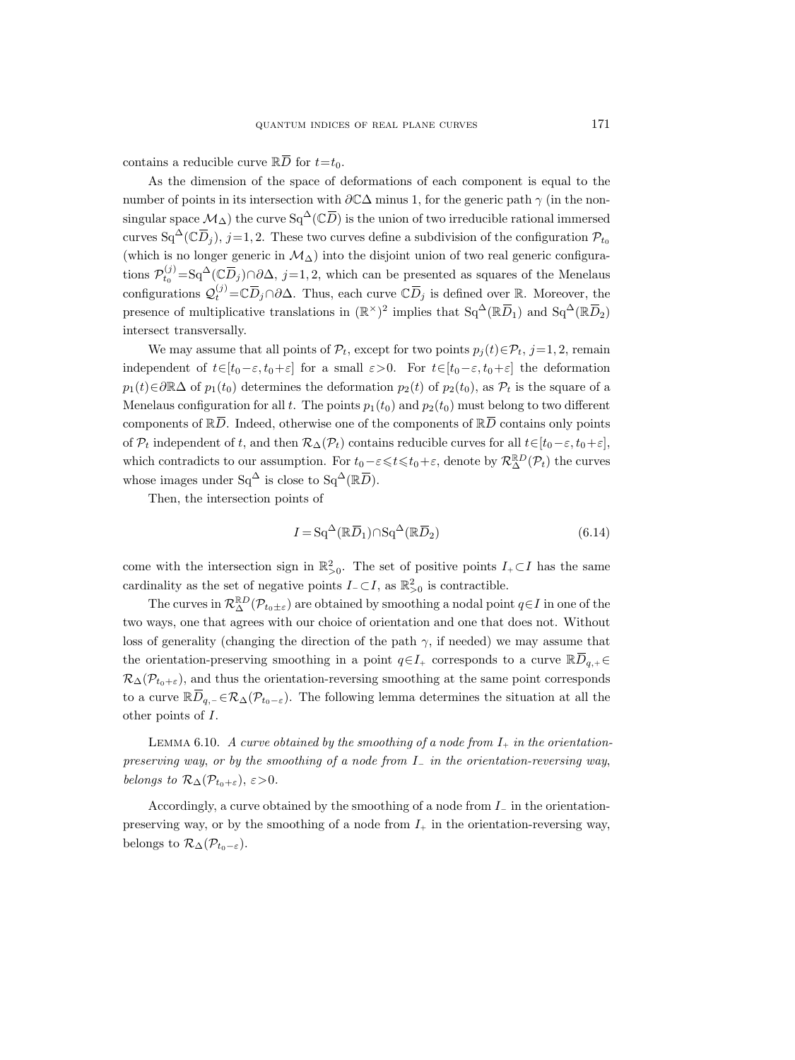contains a reducible curve $\mathbb{R}\overline{D}$ for $t=t_0$.

As the dimension of the space of deformations of each component is equal to the number of points in its intersection with $\partial\mathbb{C}\Delta$ minus 1, for the generic path $\gamma$ (in the non-singular space $\mathcal{M}_\Delta$) the curve $\mathrm{Sq}^\Delta(\mathbb{C}\overline{D})$ is the union of two irreducible rational immersed curves $\mathrm{Sq}^\Delta(\mathbb{C}\overline{D}_j)$, $j=1,2$. These two curves define a subdivision of the configuration $\mathcal{P}_{t_0}$ (which is no longer generic in $\mathcal{M}_\Delta$) into the disjoint union of two real generic configurations $\mathcal{P}^{(j)}_{t_0}=\mathrm{Sq}^\Delta(\mathbb{C}\overline{D}_j)\cap\partial\Delta$, $j=1,2$, which can be presented as squares of the Menelaus configurations $\mathcal{Q}^{(j)}_t=\mathbb{C}\overline{D}_j\cap\partial\Delta$. Thus, each curve $\mathbb{C}\overline{D}_j$ is defined over $\mathbb{R}$. Moreover, the presence of multiplicative translations in $(\mathbb{R}^\times)^2$ implies that $\mathrm{Sq}^\Delta(\mathbb{R}\overline{D}_1)$ and $\mathrm{Sq}^\Delta(\mathbb{R}\overline{D}_2)$ intersect transversally.

We may assume that all points of $\mathcal{P}_t$, except for two points $p_j(t)\in\mathcal{P}_t$, $j=1,2$, remain independent of $t\in[t_0-\varepsilon,t_0+\varepsilon]$ for a small $\varepsilon>0$. For $t\in[t_0-\varepsilon,t_0+\varepsilon]$ the deformation $p_1(t)\in\partial\mathbb{R}\Delta$ of $p_1(t_0)$ determines the deformation $p_2(t)$ of $p_2(t_0)$, as $\mathcal{P}_t$ is the square of a Menelaus configuration for all $t$. The points $p_1(t_0)$ and $p_2(t_0)$ must belong to two different components of $\mathbb{R}\overline{D}$. Indeed, otherwise one of the components of $\mathbb{R}\overline{D}$ contains only points of $\mathcal{P}_t$ independent of $t$, and then $\mathcal{R}_\Delta(\mathcal{P}_t)$ contains reducible curves for all $t\in[t_0-\varepsilon,t_0+\varepsilon]$, which contradicts to our assumption. For $t_0-\varepsilon\leqslant t\leqslant t_0+\varepsilon$, denote by $\mathcal{R}^{\mathbb{R}D}_\Delta(\mathcal{P}_t)$ the curves whose images under $\mathrm{Sq}^\Delta$ is close to $\mathrm{Sq}^\Delta(\mathbb{R}\overline{D})$.

Then, the intersection points of

$$I=\mathrm{Sq}^\Delta(\mathbb{R}\overline{D}_1)\cap\mathrm{Sq}^\Delta(\mathbb{R}\overline{D}_2) \tag{6.14}$$

come with the intersection sign in $\mathbb{R}^2_{>0}$. The set of positive points $I_+\subset I$ has the same cardinality as the set of negative points $I_-\subset I$, as $\mathbb{R}^2_{>0}$ is contractible.

The curves in $\mathcal{R}^{\mathbb{R}D}_\Delta(\mathcal{P}_{t_0\pm\varepsilon})$ are obtained by smoothing a nodal point $q\in I$ in one of the two ways, one that agrees with our choice of orientation and one that does not. Without loss of generality (changing the direction of the path $\gamma$, if needed) we may assume that the orientation-preserving smoothing in a point $q\in I_+$ corresponds to a curve $\mathbb{R}\overline{D}_{q,+}\in\mathcal{R}_\Delta(\mathcal{P}_{t_0+\varepsilon})$, and thus the orientation-reversing smoothing at the same point corresponds to a curve $\mathbb{R}\overline{D}_{q,-}\in\mathcal{R}_\Delta(\mathcal{P}_{t_0-\varepsilon})$. The following lemma determines the situation at all the other points of $I$.

Lemma 6.10. *A curve obtained by the smoothing of a node from $I_+$ in the orientation-preserving way, or by the smoothing of a node from $I_-$ in the orientation-reversing way, belongs to $\mathcal{R}_\Delta(\mathcal{P}_{t_0+\varepsilon})$, $\varepsilon>0$.*

Accordingly, a curve obtained by the smoothing of a node from $I_-$ in the orientation-preserving way, or by the smoothing of a node from $I_+$ in the orientation-reversing way, belongs to $\mathcal{R}_\Delta(\mathcal{P}_{t_0-\varepsilon})$.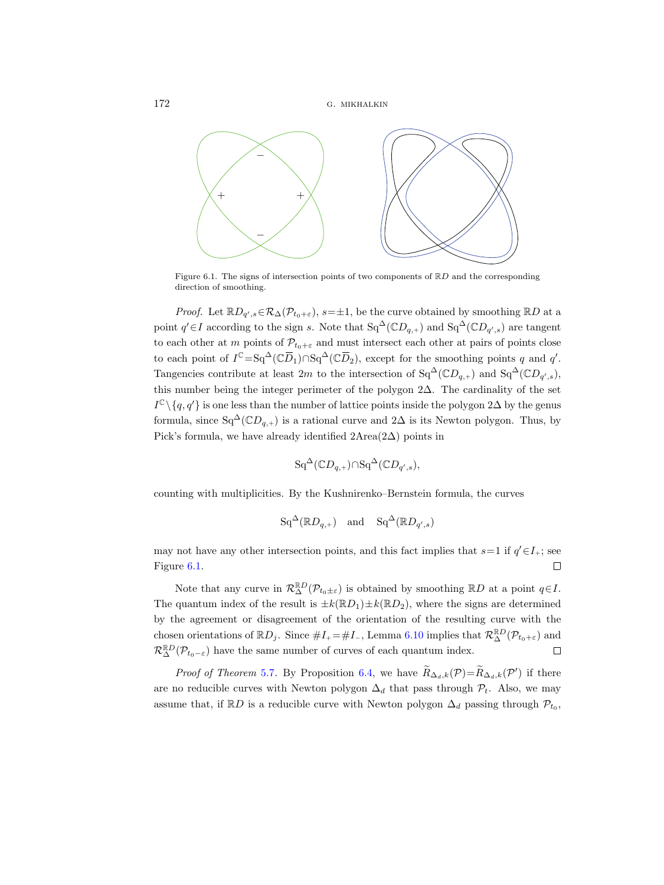Figure 6.1. The signs of intersection points of two components of $\mathbb{R}D$ and the corresponding direction of smoothing.

*Proof.* Let $\mathbb{R}D_{q',s}\in\mathcal{R}_\Delta(\mathcal{P}_{t_0+\varepsilon})$, $s=\pm1$, be the curve obtained by smoothing $\mathbb{R}D$ at a point $q'\in I$ according to the sign $s$. Note that $\mathrm{Sq}^\Delta(\mathbb{C}D_{q,+})$ and $\mathrm{Sq}^\Delta(\mathbb{C}D_{q',s})$ are tangent to each other at $m$ points of $\mathcal{P}_{t_0+\varepsilon}$ and must intersect each other at pairs of points close to each point of $I^{\mathbb{C}}=\mathrm{Sq}^\Delta(\mathbb{C}\overline{D}_1)\cap\mathrm{Sq}^\Delta(\mathbb{C}\overline{D}_2)$, except for the smoothing points $q$ and $q'$. Tangencies contribute at least $2m$ to the intersection of $\mathrm{Sq}^\Delta(\mathbb{C}D_{q,+})$ and $\mathrm{Sq}^\Delta(\mathbb{C}D_{q',s})$, this number being the integer perimeter of the polygon $2\Delta$. The cardinality of the set $I^{\mathbb{C}}\setminus\{q,q'\}$ is one less than the number of lattice points inside the polygon $2\Delta$ by the genus formula, since $\mathrm{Sq}^\Delta(\mathbb{C}D_{q,+})$ is a rational curve and $2\Delta$ is its Newton polygon. Thus, by Pick's formula, we have already identified $2\mathrm{Area}(2\Delta)$ points in

$$\mathrm{Sq}^\Delta(\mathbb{C}D_{q,+})\cap\mathrm{Sq}^\Delta(\mathbb{C}D_{q',s}),$$

counting with multiplicities. By the Kushnirenko–Bernstein formula, the curves

$$\mathrm{Sq}^\Delta(\mathbb{R}D_{q,+}) \quad\text{and}\quad \mathrm{Sq}^\Delta(\mathbb{R}D_{q',s})$$

may not have any other intersection points, and this fact implies that $s=1$ if $q'\in I_+$; see Figure 6.1. $\square$

Note that any curve in $\mathcal{R}^{\mathbb{R}D}_\Delta(\mathcal{P}_{t_0\pm\varepsilon})$ is obtained by smoothing $\mathbb{R}D$ at a point $q\in I$. The quantum index of the result is $\pm k(\mathbb{R}D_1)\pm k(\mathbb{R}D_2)$, where the signs are determined by the agreement or disagreement of the orientation of the resulting curve with the chosen orientations of $\mathbb{R}D_j$. Since $\#I_+=\#I_-$, Lemma 6.10 implies that $\mathcal{R}^{\mathbb{R}D}_\Delta(\mathcal{P}_{t_0+\varepsilon})$ and $\mathcal{R}^{\mathbb{R}D}_\Delta(\mathcal{P}_{t_0-\varepsilon})$ have the same number of curves of each quantum index. $\square$

*Proof of Theorem* 5.7. By Proposition 6.4, we have $\widetilde{R}_{\Delta_d,k}(\mathcal{P})=\widetilde{R}_{\Delta_d,k}(\mathcal{P}')$ if there are no reducible curves with Newton polygon $\Delta_d$ that pass through $\mathcal{P}_t$. Also, we may assume that, if $\mathbb{R}D$ is a reducible curve with Newton polygon $\Delta_d$ passing through $\mathcal{P}_{t_0}$,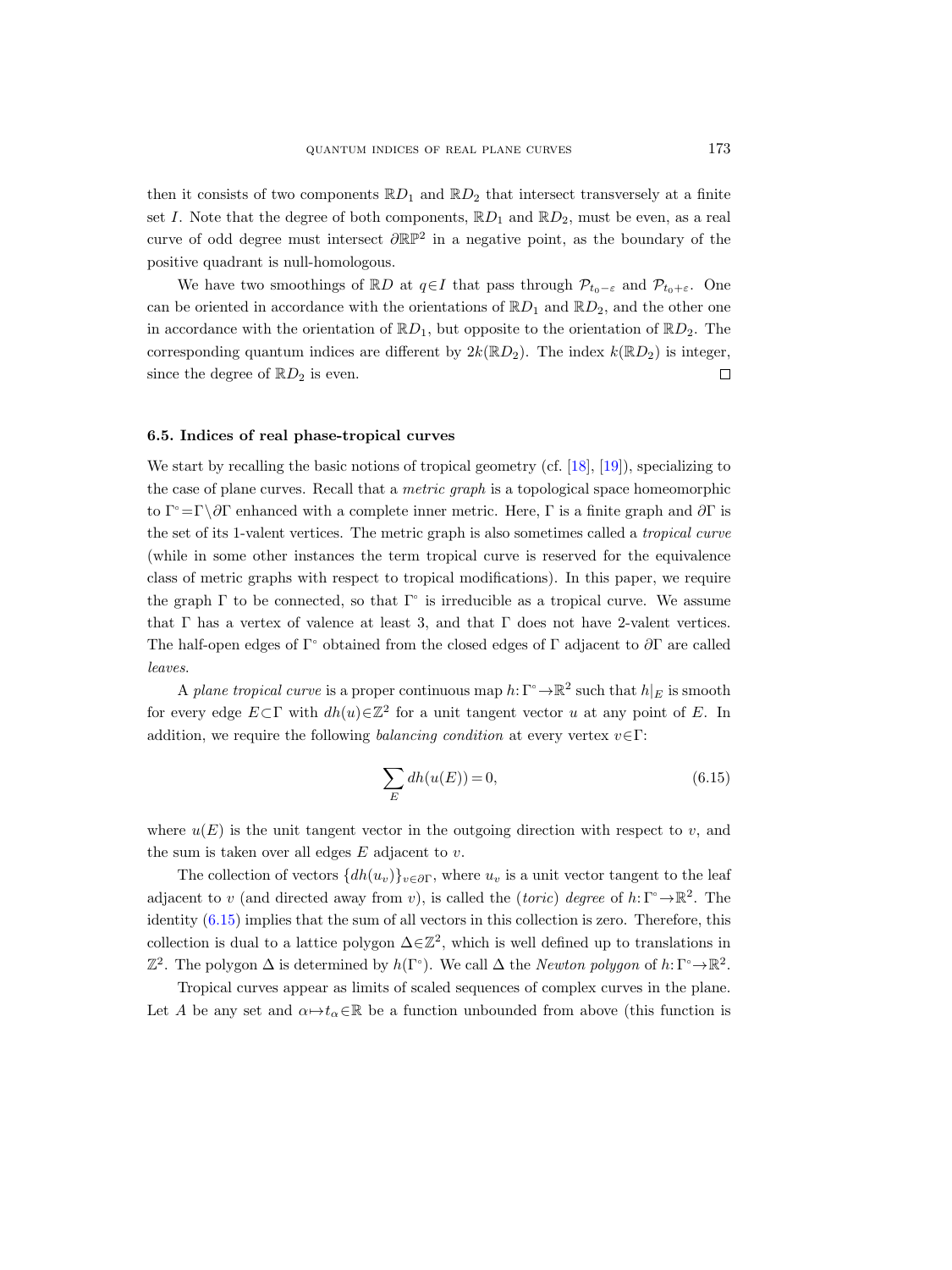then it consists of two components $\mathbb{R}D_1$ and $\mathbb{R}D_2$ that intersect transversely at a finite set $I$. Note that the degree of both components, $\mathbb{R}D_1$ and $\mathbb{R}D_2$, must be even, as a real curve of odd degree must intersect $\partial\mathbb{RP}^2$ in a negative point, as the boundary of the positive quadrant is null-homologous.

We have two smoothings of $\mathbb{R}D$ at $q\in I$ that pass through $\mathcal{P}_{t_0-\varepsilon}$ and $\mathcal{P}_{t_0+\varepsilon}$. One can be oriented in accordance with the orientations of $\mathbb{R}D_1$ and $\mathbb{R}D_2$, and the other one in accordance with the orientation of $\mathbb{R}D_1$, but opposite to the orientation of $\mathbb{R}D_2$. The corresponding quantum indices are different by $2k(\mathbb{R}D_2)$. The index $k(\mathbb{R}D_2)$ is integer, since the degree of $\mathbb{R}D_2$ is even. $\square$

### 6.5. Indices of real phase-tropical curves

We start by recalling the basic notions of tropical geometry (cf. [18], [19]), specializing to the case of plane curves. Recall that a *metric graph* is a topological space homeomorphic to $\Gamma^\circ=\Gamma\setminus\partial\Gamma$ enhanced with a complete inner metric. Here, $\Gamma$ is a finite graph and $\partial\Gamma$ is the set of its 1-valent vertices. The metric graph is also sometimes called a *tropical curve* (while in some other instances the term tropical curve is reserved for the equivalence class of metric graphs with respect to tropical modifications). In this paper, we require the graph $\Gamma$ to be connected, so that $\Gamma^\circ$ is irreducible as a tropical curve. We assume that $\Gamma$ has a vertex of valence at least 3, and that $\Gamma$ does not have 2-valent vertices. The half-open edges of $\Gamma^\circ$ obtained from the closed edges of $\Gamma$ adjacent to $\partial\Gamma$ are called *leaves*.

A *plane tropical curve* is a proper continuous map $h\colon\Gamma^\circ\to\mathbb{R}^2$ such that $h|_E$ is smooth for every edge $E\subset\Gamma$ with $dh(u)\in\mathbb{Z}^2$ for a unit tangent vector $u$ at any point of $E$. In addition, we require the following *balancing condition* at every vertex $v\in\Gamma$:

$$\sum_E dh(u(E))=0, \tag{6.15}$$

where $u(E)$ is the unit tangent vector in the outgoing direction with respect to $v$, and the sum is taken over all edges $E$ adjacent to $v$.

The collection of vectors $\{dh(u_v)\}_{v\in\partial\Gamma}$, where $u_v$ is a unit vector tangent to the leaf adjacent to $v$ (and directed away from $v$), is called the (*toric*) *degree* of $h\colon\Gamma^\circ\to\mathbb{R}^2$. The identity (6.15) implies that the sum of all vectors in this collection is zero. Therefore, this collection is dual to a lattice polygon $\Delta\in\mathbb{Z}^2$, which is well defined up to translations in $\mathbb{Z}^2$. The polygon $\Delta$ is determined by $h(\Gamma^\circ)$. We call $\Delta$ the *Newton polygon* of $h\colon\Gamma^\circ\to\mathbb{R}^2$.

Tropical curves appear as limits of scaled sequences of complex curves in the plane. Let $A$ be any set and $\alpha\mapsto t_\alpha\in\mathbb{R}$ be a function unbounded from above (this function is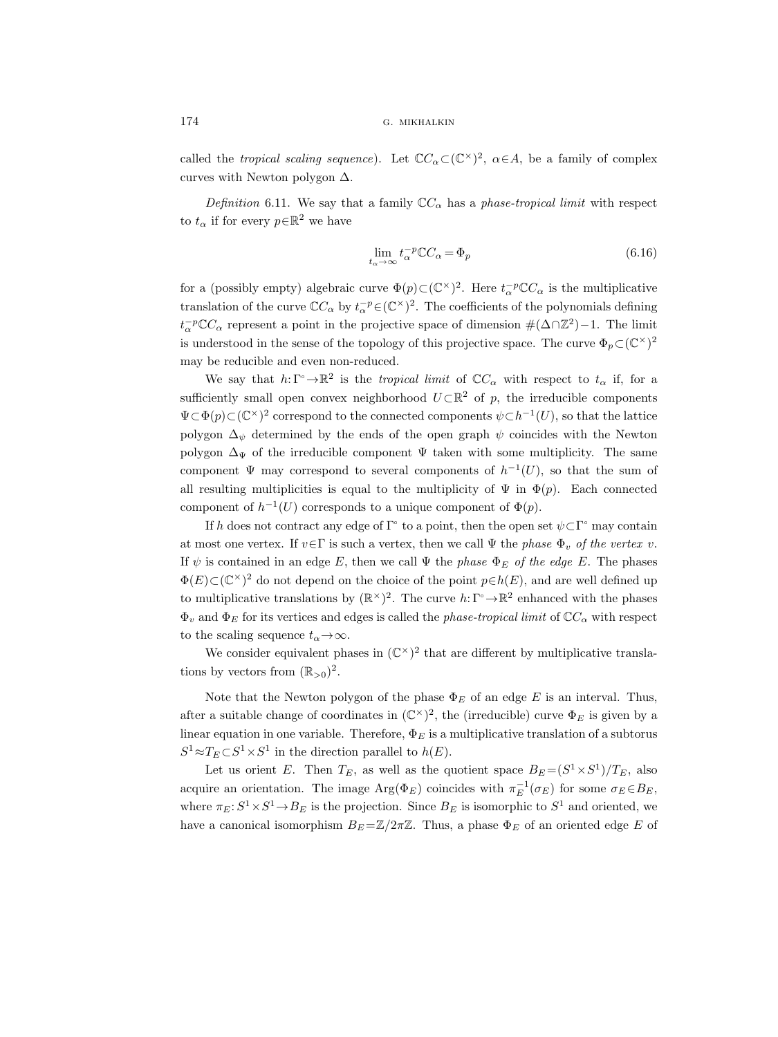called the *tropical scaling sequence*). Let $\mathbb{C}C_\alpha \subset (\mathbb{C}^\times)^2$, $\alpha \in A$, be a family of complex curves with Newton polygon $\Delta$.

*Definition* 6.11. We say that a family $\mathbb{C}C_\alpha$ has a *phase-tropical limit* with respect to $t_\alpha$ if for every $p \in \mathbb{R}^2$ we have

$$\lim_{t_\alpha \to \infty} t_\alpha^{-p} \mathbb{C}C_\alpha = \Phi_p \tag{6.16}$$

for a (possibly empty) algebraic curve $\Phi(p) \subset (\mathbb{C}^\times)^2$. Here $t_\alpha^{-p} \mathbb{C}C_\alpha$ is the multiplicative translation of the curve $\mathbb{C}C_\alpha$ by $t_\alpha^{-p} \in (\mathbb{C}^\times)^2$. The coefficients of the polynomials defining $t_\alpha^{-p} \mathbb{C}C_\alpha$ represent a point in the projective space of dimension $\#(\Delta \cap \mathbb{Z}^2) - 1$. The limit is understood in the sense of the topology of this projective space. The curve $\Phi_p \subset (\mathbb{C}^\times)^2$ may be reducible and even non-reduced.

We say that $h: \Gamma^\circ \to \mathbb{R}^2$ is the *tropical limit* of $\mathbb{C}C_\alpha$ with respect to $t_\alpha$ if, for a sufficiently small open convex neighborhood $U \subset \mathbb{R}^2$ of $p$, the irreducible components $\Psi \subset \Phi(p) \subset (\mathbb{C}^\times)^2$ correspond to the connected components $\psi \subset h^{-1}(U)$, so that the lattice polygon $\Delta_\psi$ determined by the ends of the open graph $\psi$ coincides with the Newton polygon $\Delta_\Psi$ of the irreducible component $\Psi$ taken with some multiplicity. The same component $\Psi$ may correspond to several components of $h^{-1}(U)$, so that the sum of all resulting multiplicities is equal to the multiplicity of $\Psi$ in $\Phi(p)$. Each connected component of $h^{-1}(U)$ corresponds to a unique component of $\Phi(p)$.

If $h$ does not contract any edge of $\Gamma^\circ$ to a point, then the open set $\psi \subset \Gamma^\circ$ may contain at most one vertex. If $v \in \Gamma$ is such a vertex, then we call $\Psi$ the *phase* $\Phi_v$ *of the vertex* $v$. If $\psi$ is contained in an edge $E$, then we call $\Psi$ the *phase* $\Phi_E$ *of the edge* $E$. The phases $\Phi(E) \subset (\mathbb{C}^\times)^2$ do not depend on the choice of the point $p \in h(E)$, and are well defined up to multiplicative translations by $(\mathbb{R}^\times)^2$. The curve $h: \Gamma^\circ \to \mathbb{R}^2$ enhanced with the phases $\Phi_v$ and $\Phi_E$ for its vertices and edges is called the *phase-tropical limit* of $\mathbb{C}C_\alpha$ with respect to the scaling sequence $t_\alpha \to \infty$.

We consider equivalent phases in $(\mathbb{C}^\times)^2$ that are different by multiplicative translations by vectors from $(\mathbb{R}_{>0})^2$.

Note that the Newton polygon of the phase $\Phi_E$ of an edge $E$ is an interval. Thus, after a suitable change of coordinates in $(\mathbb{C}^\times)^2$, the (irreducible) curve $\Phi_E$ is given by a linear equation in one variable. Therefore, $\Phi_E$ is a multiplicative translation of a subtorus $S^1 \approx T_E \subset S^1 \times S^1$ in the direction parallel to $h(E)$.

Let us orient $E$. Then $T_E$, as well as the quotient space $B_E = (S^1 \times S^1)/T_E$, also acquire an orientation. The image $\operatorname{Arg}(\Phi_E)$ coincides with $\pi_E^{-1}(\sigma_E)$ for some $\sigma_E \in B_E$, where $\pi_E: S^1 \times S^1 \to B_E$ is the projection. Since $B_E$ is isomorphic to $S^1$ and oriented, we have a canonical isomorphism $B_E = \mathbb{Z}/2\pi\mathbb{Z}$. Thus, a phase $\Phi_E$ of an oriented edge $E$ of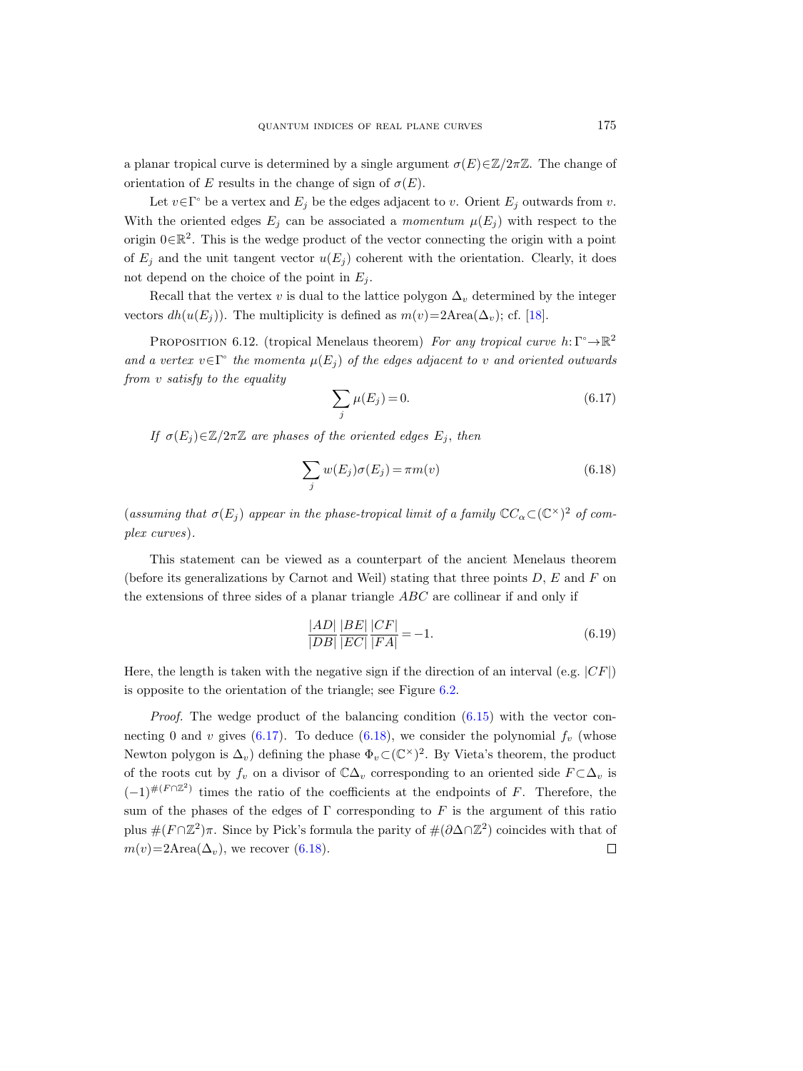a planar tropical curve is determined by a single argument $\sigma(E)\in\mathbb{Z}/2\pi\mathbb{Z}$. The change of orientation of $E$ results in the change of sign of $\sigma(E)$.

Let $v\in\Gamma^\circ$ be a vertex and $E_j$ be the edges adjacent to $v$. Orient $E_j$ outwards from $v$. With the oriented edges $E_j$ can be associated a *momentum* $\mu(E_j)$ with respect to the origin $0\in\mathbb{R}^2$. This is the wedge product of the vector connecting the origin with a point of $E_j$ and the unit tangent vector $u(E_j)$ coherent with the orientation. Clearly, it does not depend on the choice of the point in $E_j$.

Recall that the vertex $v$ is dual to the lattice polygon $\Delta_v$ determined by the integer vectors $dh(u(E_j))$. The multiplicity is defined as $m(v)=2\mathrm{Area}(\Delta_v)$; cf. [18].

Proposition 6.12. (tropical Menelaus theorem) *For any tropical curve $h\colon\Gamma^\circ\to\mathbb{R}^2$ and a vertex $v\in\Gamma^\circ$ the momenta $\mu(E_j)$ of the edges adjacent to $v$ and oriented outwards from $v$ satisfy to the equality*

$$\sum_j \mu(E_j)=0. \tag{6.17}$$

*If $\sigma(E_j)\in\mathbb{Z}/2\pi\mathbb{Z}$ are phases of the oriented edges $E_j$, then*

$$\sum_j w(E_j)\sigma(E_j)=\pi m(v) \tag{6.18}$$

(*assuming that $\sigma(E_j)$ appear in the phase-tropical limit of a family $\mathbb{C}C_\alpha\subset(\mathbb{C}^\times)^2$ of complex curves*).

This statement can be viewed as a counterpart of the ancient Menelaus theorem (before its generalizations by Carnot and Weil) stating that three points $D$, $E$ and $F$ on the extensions of three sides of a planar triangle $ABC$ are collinear if and only if

$$\frac{|AD|}{|DB|}\frac{|BE|}{|EC|}\frac{|CF|}{|FA|}=-1. \tag{6.19}$$

Here, the length is taken with the negative sign if the direction of an interval (e.g. $|CF|$) is opposite to the orientation of the triangle; see Figure 6.2.

*Proof.* The wedge product of the balancing condition (6.15) with the vector connecting 0 and $v$ gives (6.17). To deduce (6.18), we consider the polynomial $f_v$ (whose Newton polygon is $\Delta_v$) defining the phase $\Phi_v\subset(\mathbb{C}^\times)^2$. By Vieta's theorem, the product of the roots cut by $f_v$ on a divisor of $\mathbb{C}\Delta_v$ corresponding to an oriented side $F\subset\Delta_v$ is $(-1)^{\#(F\cap\mathbb{Z}^2)}$ times the ratio of the coefficients at the endpoints of $F$. Therefore, the sum of the phases of the edges of $\Gamma$ corresponding to $F$ is the argument of this ratio plus $\#(F\cap\mathbb{Z}^2)\pi$. Since by Pick's formula the parity of $\#(\partial\Delta\cap\mathbb{Z}^2)$ coincides with that of $m(v)=2\mathrm{Area}(\Delta_v)$, we recover (6.18). $\square$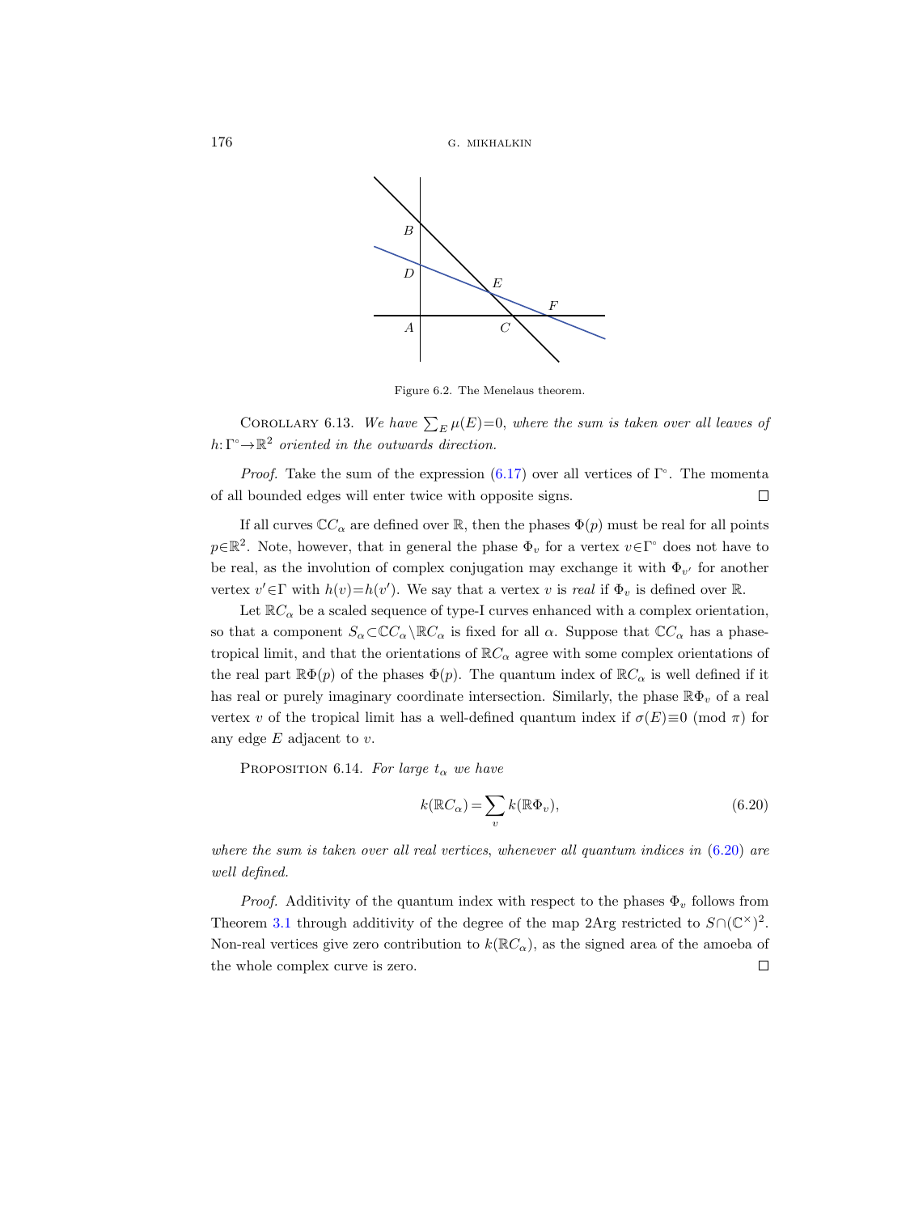Figure 6.2. The Menelaus theorem.

Corollary 6.13. *We have* $\sum_E \mu(E)=0$, *where the sum is taken over all leaves of* $h\colon \Gamma^\circ \to \mathbb{R}^2$ *oriented in the outwards direction.*

*Proof.* Take the sum of the expression (6.17) over all vertices of $\Gamma^\circ$. The momenta of all bounded edges will enter twice with opposite signs. $\square$

If all curves $\mathbb{C}C_\alpha$ are defined over $\mathbb{R}$, then the phases $\Phi(p)$ must be real for all points $p\in\mathbb{R}^2$. Note, however, that in general the phase $\Phi_v$ for a vertex $v\in\Gamma^\circ$ does not have to be real, as the involution of complex conjugation may exchange it with $\Phi_{v'}$ for another vertex $v'\in\Gamma$ with $h(v)=h(v')$. We say that a vertex $v$ is *real* if $\Phi_v$ is defined over $\mathbb{R}$.

Let $\mathbb{R}C_\alpha$ be a scaled sequence of type-I curves enhanced with a complex orientation, so that a component $S_\alpha\subset\mathbb{C}C_\alpha\setminus\mathbb{R}C_\alpha$ is fixed for all $\alpha$. Suppose that $\mathbb{C}C_\alpha$ has a phase-tropical limit, and that the orientations of $\mathbb{R}C_\alpha$ agree with some complex orientations of the real part $\mathbb{R}\Phi(p)$ of the phases $\Phi(p)$. The quantum index of $\mathbb{R}C_\alpha$ is well defined if it has real or purely imaginary coordinate intersection. Similarly, the phase $\mathbb{R}\Phi_v$ of a real vertex $v$ of the tropical limit has a well-defined quantum index if $\sigma(E)\equiv 0 \pmod{\pi}$ for any edge $E$ adjacent to $v$.

Proposition 6.14. *For large* $t_\alpha$ *we have*

$$k(\mathbb{R}C_\alpha)=\sum_v k(\mathbb{R}\Phi_v), \tag{6.20}$$

*where the sum is taken over all real vertices*, *whenever all quantum indices in* (6.20) *are well defined.*

*Proof.* Additivity of the quantum index with respect to the phases $\Phi_v$ follows from Theorem 3.1 through additivity of the degree of the map $2\mathrm{Arg}$ restricted to $S\cap(\mathbb{C}^\times)^2$. Non-real vertices give zero contribution to $k(\mathbb{R}C_\alpha)$, as the signed area of the amoeba of the whole complex curve is zero. $\square$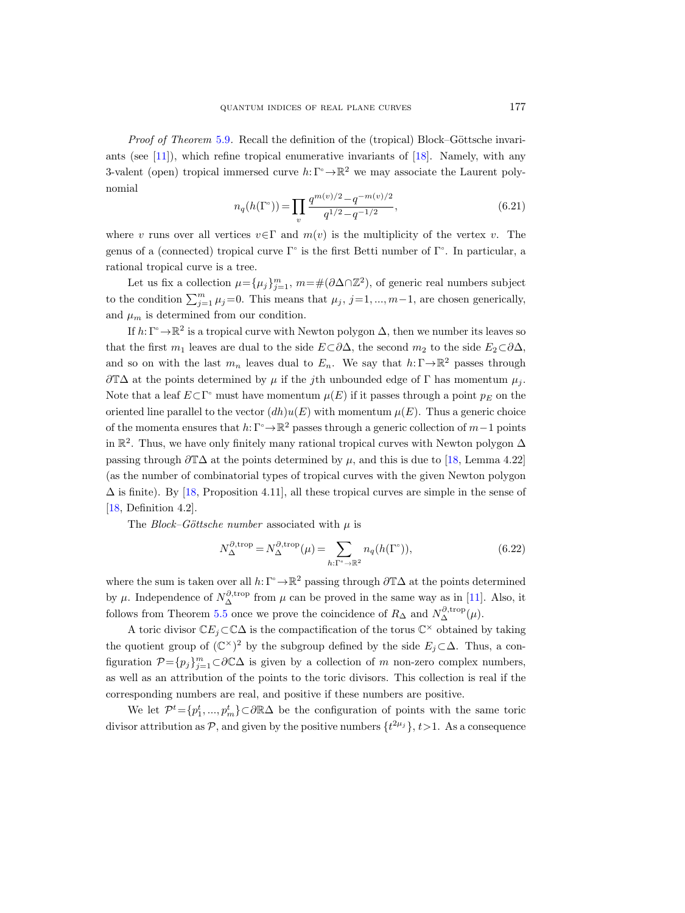*Proof of Theorem* 5.9. Recall the definition of the (tropical) Block–Göttsche invariants (see [11]), which refine tropical enumerative invariants of [18]. Namely, with any 3-valent (open) tropical immersed curve $h:\Gamma^\circ\to\mathbb{R}^2$ we may associate the Laurent polynomial

$$n_q(h(\Gamma^\circ))=\prod_v \frac{q^{m(v)/2}-q^{-m(v)/2}}{q^{1/2}-q^{-1/2}}, \tag{6.21}$$

where $v$ runs over all vertices $v\in\Gamma$ and $m(v)$ is the multiplicity of the vertex $v$. The genus of a (connected) tropical curve $\Gamma^\circ$ is the first Betti number of $\Gamma^\circ$. In particular, a rational tropical curve is a tree.

Let us fix a collection $\mu=\{\mu_j\}_{j=1}^m$, $m=\#(\partial\Delta\cap\mathbb{Z}^2)$, of generic real numbers subject to the condition $\sum_{j=1}^m \mu_j=0$. This means that $\mu_j$, $j=1,...,m-1$, are chosen generically, and $\mu_m$ is determined from our condition.

If $h:\Gamma^\circ\to\mathbb{R}^2$ is a tropical curve with Newton polygon $\Delta$, then we number its leaves so that the first $m_1$ leaves are dual to the side $E\subset\partial\Delta$, the second $m_2$ to the side $E_2\subset\partial\Delta$, and so on with the last $m_n$ leaves dual to $E_n$. We say that $h:\Gamma\to\mathbb{R}^2$ passes through $\partial\mathbb{T}\Delta$ at the points determined by $\mu$ if the $j$th unbounded edge of $\Gamma$ has momentum $\mu_j$. Note that a leaf $E\subset\Gamma^\circ$ must have momentum $\mu(E)$ if it passes through a point $p_E$ on the oriented line parallel to the vector $(dh)u(E)$ with momentum $\mu(E)$. Thus a generic choice of the momenta ensures that $h:\Gamma^\circ\to\mathbb{R}^2$ passes through a generic collection of $m-1$ points in $\mathbb{R}^2$. Thus, we have only finitely many rational tropical curves with Newton polygon $\Delta$ passing through $\partial\mathbb{T}\Delta$ at the points determined by $\mu$, and this is due to [18, Lemma 4.22] (as the number of combinatorial types of tropical curves with the given Newton polygon $\Delta$ is finite). By [18, Proposition 4.11], all these tropical curves are simple in the sense of [18, Definition 4.2].

The *Block–Göttsche number* associated with $\mu$ is

$$N_\Delta^{\partial,\mathrm{trop}}=N_\Delta^{\partial,\mathrm{trop}}(\mu)=\sum_{h:\Gamma^\circ\to\mathbb{R}^2} n_q(h(\Gamma^\circ)), \tag{6.22}$$

where the sum is taken over all $h:\Gamma^\circ\to\mathbb{R}^2$ passing through $\partial\mathbb{T}\Delta$ at the points determined by $\mu$. Independence of $N_\Delta^{\partial,\mathrm{trop}}$ from $\mu$ can be proved in the same way as in [11]. Also, it follows from Theorem 5.5 once we prove the coincidence of $R_\Delta$ and $N_\Delta^{\partial,\mathrm{trop}}(\mu)$.

A toric divisor $\mathbb{C}E_j\subset\mathbb{C}\Delta$ is the compactification of the torus $\mathbb{C}^\times$ obtained by taking the quotient group of $(\mathbb{C}^\times)^2$ by the subgroup defined by the side $E_j\subset\Delta$. Thus, a configuration $\mathcal{P}=\{p_j\}_{j=1}^m\subset\partial\mathbb{C}\Delta$ is given by a collection of $m$ non-zero complex numbers, as well as an attribution of the points to the toric divisors. This collection is real if the corresponding numbers are real, and positive if these numbers are positive.

We let $\mathcal{P}^t=\{p_1^t,...,p_m^t\}\subset\partial\mathbb{R}\Delta$ be the configuration of points with the same toric divisor attribution as $\mathcal{P}$, and given by the positive numbers $\{t^{2\mu_j}\}$, $t>1$. As a consequence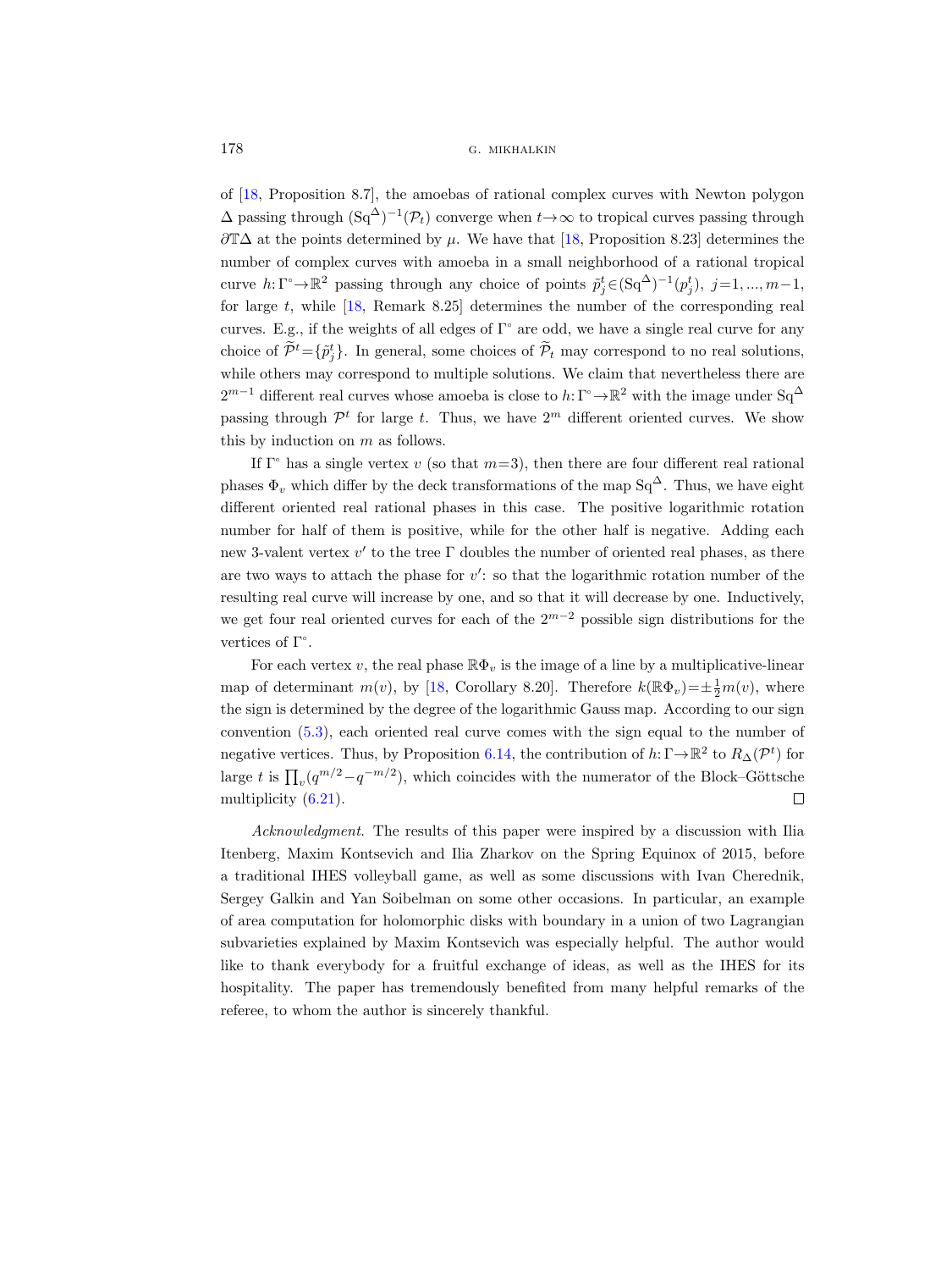of [18, Proposition 8.7], the amoebas of rational complex curves with Newton polygon $\Delta$ passing through $(\mathrm{Sq}^\Delta)^{-1}(\mathcal{P}_t)$ converge when $t\to\infty$ to tropical curves passing through $\partial\mathbb{T}\Delta$ at the points determined by $\mu$. We have that [18, Proposition 8.23] determines the number of complex curves with amoeba in a small neighborhood of a rational tropical curve $h:\Gamma^\circ\to\mathbb{R}^2$ passing through any choice of points $\tilde{p}_j^t\in(\mathrm{Sq}^\Delta)^{-1}(p_j^t)$, $j=1,...,m-1$, for large $t$, while [18, Remark 8.25] determines the number of the corresponding real curves. E.g., if the weights of all edges of $\Gamma^\circ$ are odd, we have a single real curve for any choice of $\widetilde{\mathcal{P}}^t=\{\tilde{p}_j^t\}$. In general, some choices of $\widetilde{\mathcal{P}}_t$ may correspond to no real solutions, while others may correspond to multiple solutions. We claim that nevertheless there are $2^{m-1}$ different real curves whose amoeba is close to $h:\Gamma^\circ\to\mathbb{R}^2$ with the image under $\mathrm{Sq}^\Delta$ passing through $\mathcal{P}^t$ for large $t$. Thus, we have $2^m$ different oriented curves. We show this by induction on $m$ as follows.

If $\Gamma^\circ$ has a single vertex $v$ (so that $m=3$), then there are four different real rational phases $\Phi_v$ which differ by the deck transformations of the map $\mathrm{Sq}^\Delta$. Thus, we have eight different oriented real rational phases in this case. The positive logarithmic rotation number for half of them is positive, while for the other half is negative. Adding each new 3-valent vertex $v'$ to the tree $\Gamma$ doubles the number of oriented real phases, as there are two ways to attach the phase for $v'$: so that the logarithmic rotation number of the resulting real curve will increase by one, and so that it will decrease by one. Inductively, we get four real oriented curves for each of the $2^{m-2}$ possible sign distributions for the vertices of $\Gamma^\circ$.

For each vertex $v$, the real phase $\mathbb{R}\Phi_v$ is the image of a line by a multiplicative-linear map of determinant $m(v)$, by [18, Corollary 8.20]. Therefore $k(\mathbb{R}\Phi_v)=\pm\frac{1}{2}m(v)$, where the sign is determined by the degree of the logarithmic Gauss map. According to our sign convention (5.3), each oriented real curve comes with the sign equal to the number of negative vertices. Thus, by Proposition 6.14, the contribution of $h:\Gamma\to\mathbb{R}^2$ to $R_\Delta(\mathcal{P}^t)$ for large $t$ is $\prod_v(q^{m/2}-q^{-m/2})$, which coincides with the numerator of the Block–Göttsche multiplicity (6.21). ∎

*Acknowledgment.* The results of this paper were inspired by a discussion with Ilia Itenberg, Maxim Kontsevich and Ilia Zharkov on the Spring Equinox of 2015, before a traditional IHES volleyball game, as well as some discussions with Ivan Cherednik, Sergey Galkin and Yan Soibelman on some other occasions. In particular, an example of area computation for holomorphic disks with boundary in a union of two Lagrangian subvarieties explained by Maxim Kontsevich was especially helpful. The author would like to thank everybody for a fruitful exchange of ideas, as well as the IHES for its hospitality. The paper has tremendously benefited from many helpful remarks of the referee, to whom the author is sincerely thankful.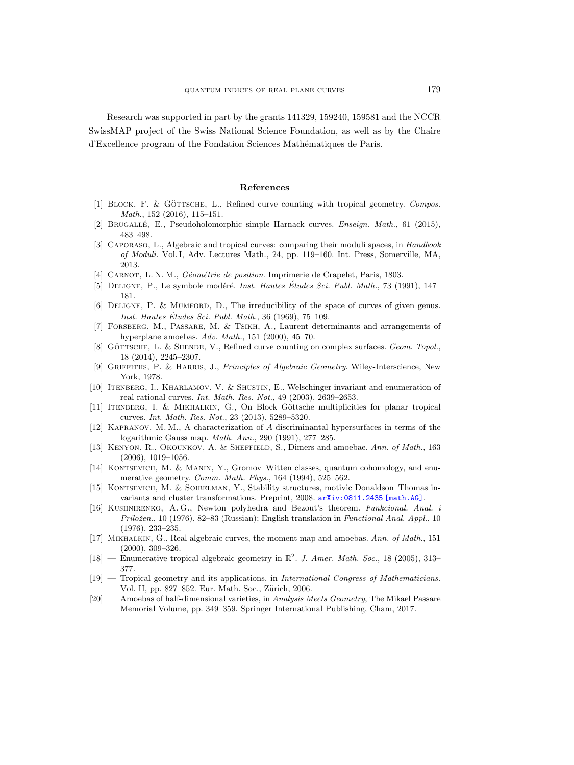Research was supported in part by the grants 141329, 159240, 159581 and the NCCR SwissMAP project of the Swiss National Science Foundation, as well as by the Chaire d'Excellence program of the Fondation Sciences Mathématiques de Paris.

## References

[1] Block, F. & Göttsche, L., Refined curve counting with tropical geometry. *Compos. Math.*, 152 (2016), 115–151.

[2] Brugallé, E., Pseudoholomorphic simple Harnack curves. *Enseign. Math.*, 61 (2015), 483–498.

[3] Caporaso, L., Algebraic and tropical curves: comparing their moduli spaces, in *Handbook of Moduli*. Vol. I, Adv. Lectures Math., 24, pp. 119–160. Int. Press, Somerville, MA, 2013.

[4] Carnot, L. N. M., *Géométrie de position*. Imprimerie de Crapelet, Paris, 1803.

[5] Deligne, P., Le symbole modéré. *Inst. Hautes Études Sci. Publ. Math.*, 73 (1991), 147–181.

[6] Deligne, P. & Mumford, D., The irreducibility of the space of curves of given genus. *Inst. Hautes Études Sci. Publ. Math.*, 36 (1969), 75–109.

[7] Forsberg, M., Passare, M. & Tsikh, A., Laurent determinants and arrangements of hyperplane amoebas. *Adv. Math.*, 151 (2000), 45–70.

[8] Göttsche, L. & Shende, V., Refined curve counting on complex surfaces. *Geom. Topol.*, 18 (2014), 2245–2307.

[9] Griffiths, P. & Harris, J., *Principles of Algebraic Geometry*. Wiley-Interscience, New York, 1978.

[10] Itenberg, I., Kharlamov, V. & Shustin, E., Welschinger invariant and enumeration of real rational curves. *Int. Math. Res. Not.*, 49 (2003), 2639–2653.

[11] Itenberg, I. & Mikhalkin, G., On Block–Göttsche multiplicities for planar tropical curves. *Int. Math. Res. Not.*, 23 (2013), 5289–5320.

[12] Kapranov, M. M., A characterization of $A$-discriminantal hypersurfaces in terms of the logarithmic Gauss map. *Math. Ann.*, 290 (1991), 277–285.

[13] Kenyon, R., Okounkov, A. & Sheffield, S., Dimers and amoebae. *Ann. of Math.*, 163 (2006), 1019–1056.

[14] Kontsevich, M. & Manin, Y., Gromov–Witten classes, quantum cohomology, and enumerative geometry. *Comm. Math. Phys.*, 164 (1994), 525–562.

[15] Kontsevich, M. & Soibelman, Y., Stability structures, motivic Donaldson–Thomas invariants and cluster transformations. Preprint, 2008. arXiv:0811.2435 [math.AG].

[16] Kushnirenko, A. G., Newton polyhedra and Bezout's theorem. *Funkcional. Anal. i Priložen.*, 10 (1976), 82–83 (Russian); English translation in *Functional Anal. Appl.*, 10 (1976), 233–235.

[17] Mikhalkin, G., Real algebraic curves, the moment map and amoebas. *Ann. of Math.*, 151 (2000), 309–326.

[18] — Enumerative tropical algebraic geometry in $\mathbb{R}^2$. *J. Amer. Math. Soc.*, 18 (2005), 313–377.

[19] — Tropical geometry and its applications, in *International Congress of Mathematicians*. Vol. II, pp. 827–852. Eur. Math. Soc., Zürich, 2006.

[20] — Amoebas of half-dimensional varieties, in *Analysis Meets Geometry*, The Mikael Passare Memorial Volume, pp. 349–359. Springer International Publishing, Cham, 2017.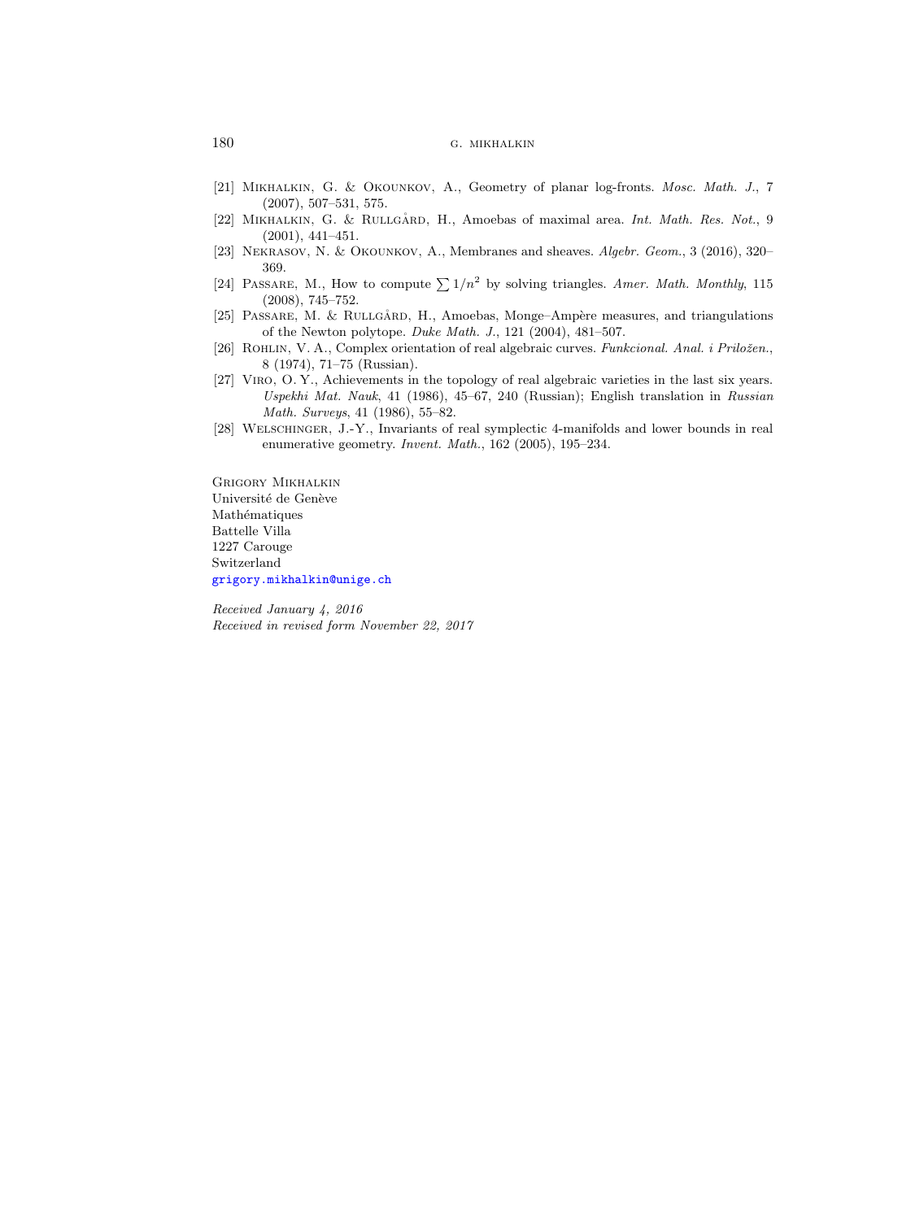[21] Mikhalkin, G. & Okounkov, A., Geometry of planar log-fronts. *Mosc. Math. J.*, 7 (2007), 507–531, 575.

[22] Mikhalkin, G. & Rullgård, H., Amoebas of maximal area. *Int. Math. Res. Not.*, 9 (2001), 441–451.

[23] Nekrasov, N. & Okounkov, A., Membranes and sheaves. *Algebr. Geom.*, 3 (2016), 320–369.

[24] Passare, M., How to compute $\sum 1/n^2$ by solving triangles. *Amer. Math. Monthly*, 115 (2008), 745–752.

[25] Passare, M. & Rullgård, H., Amoebas, Monge–Ampère measures, and triangulations of the Newton polytope. *Duke Math. J.*, 121 (2004), 481–507.

[26] Rohlin, V. A., Complex orientation of real algebraic curves. *Funkcional. Anal. i Priložen.*, 8 (1974), 71–75 (Russian).

[27] Viro, O. Y., Achievements in the topology of real algebraic varieties in the last six years. *Uspekhi Mat. Nauk*, 41 (1986), 45–67, 240 (Russian); English translation in *Russian Math. Surveys*, 41 (1986), 55–82.

[28] Welschinger, J.-Y., Invariants of real symplectic 4-manifolds and lower bounds in real enumerative geometry. *Invent. Math.*, 162 (2005), 195–234.

Grigory Mikhalkin
Université de Genève
Mathématiques
Battelle Villa
1227 Carouge
Switzerland
grigory.mikhalkin@unige.ch

*Received January 4, 2016*
*Received in revised form November 22, 2017*